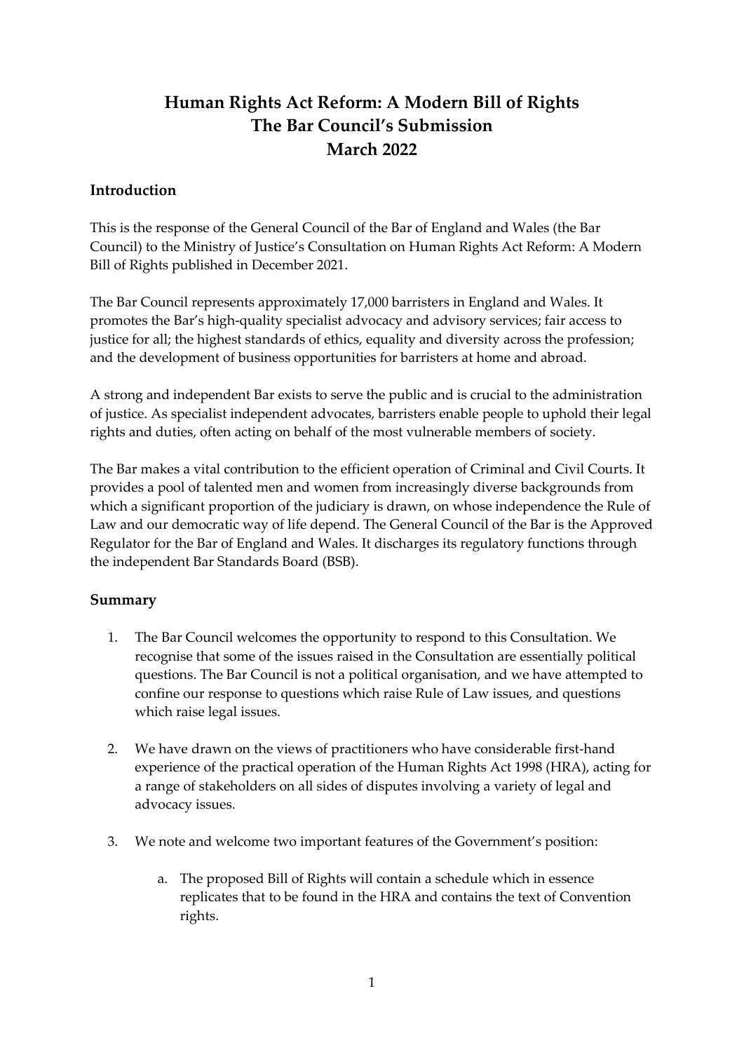# Human Rights Act Reform: A Modern Bill of Rights
# The Bar Council's Submission
# March 2022

## Introduction

This is the response of the General Council of the Bar of England and Wales (the Bar Council) to the Ministry of Justice's Consultation on Human Rights Act Reform: A Modern Bill of Rights published in December 2021.

The Bar Council represents approximately 17,000 barristers in England and Wales. It promotes the Bar's high-quality specialist advocacy and advisory services; fair access to justice for all; the highest standards of ethics, equality and diversity across the profession; and the development of business opportunities for barristers at home and abroad.

A strong and independent Bar exists to serve the public and is crucial to the administration of justice. As specialist independent advocates, barristers enable people to uphold their legal rights and duties, often acting on behalf of the most vulnerable members of society.

The Bar makes a vital contribution to the efficient operation of Criminal and Civil Courts. It provides a pool of talented men and women from increasingly diverse backgrounds from which a significant proportion of the judiciary is drawn, on whose independence the Rule of Law and our democratic way of life depend. The General Council of the Bar is the Approved Regulator for the Bar of England and Wales. It discharges its regulatory functions through the independent Bar Standards Board (BSB).

## Summary

1. The Bar Council welcomes the opportunity to respond to this Consultation. We recognise that some of the issues raised in the Consultation are essentially political questions. The Bar Council is not a political organisation, and we have attempted to confine our response to questions which raise Rule of Law issues, and questions which raise legal issues.

2. We have drawn on the views of practitioners who have considerable first-hand experience of the practical operation of the Human Rights Act 1998 (HRA), acting for a range of stakeholders on all sides of disputes involving a variety of legal and advocacy issues.

3. We note and welcome two important features of the Government's position:

    a. The proposed Bill of Rights will contain a schedule which in essence replicates that to be found in the HRA and contains the text of Convention rights.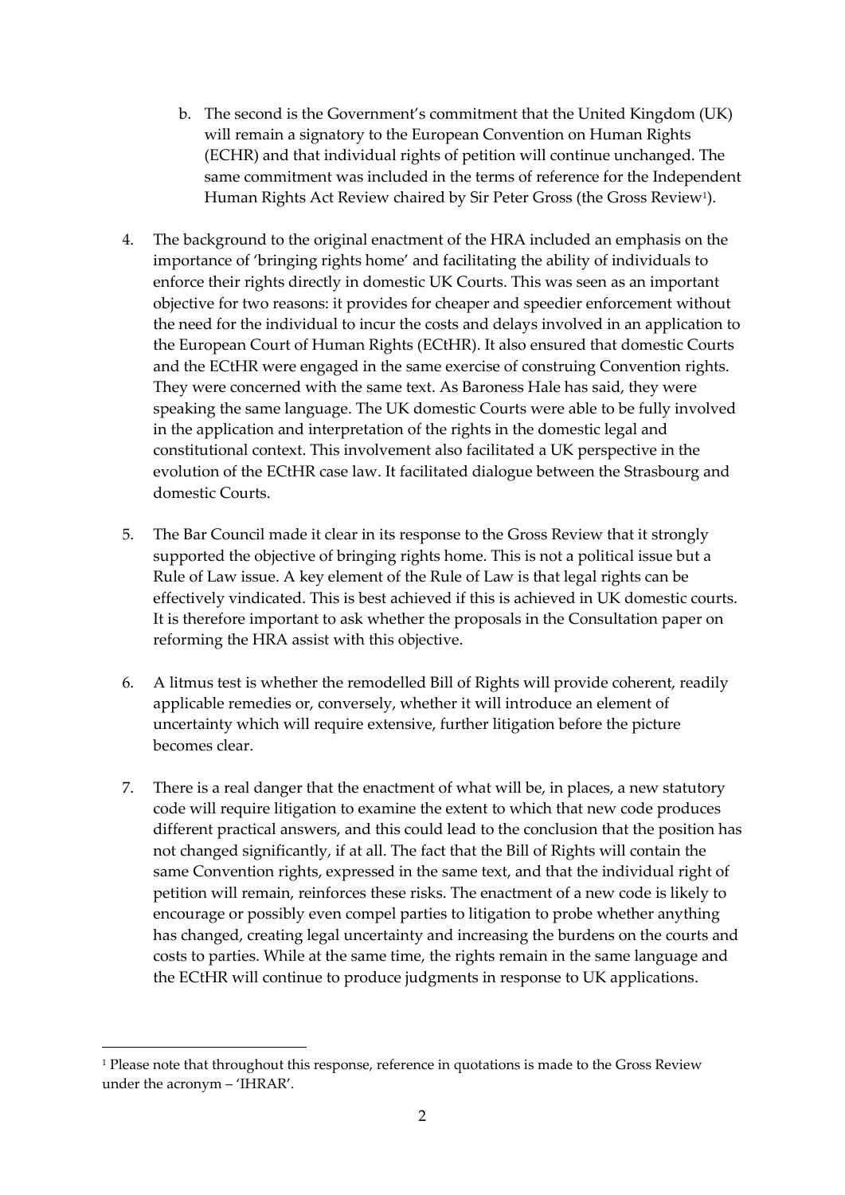b. The second is the Government's commitment that the United Kingdom (UK) will remain a signatory to the European Convention on Human Rights (ECHR) and that individual rights of petition will continue unchanged. The same commitment was included in the terms of reference for the Independent Human Rights Act Review chaired by Sir Peter Gross (the Gross Review[1]).

4. The background to the original enactment of the HRA included an emphasis on the importance of 'bringing rights home' and facilitating the ability of individuals to enforce their rights directly in domestic UK Courts. This was seen as an important objective for two reasons: it provides for cheaper and speedier enforcement without the need for the individual to incur the costs and delays involved in an application to the European Court of Human Rights (ECtHR). It also ensured that domestic Courts and the ECtHR were engaged in the same exercise of construing Convention rights. They were concerned with the same text. As Baroness Hale has said, they were speaking the same language. The UK domestic Courts were able to be fully involved in the application and interpretation of the rights in the domestic legal and constitutional context. This involvement also facilitated a UK perspective in the evolution of the ECtHR case law. It facilitated dialogue between the Strasbourg and domestic Courts.

5. The Bar Council made it clear in its response to the Gross Review that it strongly supported the objective of bringing rights home. This is not a political issue but a Rule of Law issue. A key element of the Rule of Law is that legal rights can be effectively vindicated. This is best achieved if this is achieved in UK domestic courts. It is therefore important to ask whether the proposals in the Consultation paper on reforming the HRA assist with this objective.

6. A litmus test is whether the remodelled Bill of Rights will provide coherent, readily applicable remedies or, conversely, whether it will introduce an element of uncertainty which will require extensive, further litigation before the picture becomes clear.

7. There is a real danger that the enactment of what will be, in places, a new statutory code will require litigation to examine the extent to which that new code produces different practical answers, and this could lead to the conclusion that the position has not changed significantly, if at all. The fact that the Bill of Rights will contain the same Convention rights, expressed in the same text, and that the individual right of petition will remain, reinforces these risks. The enactment of a new code is likely to encourage or possibly even compel parties to litigation to probe whether anything has changed, creating legal uncertainty and increasing the burdens on the courts and costs to parties. While at the same time, the rights remain in the same language and the ECtHR will continue to produce judgments in response to UK applications.

---

[1] Please note that throughout this response, reference in quotations is made to the Gross Review under the acronym – 'IHRAR'.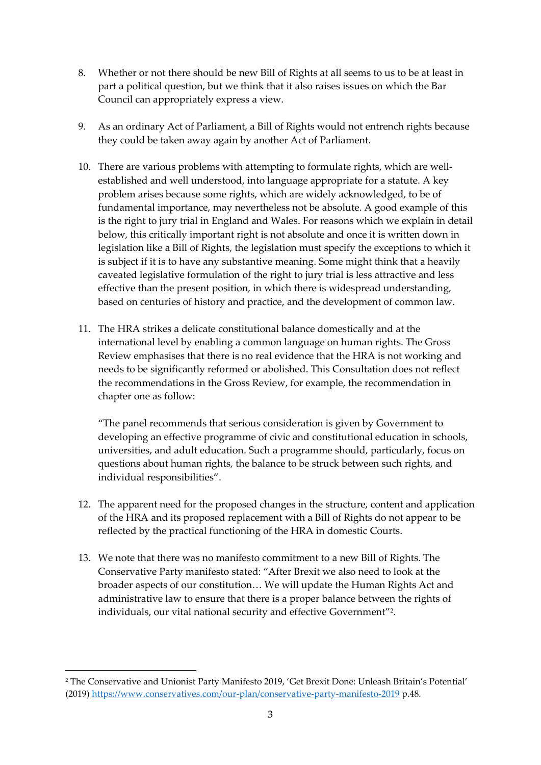8. Whether or not there should be new Bill of Rights at all seems to us to be at least in part a political question, but we think that it also raises issues on which the Bar Council can appropriately express a view.

9. As an ordinary Act of Parliament, a Bill of Rights would not entrench rights because they could be taken away again by another Act of Parliament.

10. There are various problems with attempting to formulate rights, which are well-established and well understood, into language appropriate for a statute. A key problem arises because some rights, which are widely acknowledged, to be of fundamental importance, may nevertheless not be absolute. A good example of this is the right to jury trial in England and Wales. For reasons which we explain in detail below, this critically important right is not absolute and once it is written down in legislation like a Bill of Rights, the legislation must specify the exceptions to which it is subject if it is to have any substantive meaning. Some might think that a heavily caveated legislative formulation of the right to jury trial is less attractive and less effective than the present position, in which there is widespread understanding, based on centuries of history and practice, and the development of common law.

11. The HRA strikes a delicate constitutional balance domestically and at the international level by enabling a common language on human rights. The Gross Review emphasises that there is no real evidence that the HRA is not working and needs to be significantly reformed or abolished. This Consultation does not reflect the recommendations in the Gross Review, for example, the recommendation in chapter one as follow:

   "The panel recommends that serious consideration is given by Government to developing an effective programme of civic and constitutional education in schools, universities, and adult education. Such a programme should, particularly, focus on questions about human rights, the balance to be struck between such rights, and individual responsibilities".

12. The apparent need for the proposed changes in the structure, content and application of the HRA and its proposed replacement with a Bill of Rights do not appear to be reflected by the practical functioning of the HRA in domestic Courts.

13. We note that there was no manifesto commitment to a new Bill of Rights. The Conservative Party manifesto stated: "After Brexit we also need to look at the broader aspects of our constitution… We will update the Human Rights Act and administrative law to ensure that there is a proper balance between the rights of individuals, our vital national security and effective Government"[2].

---

[2] The Conservative and Unionist Party Manifesto 2019, 'Get Brexit Done: Unleash Britain's Potential' (2019) https://www.conservatives.com/our-plan/conservative-party-manifesto-2019 p.48.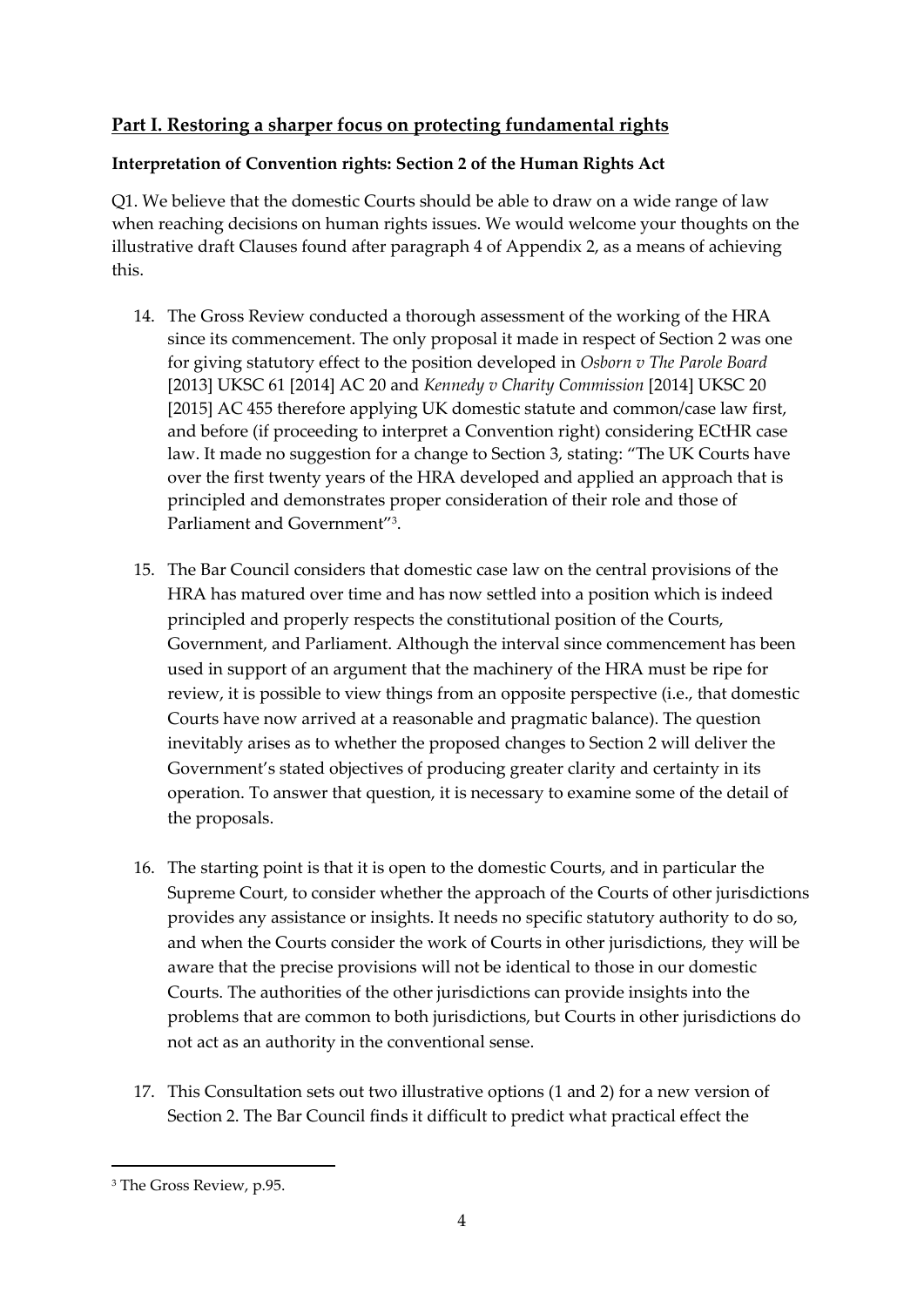## Part I. Restoring a sharper focus on protecting fundamental rights

### Interpretation of Convention rights: Section 2 of the Human Rights Act

Q1. We believe that the domestic Courts should be able to draw on a wide range of law when reaching decisions on human rights issues. We would welcome your thoughts on the illustrative draft Clauses found after paragraph 4 of Appendix 2, as a means of achieving this.

14. The Gross Review conducted a thorough assessment of the working of the HRA since its commencement. The only proposal it made in respect of Section 2 was one for giving statutory effect to the position developed in *Osborn v The Parole Board* [2013] UKSC 61 [2014] AC 20 and *Kennedy v Charity Commission* [2014] UKSC 20 [2015] AC 455 therefore applying UK domestic statute and common/case law first, and before (if proceeding to interpret a Convention right) considering ECtHR case law. It made no suggestion for a change to Section 3, stating: "The UK Courts have over the first twenty years of the HRA developed and applied an approach that is principled and demonstrates proper consideration of their role and those of Parliament and Government"[3].

15. The Bar Council considers that domestic case law on the central provisions of the HRA has matured over time and has now settled into a position which is indeed principled and properly respects the constitutional position of the Courts, Government, and Parliament. Although the interval since commencement has been used in support of an argument that the machinery of the HRA must be ripe for review, it is possible to view things from an opposite perspective (i.e., that domestic Courts have now arrived at a reasonable and pragmatic balance). The question inevitably arises as to whether the proposed changes to Section 2 will deliver the Government's stated objectives of producing greater clarity and certainty in its operation. To answer that question, it is necessary to examine some of the detail of the proposals.

16. The starting point is that it is open to the domestic Courts, and in particular the Supreme Court, to consider whether the approach of the Courts of other jurisdictions provides any assistance or insights. It needs no specific statutory authority to do so, and when the Courts consider the work of Courts in other jurisdictions, they will be aware that the precise provisions will not be identical to those in our domestic Courts. The authorities of the other jurisdictions can provide insights into the problems that are common to both jurisdictions, but Courts in other jurisdictions do not act as an authority in the conventional sense.

17. This Consultation sets out two illustrative options (1 and 2) for a new version of Section 2. The Bar Council finds it difficult to predict what practical effect the

---

[3] The Gross Review, p.95.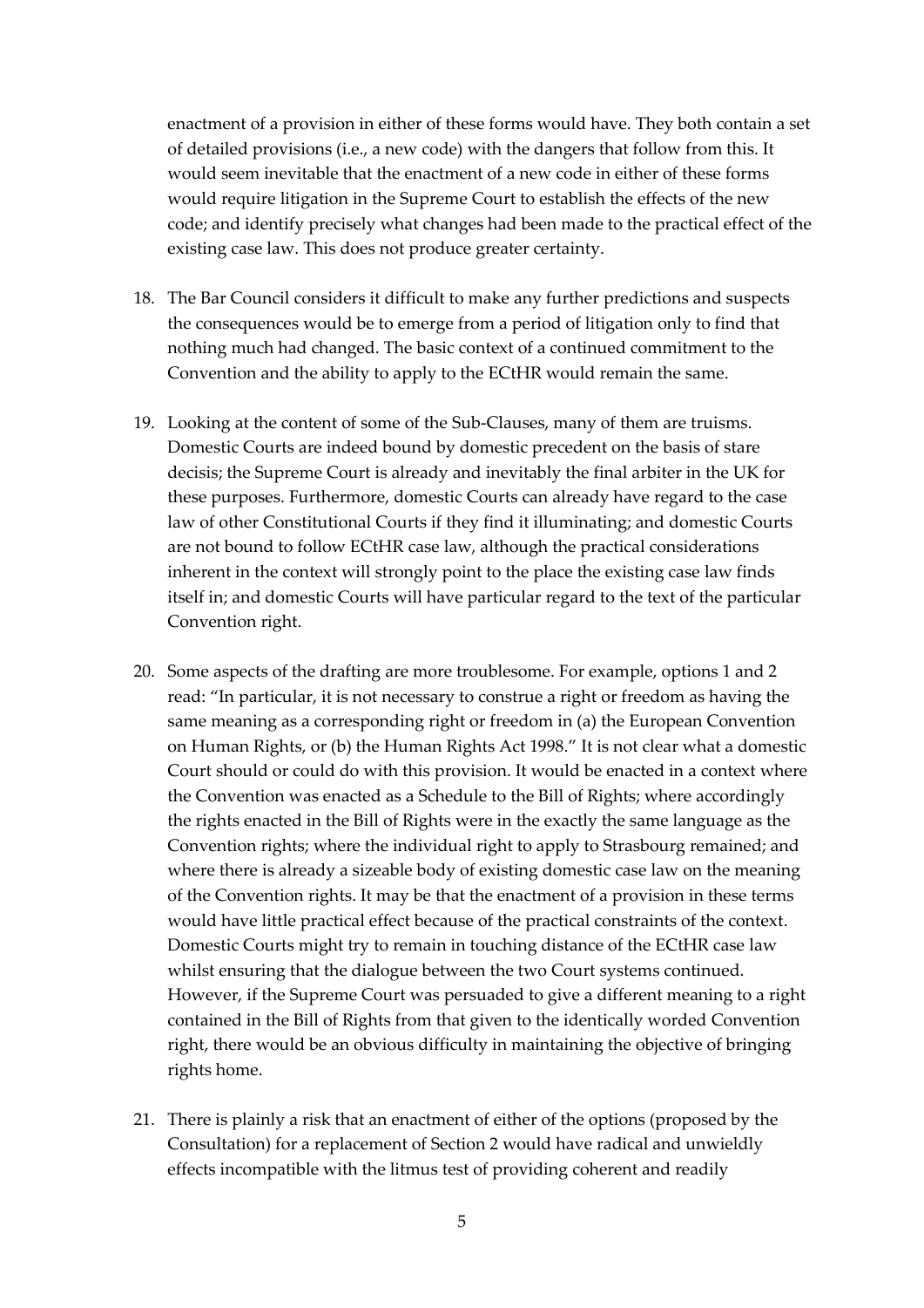enactment of a provision in either of these forms would have. They both contain a set of detailed provisions (i.e., a new code) with the dangers that follow from this. It would seem inevitable that the enactment of a new code in either of these forms would require litigation in the Supreme Court to establish the effects of the new code; and identify precisely what changes had been made to the practical effect of the existing case law. This does not produce greater certainty.

18. The Bar Council considers it difficult to make any further predictions and suspects the consequences would be to emerge from a period of litigation only to find that nothing much had changed. The basic context of a continued commitment to the Convention and the ability to apply to the ECtHR would remain the same.

19. Looking at the content of some of the Sub-Clauses, many of them are truisms. Domestic Courts are indeed bound by domestic precedent on the basis of stare decisis; the Supreme Court is already and inevitably the final arbiter in the UK for these purposes. Furthermore, domestic Courts can already have regard to the case law of other Constitutional Courts if they find it illuminating; and domestic Courts are not bound to follow ECtHR case law, although the practical considerations inherent in the context will strongly point to the place the existing case law finds itself in; and domestic Courts will have particular regard to the text of the particular Convention right.

20. Some aspects of the drafting are more troublesome. For example, options 1 and 2 read: "In particular, it is not necessary to construe a right or freedom as having the same meaning as a corresponding right or freedom in (a) the European Convention on Human Rights, or (b) the Human Rights Act 1998." It is not clear what a domestic Court should or could do with this provision. It would be enacted in a context where the Convention was enacted as a Schedule to the Bill of Rights; where accordingly the rights enacted in the Bill of Rights were in the exactly the same language as the Convention rights; where the individual right to apply to Strasbourg remained; and where there is already a sizeable body of existing domestic case law on the meaning of the Convention rights. It may be that the enactment of a provision in these terms would have little practical effect because of the practical constraints of the context. Domestic Courts might try to remain in touching distance of the ECtHR case law whilst ensuring that the dialogue between the two Court systems continued. However, if the Supreme Court was persuaded to give a different meaning to a right contained in the Bill of Rights from that given to the identically worded Convention right, there would be an obvious difficulty in maintaining the objective of bringing rights home.

21. There is plainly a risk that an enactment of either of the options (proposed by the Consultation) for a replacement of Section 2 would have radical and unwieldly effects incompatible with the litmus test of providing coherent and readily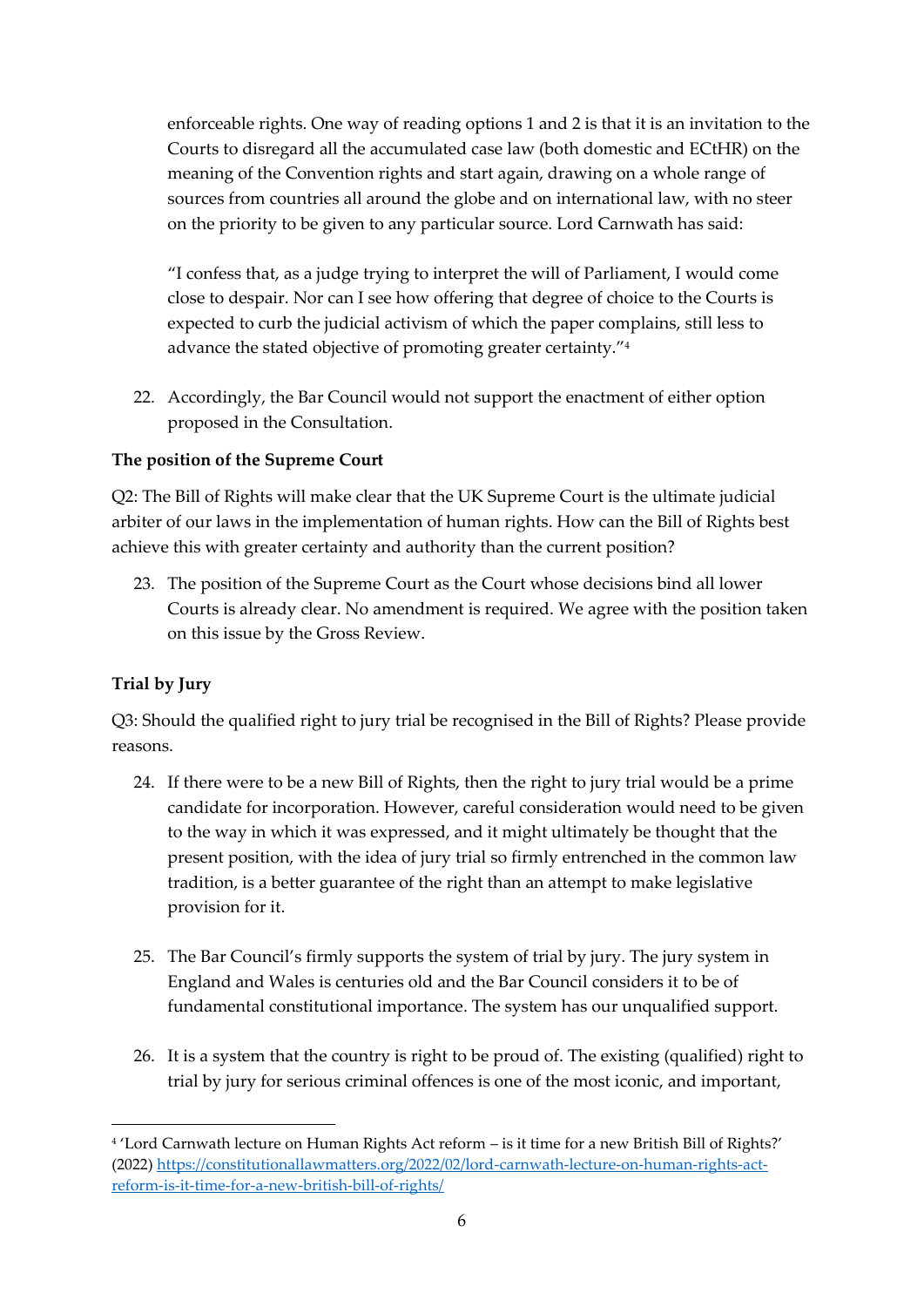enforceable rights. One way of reading options 1 and 2 is that it is an invitation to the Courts to disregard all the accumulated case law (both domestic and ECtHR) on the meaning of the Convention rights and start again, drawing on a whole range of sources from countries all around the globe and on international law, with no steer on the priority to be given to any particular source. Lord Carnwath has said:

> "I confess that, as a judge trying to interpret the will of Parliament, I would come close to despair. Nor can I see how offering that degree of choice to the Courts is expected to curb the judicial activism of which the paper complains, still less to advance the stated objective of promoting greater certainty."[4]

22. Accordingly, the Bar Council would not support the enactment of either option proposed in the Consultation.

**The position of the Supreme Court**

Q2: The Bill of Rights will make clear that the UK Supreme Court is the ultimate judicial arbiter of our laws in the implementation of human rights. How can the Bill of Rights best achieve this with greater certainty and authority than the current position?

23. The position of the Supreme Court as the Court whose decisions bind all lower Courts is already clear. No amendment is required. We agree with the position taken on this issue by the Gross Review.

**Trial by Jury**

Q3: Should the qualified right to jury trial be recognised in the Bill of Rights? Please provide reasons.

24. If there were to be a new Bill of Rights, then the right to jury trial would be a prime candidate for incorporation. However, careful consideration would need to be given to the way in which it was expressed, and it might ultimately be thought that the present position, with the idea of jury trial so firmly entrenched in the common law tradition, is a better guarantee of the right than an attempt to make legislative provision for it.

25. The Bar Council's firmly supports the system of trial by jury. The jury system in England and Wales is centuries old and the Bar Council considers it to be of fundamental constitutional importance. The system has our unqualified support.

26. It is a system that the country is right to be proud of. The existing (qualified) right to trial by jury for serious criminal offences is one of the most iconic, and important,

---

[4] 'Lord Carnwath lecture on Human Rights Act reform – is it time for a new British Bill of Rights?' (2022) https://constitutionallawmatters.org/2022/02/lord-carnwath-lecture-on-human-rights-act-reform-is-it-time-for-a-new-british-bill-of-rights/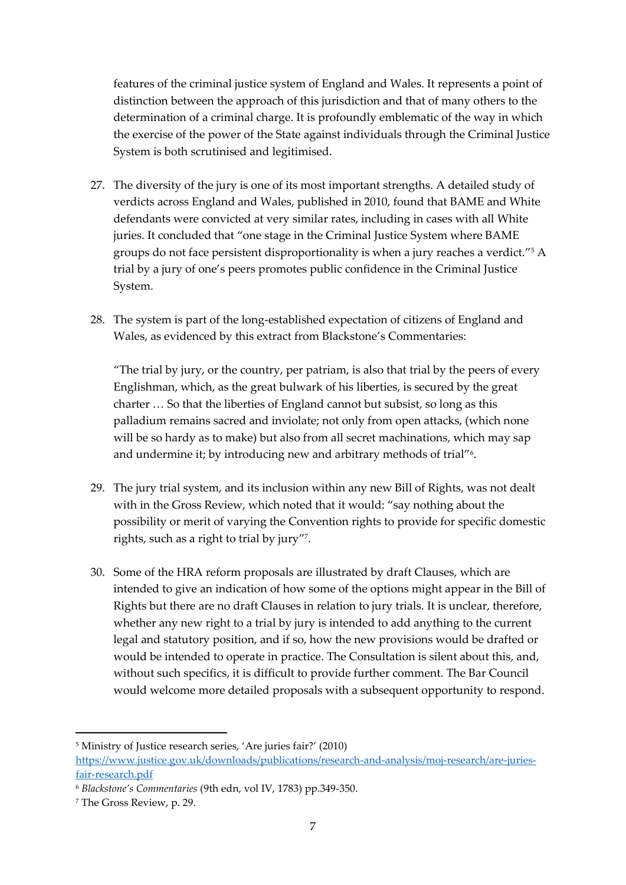features of the criminal justice system of England and Wales. It represents a point of distinction between the approach of this jurisdiction and that of many others to the determination of a criminal charge. It is profoundly emblematic of the way in which the exercise of the power of the State against individuals through the Criminal Justice System is both scrutinised and legitimised.

27. The diversity of the jury is one of its most important strengths. A detailed study of verdicts across England and Wales, published in 2010, found that BAME and White defendants were convicted at very similar rates, including in cases with all White juries. It concluded that "one stage in the Criminal Justice System where BAME groups do not face persistent disproportionality is when a jury reaches a verdict."[5] A trial by a jury of one's peers promotes public confidence in the Criminal Justice System.

28. The system is part of the long-established expectation of citizens of England and Wales, as evidenced by this extract from Blackstone's Commentaries:

   "The trial by jury, or the country, per patriam, is also that trial by the peers of every Englishman, which, as the great bulwark of his liberties, is secured by the great charter … So that the liberties of England cannot but subsist, so long as this palladium remains sacred and inviolate; not only from open attacks, (which none will be so hardy as to make) but also from all secret machinations, which may sap and undermine it; by introducing new and arbitrary methods of trial"[6].

29. The jury trial system, and its inclusion within any new Bill of Rights, was not dealt with in the Gross Review, which noted that it would: "say nothing about the possibility or merit of varying the Convention rights to provide for specific domestic rights, such as a right to trial by jury"[7].

30. Some of the HRA reform proposals are illustrated by draft Clauses, which are intended to give an indication of how some of the options might appear in the Bill of Rights but there are no draft Clauses in relation to jury trials. It is unclear, therefore, whether any new right to a trial by jury is intended to add anything to the current legal and statutory position, and if so, how the new provisions would be drafted or would be intended to operate in practice. The Consultation is silent about this, and, without such specifics, it is difficult to provide further comment. The Bar Council would welcome more detailed proposals with a subsequent opportunity to respond.

---

[5] Ministry of Justice research series, 'Are juries fair?' (2010) https://www.justice.gov.uk/downloads/publications/research-and-analysis/moj-research/are-juries-fair-research.pdf

[6] *Blackstone's Commentaries* (9th edn, vol IV, 1783) pp.349-350.

[7] The Gross Review, p. 29.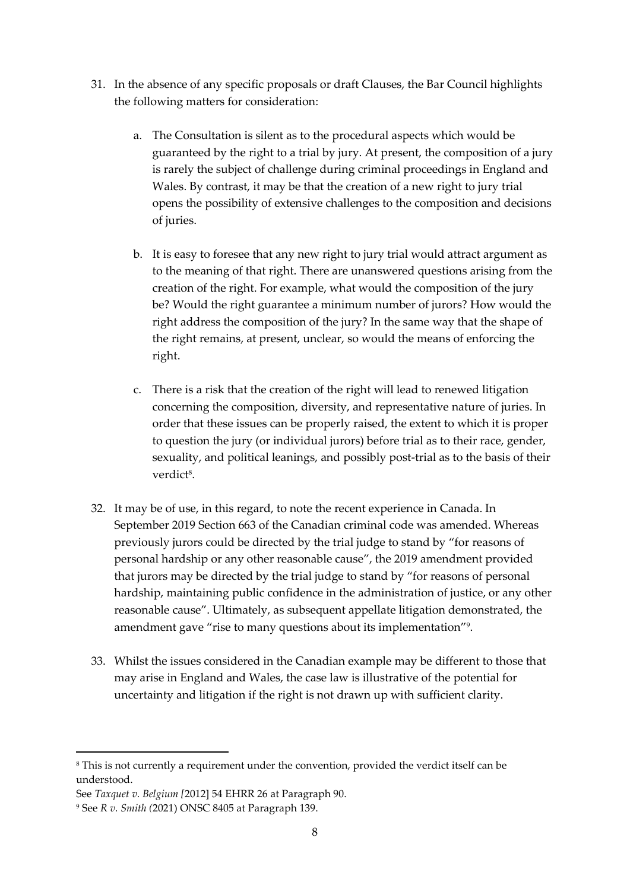31. In the absence of any specific proposals or draft Clauses, the Bar Council highlights the following matters for consideration:

    a. The Consultation is silent as to the procedural aspects which would be guaranteed by the right to a trial by jury. At present, the composition of a jury is rarely the subject of challenge during criminal proceedings in England and Wales. By contrast, it may be that the creation of a new right to jury trial opens the possibility of extensive challenges to the composition and decisions of juries.

    b. It is easy to foresee that any new right to jury trial would attract argument as to the meaning of that right. There are unanswered questions arising from the creation of the right. For example, what would the composition of the jury be? Would the right guarantee a minimum number of jurors? How would the right address the composition of the jury? In the same way that the shape of the right remains, at present, unclear, so would the means of enforcing the right.

    c. There is a risk that the creation of the right will lead to renewed litigation concerning the composition, diversity, and representative nature of juries. In order that these issues can be properly raised, the extent to which it is proper to question the jury (or individual jurors) before trial as to their race, gender, sexuality, and political leanings, and possibly post-trial as to the basis of their verdict[8].

32. It may be of use, in this regard, to note the recent experience in Canada. In September 2019 Section 663 of the Canadian criminal code was amended. Whereas previously jurors could be directed by the trial judge to stand by "for reasons of personal hardship or any other reasonable cause", the 2019 amendment provided that jurors may be directed by the trial judge to stand by "for reasons of personal hardship, maintaining public confidence in the administration of justice, or any other reasonable cause". Ultimately, as subsequent appellate litigation demonstrated, the amendment gave "rise to many questions about its implementation"[9].

33. Whilst the issues considered in the Canadian example may be different to those that may arise in England and Wales, the case law is illustrative of the potential for uncertainty and litigation if the right is not drawn up with sufficient clarity.

---

[8] This is not currently a requirement under the convention, provided the verdict itself can be understood.
See *Taxquet v. Belgium [*2012] 54 EHRR 26 at Paragraph 90.

[9] See *R v. Smith (*2021) ONSC 8405 at Paragraph 139.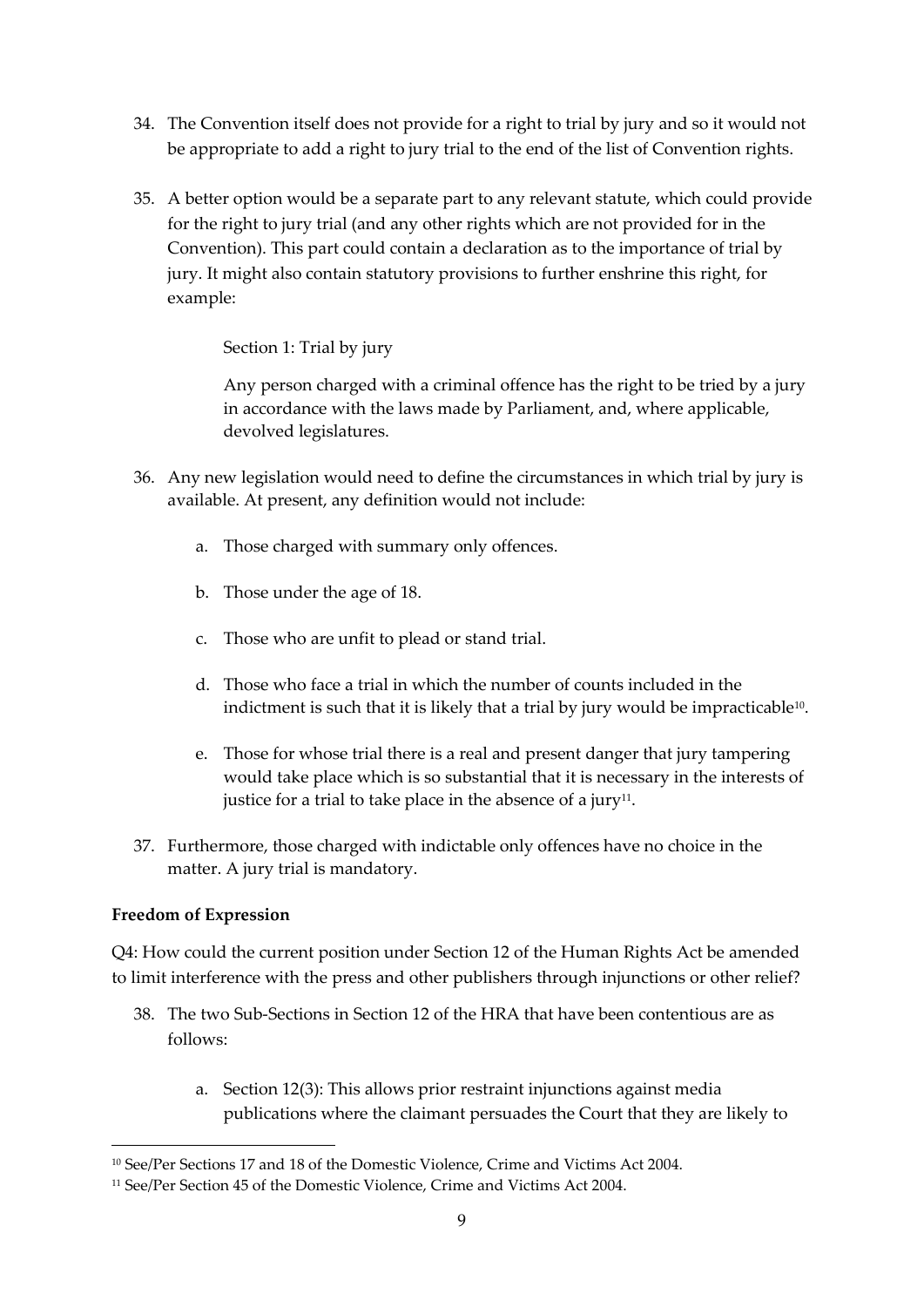34. The Convention itself does not provide for a right to trial by jury and so it would not be appropriate to add a right to jury trial to the end of the list of Convention rights.

35. A better option would be a separate part to any relevant statute, which could provide for the right to jury trial (and any other rights which are not provided for in the Convention). This part could contain a declaration as to the importance of trial by jury. It might also contain statutory provisions to further enshrine this right, for example:

    Section 1: Trial by jury

    Any person charged with a criminal offence has the right to be tried by a jury in accordance with the laws made by Parliament, and, where applicable, devolved legislatures.

36. Any new legislation would need to define the circumstances in which trial by jury is available. At present, any definition would not include:

    a. Those charged with summary only offences.

    b. Those under the age of 18.

    c. Those who are unfit to plead or stand trial.

    d. Those who face a trial in which the number of counts included in the indictment is such that it is likely that a trial by jury would be impracticable[10].

    e. Those for whose trial there is a real and present danger that jury tampering would take place which is so substantial that it is necessary in the interests of justice for a trial to take place in the absence of a jury[11].

37. Furthermore, those charged with indictable only offences have no choice in the matter. A jury trial is mandatory.

**Freedom of Expression**

Q4: How could the current position under Section 12 of the Human Rights Act be amended to limit interference with the press and other publishers through injunctions or other relief?

38. The two Sub-Sections in Section 12 of the HRA that have been contentious are as follows:

    a. Section 12(3): This allows prior restraint injunctions against media publications where the claimant persuades the Court that they are likely to

---

[10] See/Per Sections 17 and 18 of the Domestic Violence, Crime and Victims Act 2004.

[11] See/Per Section 45 of the Domestic Violence, Crime and Victims Act 2004.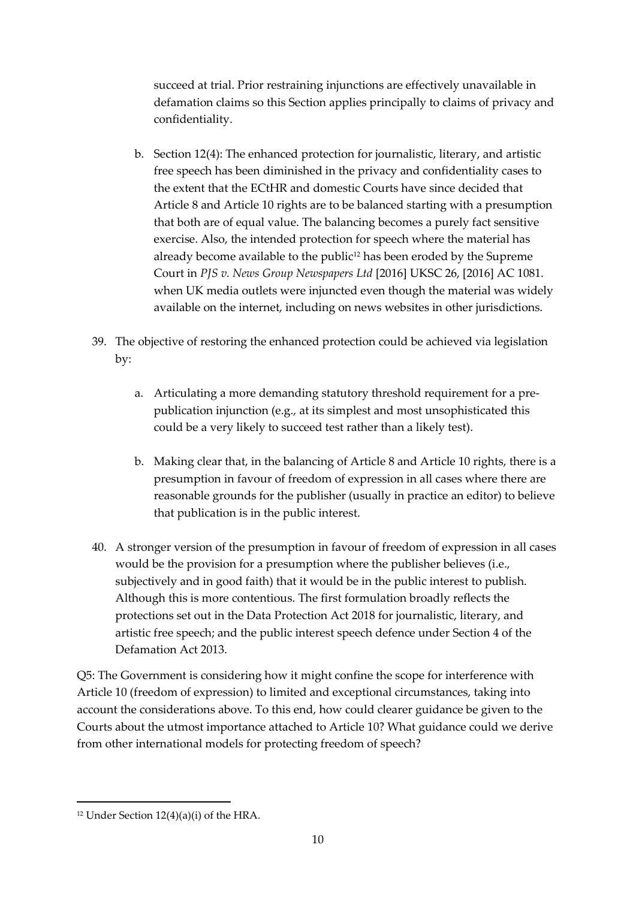succeed at trial. Prior restraining injunctions are effectively unavailable in defamation claims so this Section applies principally to claims of privacy and confidentiality.

b. Section 12(4): The enhanced protection for journalistic, literary, and artistic free speech has been diminished in the privacy and confidentiality cases to the extent that the ECtHR and domestic Courts have since decided that Article 8 and Article 10 rights are to be balanced starting with a presumption that both are of equal value. The balancing becomes a purely fact sensitive exercise. Also, the intended protection for speech where the material has already become available to the public[12] has been eroded by the Supreme Court in *PJS v. News Group Newspapers Ltd* [2016] UKSC 26, [2016] AC 1081. when UK media outlets were injuncted even though the material was widely available on the internet, including on news websites in other jurisdictions.

39. The objective of restoring the enhanced protection could be achieved via legislation by:

    a. Articulating a more demanding statutory threshold requirement for a pre-publication injunction (e.g., at its simplest and most unsophisticated this could be a very likely to succeed test rather than a likely test).

    b. Making clear that, in the balancing of Article 8 and Article 10 rights, there is a presumption in favour of freedom of expression in all cases where there are reasonable grounds for the publisher (usually in practice an editor) to believe that publication is in the public interest.

40. A stronger version of the presumption in favour of freedom of expression in all cases would be the provision for a presumption where the publisher believes (i.e., subjectively and in good faith) that it would be in the public interest to publish. Although this is more contentious. The first formulation broadly reflects the protections set out in the Data Protection Act 2018 for journalistic, literary, and artistic free speech; and the public interest speech defence under Section 4 of the Defamation Act 2013.

Q5: The Government is considering how it might confine the scope for interference with Article 10 (freedom of expression) to limited and exceptional circumstances, taking into account the considerations above. To this end, how could clearer guidance be given to the Courts about the utmost importance attached to Article 10? What guidance could we derive from other international models for protecting freedom of speech?

[12] Under Section 12(4)(a)(i) of the HRA.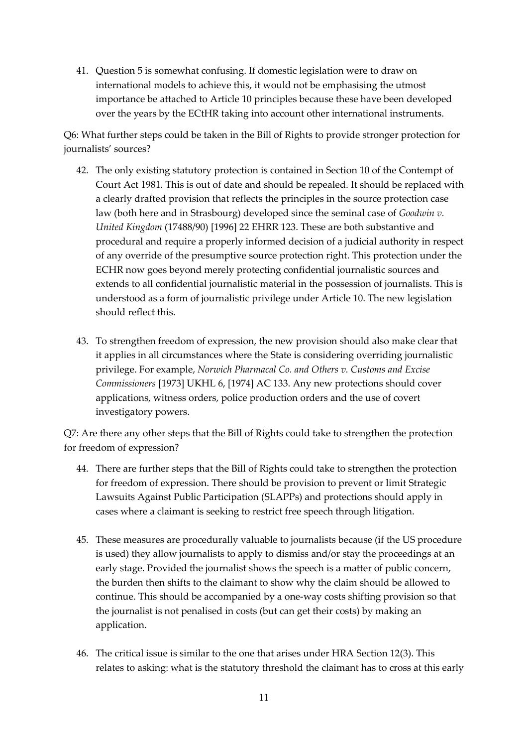41. Question 5 is somewhat confusing. If domestic legislation were to draw on international models to achieve this, it would not be emphasising the utmost importance be attached to Article 10 principles because these have been developed over the years by the ECtHR taking into account other international instruments.

Q6: What further steps could be taken in the Bill of Rights to provide stronger protection for journalists' sources?

42. The only existing statutory protection is contained in Section 10 of the Contempt of Court Act 1981. This is out of date and should be repealed. It should be replaced with a clearly drafted provision that reflects the principles in the source protection case law (both here and in Strasbourg) developed since the seminal case of *Goodwin v. United Kingdom* (17488/90) [1996] 22 EHRR 123. These are both substantive and procedural and require a properly informed decision of a judicial authority in respect of any override of the presumptive source protection right. This protection under the ECHR now goes beyond merely protecting confidential journalistic sources and extends to all confidential journalistic material in the possession of journalists. This is understood as a form of journalistic privilege under Article 10. The new legislation should reflect this.

43. To strengthen freedom of expression, the new provision should also make clear that it applies in all circumstances where the State is considering overriding journalistic privilege. For example, *Norwich Pharmacal Co. and Others v. Customs and Excise Commissioners* [1973] UKHL 6, [1974] AC 133. Any new protections should cover applications, witness orders, police production orders and the use of covert investigatory powers.

Q7: Are there any other steps that the Bill of Rights could take to strengthen the protection for freedom of expression?

44. There are further steps that the Bill of Rights could take to strengthen the protection for freedom of expression. There should be provision to prevent or limit Strategic Lawsuits Against Public Participation (SLAPPs) and protections should apply in cases where a claimant is seeking to restrict free speech through litigation.

45. These measures are procedurally valuable to journalists because (if the US procedure is used) they allow journalists to apply to dismiss and/or stay the proceedings at an early stage. Provided the journalist shows the speech is a matter of public concern, the burden then shifts to the claimant to show why the claim should be allowed to continue. This should be accompanied by a one-way costs shifting provision so that the journalist is not penalised in costs (but can get their costs) by making an application.

46. The critical issue is similar to the one that arises under HRA Section 12(3). This relates to asking: what is the statutory threshold the claimant has to cross at this early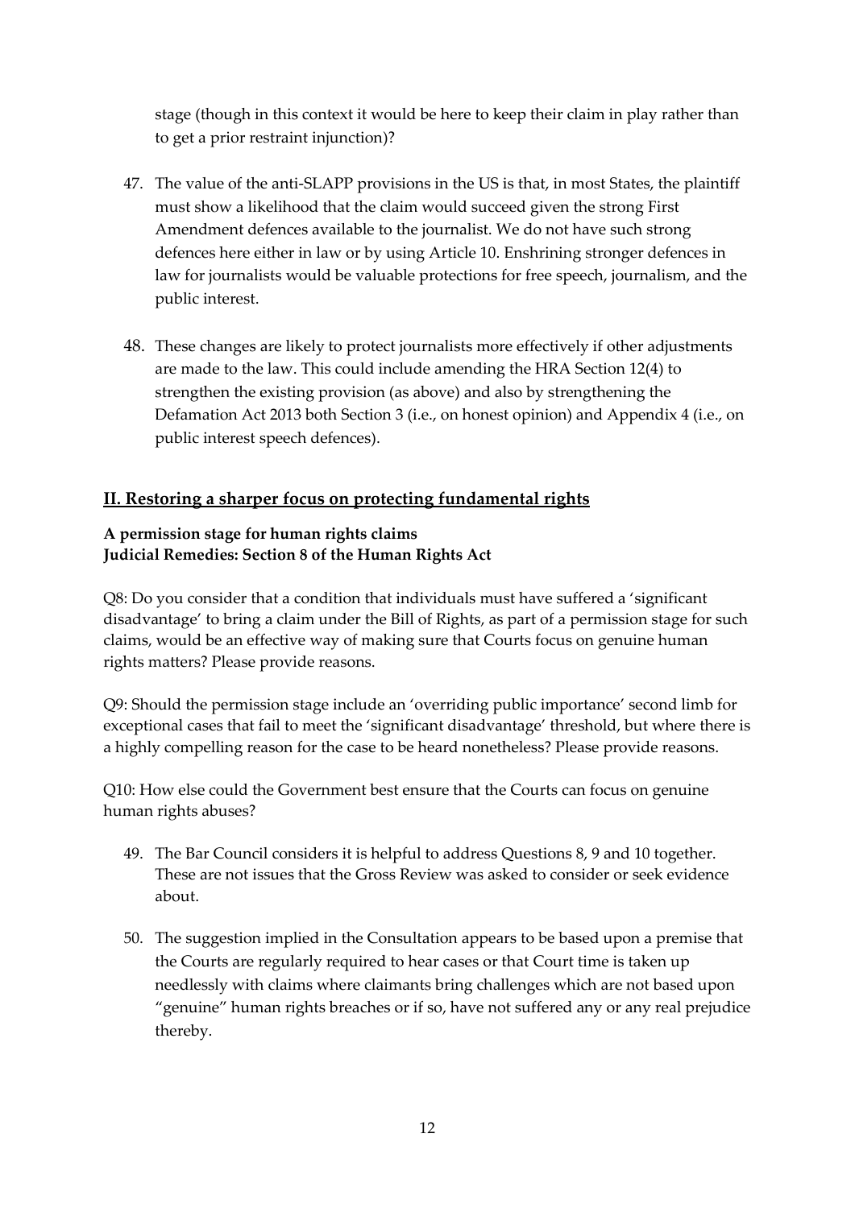stage (though in this context it would be here to keep their claim in play rather than to get a prior restraint injunction)?

47. The value of the anti-SLAPP provisions in the US is that, in most States, the plaintiff must show a likelihood that the claim would succeed given the strong First Amendment defences available to the journalist. We do not have such strong defences here either in law or by using Article 10. Enshrining stronger defences in law for journalists would be valuable protections for free speech, journalism, and the public interest.

48. These changes are likely to protect journalists more effectively if other adjustments are made to the law. This could include amending the HRA Section 12(4) to strengthen the existing provision (as above) and also by strengthening the Defamation Act 2013 both Section 3 (i.e., on honest opinion) and Appendix 4 (i.e., on public interest speech defences).

## II. Restoring a sharper focus on protecting fundamental rights

**A permission stage for human rights claims**
**Judicial Remedies: Section 8 of the Human Rights Act**

Q8: Do you consider that a condition that individuals must have suffered a 'significant disadvantage' to bring a claim under the Bill of Rights, as part of a permission stage for such claims, would be an effective way of making sure that Courts focus on genuine human rights matters? Please provide reasons.

Q9: Should the permission stage include an 'overriding public importance' second limb for exceptional cases that fail to meet the 'significant disadvantage' threshold, but where there is a highly compelling reason for the case to be heard nonetheless? Please provide reasons.

Q10: How else could the Government best ensure that the Courts can focus on genuine human rights abuses?

49. The Bar Council considers it is helpful to address Questions 8, 9 and 10 together. These are not issues that the Gross Review was asked to consider or seek evidence about.

50. The suggestion implied in the Consultation appears to be based upon a premise that the Courts are regularly required to hear cases or that Court time is taken up needlessly with claims where claimants bring challenges which are not based upon "genuine" human rights breaches or if so, have not suffered any or any real prejudice thereby.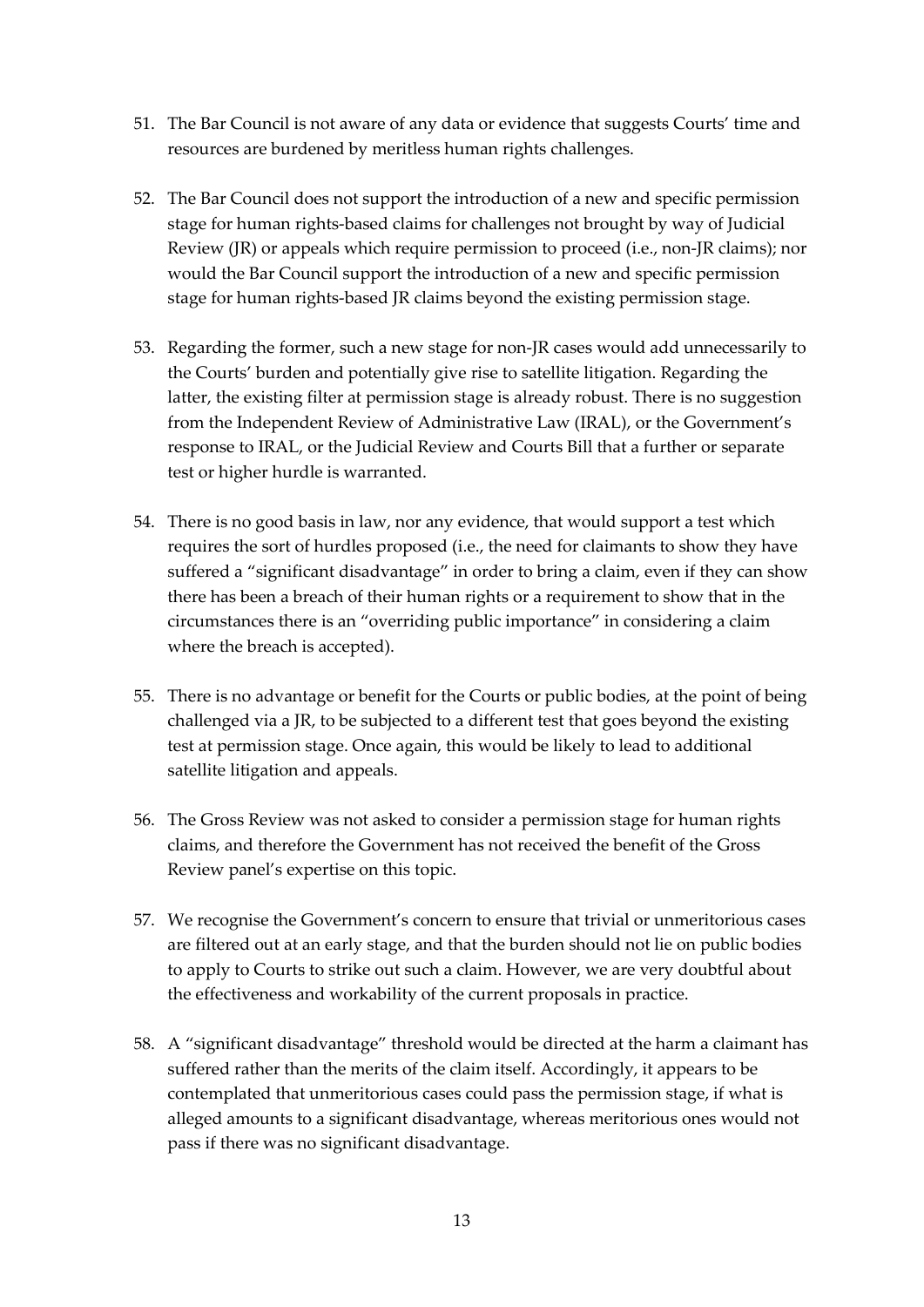51. The Bar Council is not aware of any data or evidence that suggests Courts' time and resources are burdened by meritless human rights challenges.

52. The Bar Council does not support the introduction of a new and specific permission stage for human rights-based claims for challenges not brought by way of Judicial Review (JR) or appeals which require permission to proceed (i.e., non-JR claims); nor would the Bar Council support the introduction of a new and specific permission stage for human rights-based JR claims beyond the existing permission stage.

53. Regarding the former, such a new stage for non-JR cases would add unnecessarily to the Courts' burden and potentially give rise to satellite litigation. Regarding the latter, the existing filter at permission stage is already robust. There is no suggestion from the Independent Review of Administrative Law (IRAL), or the Government's response to IRAL, or the Judicial Review and Courts Bill that a further or separate test or higher hurdle is warranted.

54. There is no good basis in law, nor any evidence, that would support a test which requires the sort of hurdles proposed (i.e., the need for claimants to show they have suffered a "significant disadvantage" in order to bring a claim, even if they can show there has been a breach of their human rights or a requirement to show that in the circumstances there is an "overriding public importance" in considering a claim where the breach is accepted).

55. There is no advantage or benefit for the Courts or public bodies, at the point of being challenged via a JR, to be subjected to a different test that goes beyond the existing test at permission stage. Once again, this would be likely to lead to additional satellite litigation and appeals.

56. The Gross Review was not asked to consider a permission stage for human rights claims, and therefore the Government has not received the benefit of the Gross Review panel's expertise on this topic.

57. We recognise the Government's concern to ensure that trivial or unmeritorious cases are filtered out at an early stage, and that the burden should not lie on public bodies to apply to Courts to strike out such a claim. However, we are very doubtful about the effectiveness and workability of the current proposals in practice.

58. A "significant disadvantage" threshold would be directed at the harm a claimant has suffered rather than the merits of the claim itself. Accordingly, it appears to be contemplated that unmeritorious cases could pass the permission stage, if what is alleged amounts to a significant disadvantage, whereas meritorious ones would not pass if there was no significant disadvantage.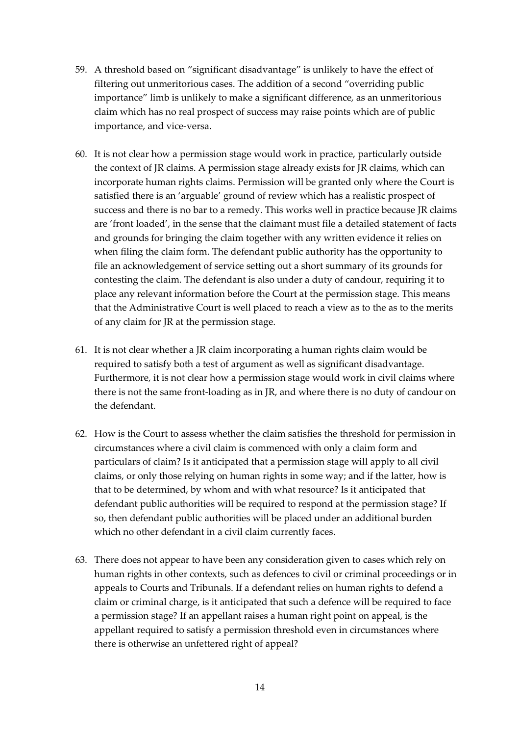59. A threshold based on "significant disadvantage" is unlikely to have the effect of filtering out unmeritorious cases. The addition of a second "overriding public importance" limb is unlikely to make a significant difference, as an unmeritorious claim which has no real prospect of success may raise points which are of public importance, and vice-versa.

60. It is not clear how a permission stage would work in practice, particularly outside the context of JR claims. A permission stage already exists for JR claims, which can incorporate human rights claims. Permission will be granted only where the Court is satisfied there is an 'arguable' ground of review which has a realistic prospect of success and there is no bar to a remedy. This works well in practice because JR claims are 'front loaded', in the sense that the claimant must file a detailed statement of facts and grounds for bringing the claim together with any written evidence it relies on when filing the claim form. The defendant public authority has the opportunity to file an acknowledgement of service setting out a short summary of its grounds for contesting the claim. The defendant is also under a duty of candour, requiring it to place any relevant information before the Court at the permission stage. This means that the Administrative Court is well placed to reach a view as to the as to the merits of any claim for JR at the permission stage.

61. It is not clear whether a JR claim incorporating a human rights claim would be required to satisfy both a test of argument as well as significant disadvantage. Furthermore, it is not clear how a permission stage would work in civil claims where there is not the same front-loading as in JR, and where there is no duty of candour on the defendant.

62. How is the Court to assess whether the claim satisfies the threshold for permission in circumstances where a civil claim is commenced with only a claim form and particulars of claim? Is it anticipated that a permission stage will apply to all civil claims, or only those relying on human rights in some way; and if the latter, how is that to be determined, by whom and with what resource? Is it anticipated that defendant public authorities will be required to respond at the permission stage? If so, then defendant public authorities will be placed under an additional burden which no other defendant in a civil claim currently faces.

63. There does not appear to have been any consideration given to cases which rely on human rights in other contexts, such as defences to civil or criminal proceedings or in appeals to Courts and Tribunals. If a defendant relies on human rights to defend a claim or criminal charge, is it anticipated that such a defence will be required to face a permission stage? If an appellant raises a human right point on appeal, is the appellant required to satisfy a permission threshold even in circumstances where there is otherwise an unfettered right of appeal?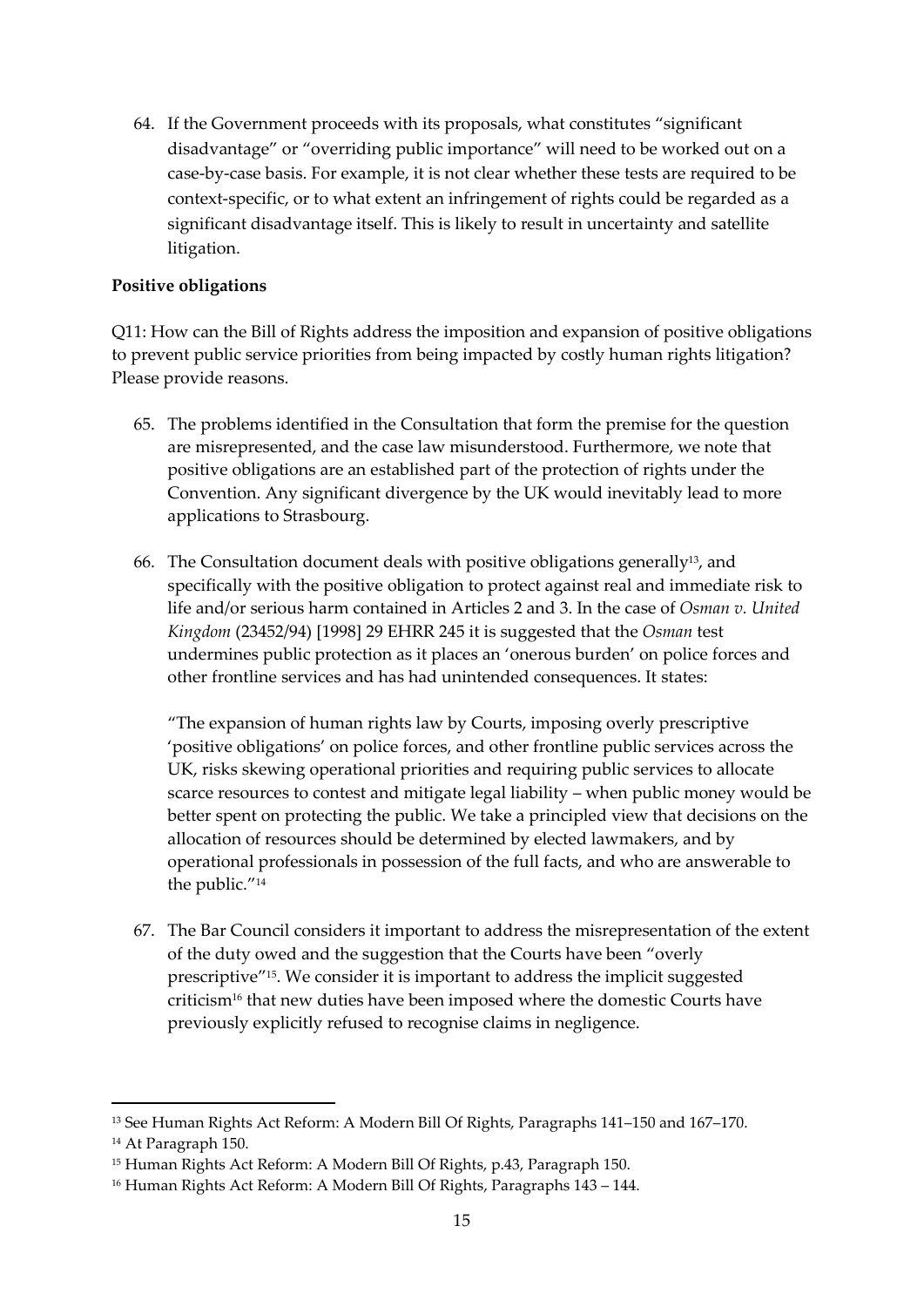64. If the Government proceeds with its proposals, what constitutes "significant disadvantage" or "overriding public importance" will need to be worked out on a case-by-case basis. For example, it is not clear whether these tests are required to be context-specific, or to what extent an infringement of rights could be regarded as a significant disadvantage itself. This is likely to result in uncertainty and satellite litigation.

**Positive obligations**

Q11: How can the Bill of Rights address the imposition and expansion of positive obligations to prevent public service priorities from being impacted by costly human rights litigation? Please provide reasons.

65. The problems identified in the Consultation that form the premise for the question are misrepresented, and the case law misunderstood. Furthermore, we note that positive obligations are an established part of the protection of rights under the Convention. Any significant divergence by the UK would inevitably lead to more applications to Strasbourg.

66. The Consultation document deals with positive obligations generally[13], and specifically with the positive obligation to protect against real and immediate risk to life and/or serious harm contained in Articles 2 and 3. In the case of *Osman v. United Kingdom* (23452/94) [1998] 29 EHRR 245 it is suggested that the *Osman* test undermines public protection as it places an 'onerous burden' on police forces and other frontline services and has had unintended consequences. It states:

   "The expansion of human rights law by Courts, imposing overly prescriptive 'positive obligations' on police forces, and other frontline public services across the UK, risks skewing operational priorities and requiring public services to allocate scarce resources to contest and mitigate legal liability – when public money would be better spent on protecting the public. We take a principled view that decisions on the allocation of resources should be determined by elected lawmakers, and by operational professionals in possession of the full facts, and who are answerable to the public."[14]

67. The Bar Council considers it important to address the misrepresentation of the extent of the duty owed and the suggestion that the Courts have been "overly prescriptive"[15]. We consider it is important to address the implicit suggested criticism[16] that new duties have been imposed where the domestic Courts have previously explicitly refused to recognise claims in negligence.

---

[13] See Human Rights Act Reform: A Modern Bill Of Rights, Paragraphs 141–150 and 167–170.

[14] At Paragraph 150.

[15] Human Rights Act Reform: A Modern Bill Of Rights, p.43, Paragraph 150.

[16] Human Rights Act Reform: A Modern Bill Of Rights, Paragraphs 143 – 144.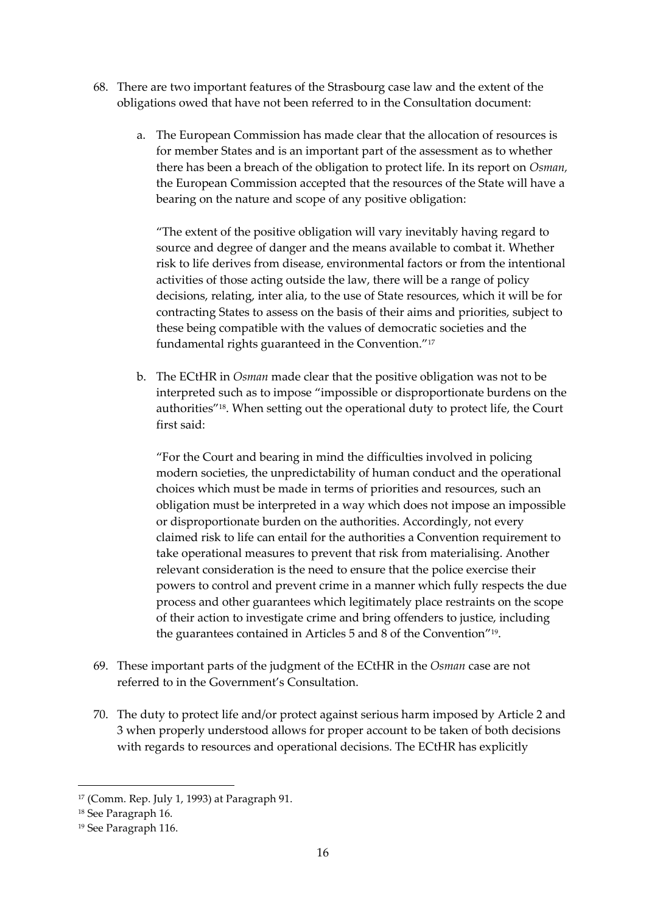68. There are two important features of the Strasbourg case law and the extent of the obligations owed that have not been referred to in the Consultation document:

    a. The European Commission has made clear that the allocation of resources is for member States and is an important part of the assessment as to whether there has been a breach of the obligation to protect life. In its report on *Osman,* the European Commission accepted that the resources of the State will have a bearing on the nature and scope of any positive obligation:

       "The extent of the positive obligation will vary inevitably having regard to source and degree of danger and the means available to combat it. Whether risk to life derives from disease, environmental factors or from the intentional activities of those acting outside the law, there will be a range of policy decisions, relating, inter alia, to the use of State resources, which it will be for contracting States to assess on the basis of their aims and priorities, subject to these being compatible with the values of democratic societies and the fundamental rights guaranteed in the Convention."[17]

    b. The ECtHR in *Osman* made clear that the positive obligation was not to be interpreted such as to impose "impossible or disproportionate burdens on the authorities"[18]. When setting out the operational duty to protect life, the Court first said:

       "For the Court and bearing in mind the difficulties involved in policing modern societies, the unpredictability of human conduct and the operational choices which must be made in terms of priorities and resources, such an obligation must be interpreted in a way which does not impose an impossible or disproportionate burden on the authorities. Accordingly, not every claimed risk to life can entail for the authorities a Convention requirement to take operational measures to prevent that risk from materialising. Another relevant consideration is the need to ensure that the police exercise their powers to control and prevent crime in a manner which fully respects the due process and other guarantees which legitimately place restraints on the scope of their action to investigate crime and bring offenders to justice, including the guarantees contained in Articles 5 and 8 of the Convention"[19].

69. These important parts of the judgment of the ECtHR in the *Osman* case are not referred to in the Government's Consultation.

70. The duty to protect life and/or protect against serious harm imposed by Article 2 and 3 when properly understood allows for proper account to be taken of both decisions with regards to resources and operational decisions. The ECtHR has explicitly

---

[17] (Comm. Rep. July 1, 1993) at Paragraph 91.

[18] See Paragraph 16.

[19] See Paragraph 116.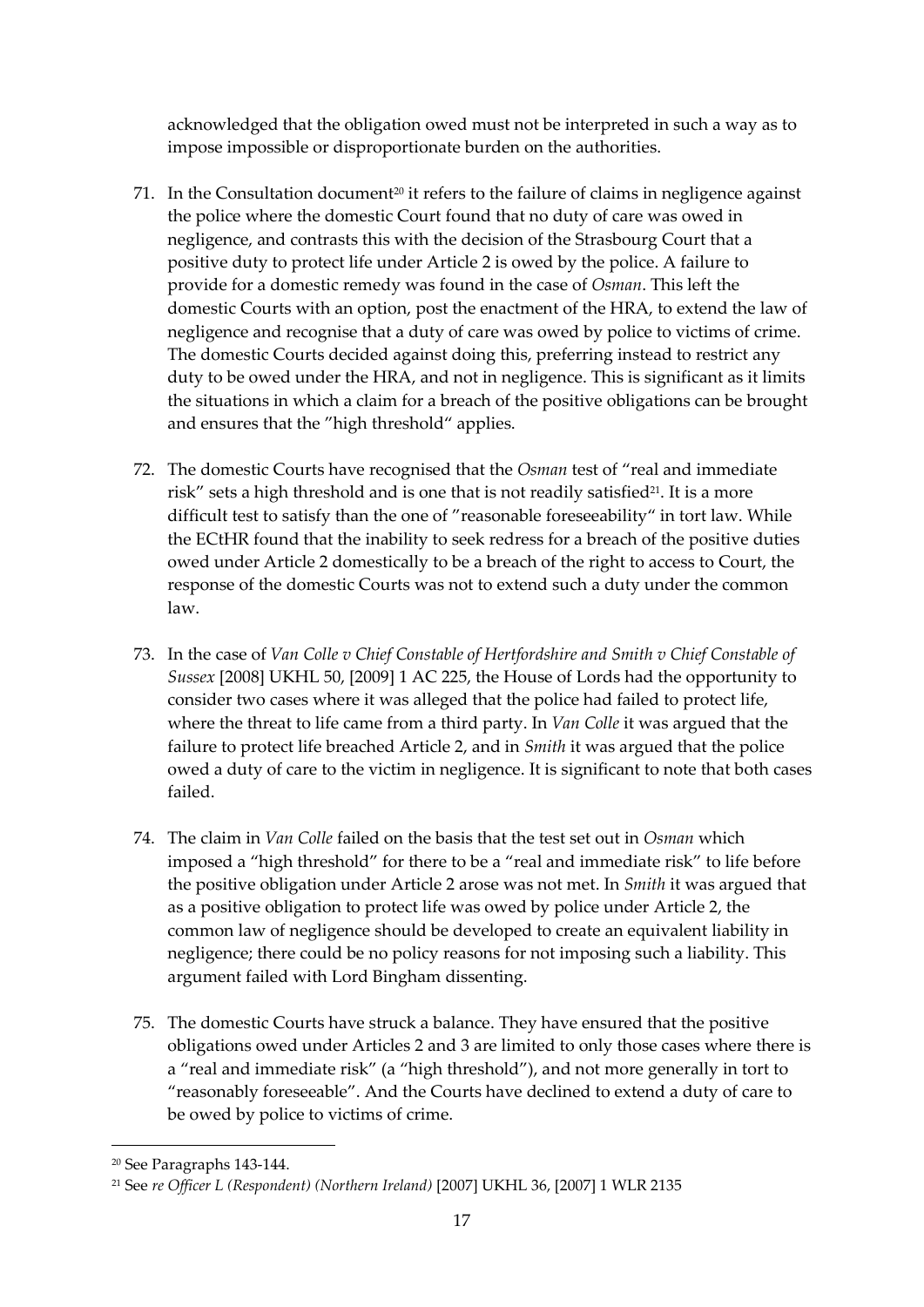acknowledged that the obligation owed must not be interpreted in such a way as to impose impossible or disproportionate burden on the authorities.

71. In the Consultation document[20] it refers to the failure of claims in negligence against the police where the domestic Court found that no duty of care was owed in negligence, and contrasts this with the decision of the Strasbourg Court that a positive duty to protect life under Article 2 is owed by the police. A failure to provide for a domestic remedy was found in the case of *Osman*. This left the domestic Courts with an option, post the enactment of the HRA, to extend the law of negligence and recognise that a duty of care was owed by police to victims of crime. The domestic Courts decided against doing this, preferring instead to restrict any duty to be owed under the HRA, and not in negligence. This is significant as it limits the situations in which a claim for a breach of the positive obligations can be brought and ensures that the "high threshold" applies.

72. The domestic Courts have recognised that the *Osman* test of "real and immediate risk" sets a high threshold and is one that is not readily satisfied[21]. It is a more difficult test to satisfy than the one of "reasonable foreseeability" in tort law. While the ECtHR found that the inability to seek redress for a breach of the positive duties owed under Article 2 domestically to be a breach of the right to access to Court, the response of the domestic Courts was not to extend such a duty under the common law.

73. In the case of *Van Colle v Chief Constable of Hertfordshire and Smith v Chief Constable of Sussex* [2008] UKHL 50, [2009] 1 AC 225, the House of Lords had the opportunity to consider two cases where it was alleged that the police had failed to protect life, where the threat to life came from a third party. In *Van Colle* it was argued that the failure to protect life breached Article 2, and in *Smith* it was argued that the police owed a duty of care to the victim in negligence. It is significant to note that both cases failed.

74. The claim in *Van Colle* failed on the basis that the test set out in *Osman* which imposed a "high threshold" for there to be a "real and immediate risk" to life before the positive obligation under Article 2 arose was not met. In *Smith* it was argued that as a positive obligation to protect life was owed by police under Article 2, the common law of negligence should be developed to create an equivalent liability in negligence; there could be no policy reasons for not imposing such a liability. This argument failed with Lord Bingham dissenting.

75. The domestic Courts have struck a balance. They have ensured that the positive obligations owed under Articles 2 and 3 are limited to only those cases where there is a "real and immediate risk" (a "high threshold"), and not more generally in tort to "reasonably foreseeable". And the Courts have declined to extend a duty of care to be owed by police to victims of crime.

---

[20] See Paragraphs 143-144.

[21] See *re Officer L (Respondent) (Northern Ireland)* [2007] UKHL 36, [2007] 1 WLR 2135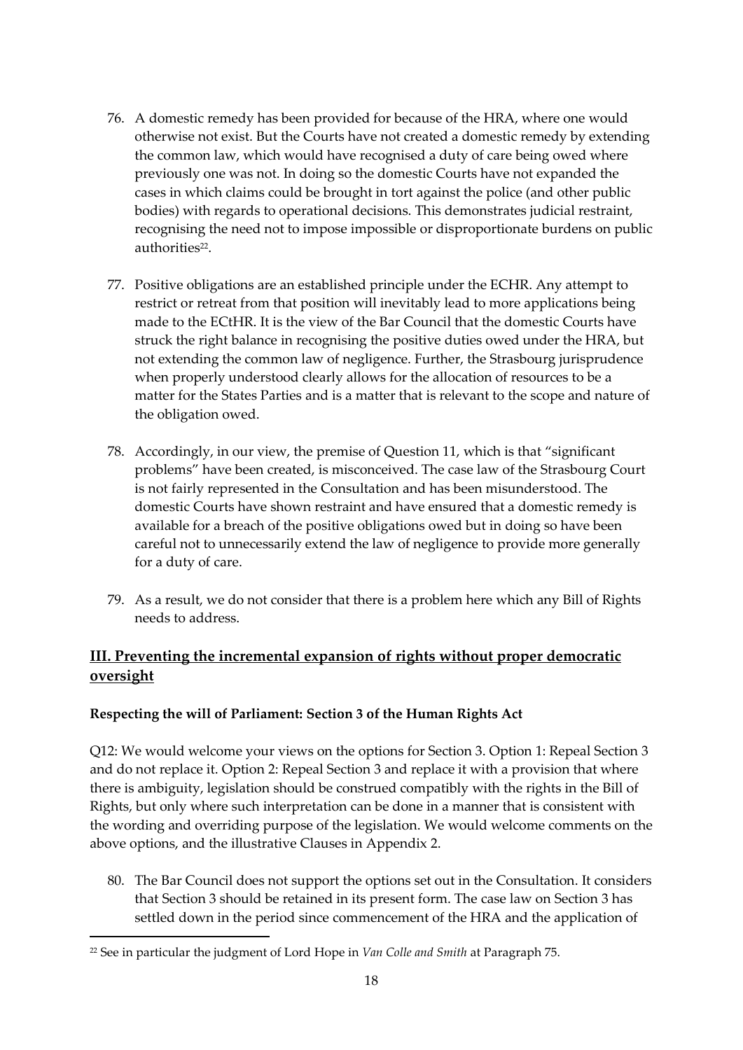76. A domestic remedy has been provided for because of the HRA, where one would otherwise not exist. But the Courts have not created a domestic remedy by extending the common law, which would have recognised a duty of care being owed where previously one was not. In doing so the domestic Courts have not expanded the cases in which claims could be brought in tort against the police (and other public bodies) with regards to operational decisions. This demonstrates judicial restraint, recognising the need not to impose impossible or disproportionate burdens on public authorities[22].

77. Positive obligations are an established principle under the ECHR. Any attempt to restrict or retreat from that position will inevitably lead to more applications being made to the ECtHR. It is the view of the Bar Council that the domestic Courts have struck the right balance in recognising the positive duties owed under the HRA, but not extending the common law of negligence. Further, the Strasbourg jurisprudence when properly understood clearly allows for the allocation of resources to be a matter for the States Parties and is a matter that is relevant to the scope and nature of the obligation owed.

78. Accordingly, in our view, the premise of Question 11, which is that "significant problems" have been created, is misconceived. The case law of the Strasbourg Court is not fairly represented in the Consultation and has been misunderstood. The domestic Courts have shown restraint and have ensured that a domestic remedy is available for a breach of the positive obligations owed but in doing so have been careful not to unnecessarily extend the law of negligence to provide more generally for a duty of care.

79. As a result, we do not consider that there is a problem here which any Bill of Rights needs to address.

## III. Preventing the incremental expansion of rights without proper democratic oversight

### Respecting the will of Parliament: Section 3 of the Human Rights Act

Q12: We would welcome your views on the options for Section 3. Option 1: Repeal Section 3 and do not replace it. Option 2: Repeal Section 3 and replace it with a provision that where there is ambiguity, legislation should be construed compatibly with the rights in the Bill of Rights, but only where such interpretation can be done in a manner that is consistent with the wording and overriding purpose of the legislation. We would welcome comments on the above options, and the illustrative Clauses in Appendix 2.

80. The Bar Council does not support the options set out in the Consultation. It considers that Section 3 should be retained in its present form. The case law on Section 3 has settled down in the period since commencement of the HRA and the application of

[22] See in particular the judgment of Lord Hope in *Van Colle and Smith* at Paragraph 75.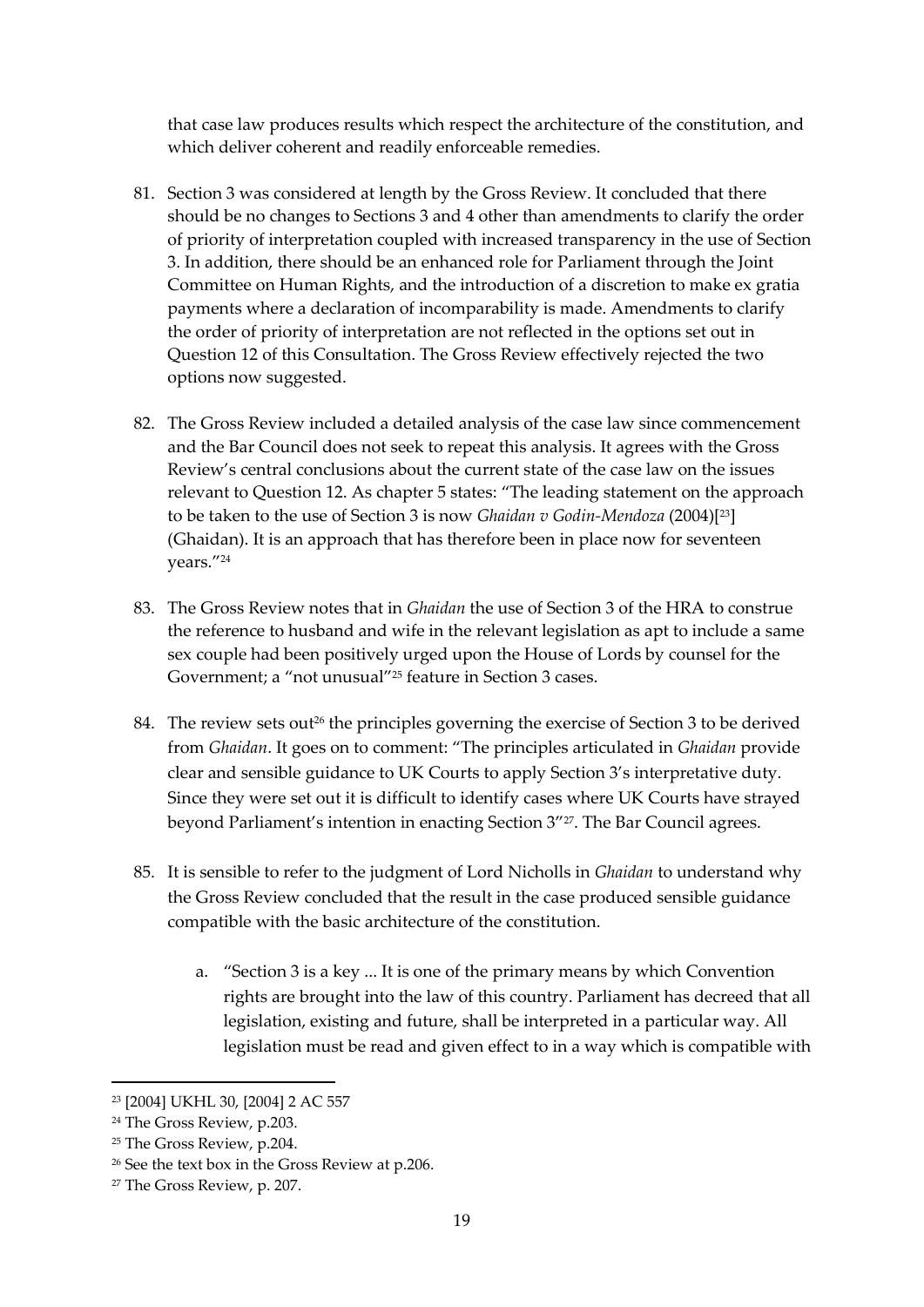that case law produces results which respect the architecture of the constitution, and which deliver coherent and readily enforceable remedies.

81. Section 3 was considered at length by the Gross Review. It concluded that there should be no changes to Sections 3 and 4 other than amendments to clarify the order of priority of interpretation coupled with increased transparency in the use of Section 3. In addition, there should be an enhanced role for Parliament through the Joint Committee on Human Rights, and the introduction of a discretion to make ex gratia payments where a declaration of incomparability is made. Amendments to clarify the order of priority of interpretation are not reflected in the options set out in Question 12 of this Consultation. The Gross Review effectively rejected the two options now suggested.

82. The Gross Review included a detailed analysis of the case law since commencement and the Bar Council does not seek to repeat this analysis. It agrees with the Gross Review's central conclusions about the current state of the case law on the issues relevant to Question 12. As chapter 5 states: "The leading statement on the approach to be taken to the use of Section 3 is now *Ghaidan v Godin-Mendoza* (2004)[23] (Ghaidan). It is an approach that has therefore been in place now for seventeen years."[24]

83. The Gross Review notes that in *Ghaidan* the use of Section 3 of the HRA to construe the reference to husband and wife in the relevant legislation as apt to include a same sex couple had been positively urged upon the House of Lords by counsel for the Government; a "not unusual"[25] feature in Section 3 cases.

84. The review sets out[26] the principles governing the exercise of Section 3 to be derived from *Ghaidan*. It goes on to comment: "The principles articulated in *Ghaidan* provide clear and sensible guidance to UK Courts to apply Section 3's interpretative duty. Since they were set out it is difficult to identify cases where UK Courts have strayed beyond Parliament's intention in enacting Section 3"[27]. The Bar Council agrees.

85. It is sensible to refer to the judgment of Lord Nicholls in *Ghaidan* to understand why the Gross Review concluded that the result in the case produced sensible guidance compatible with the basic architecture of the constitution.

    a. "Section 3 is a key ... It is one of the primary means by which Convention rights are brought into the law of this country. Parliament has decreed that all legislation, existing and future, shall be interpreted in a particular way. All legislation must be read and given effect to in a way which is compatible with

---

[23] [2004] UKHL 30, [2004] 2 AC 557

[24] The Gross Review, p.203.

[25] The Gross Review, p.204.

[26] See the text box in the Gross Review at p.206.

[27] The Gross Review, p. 207.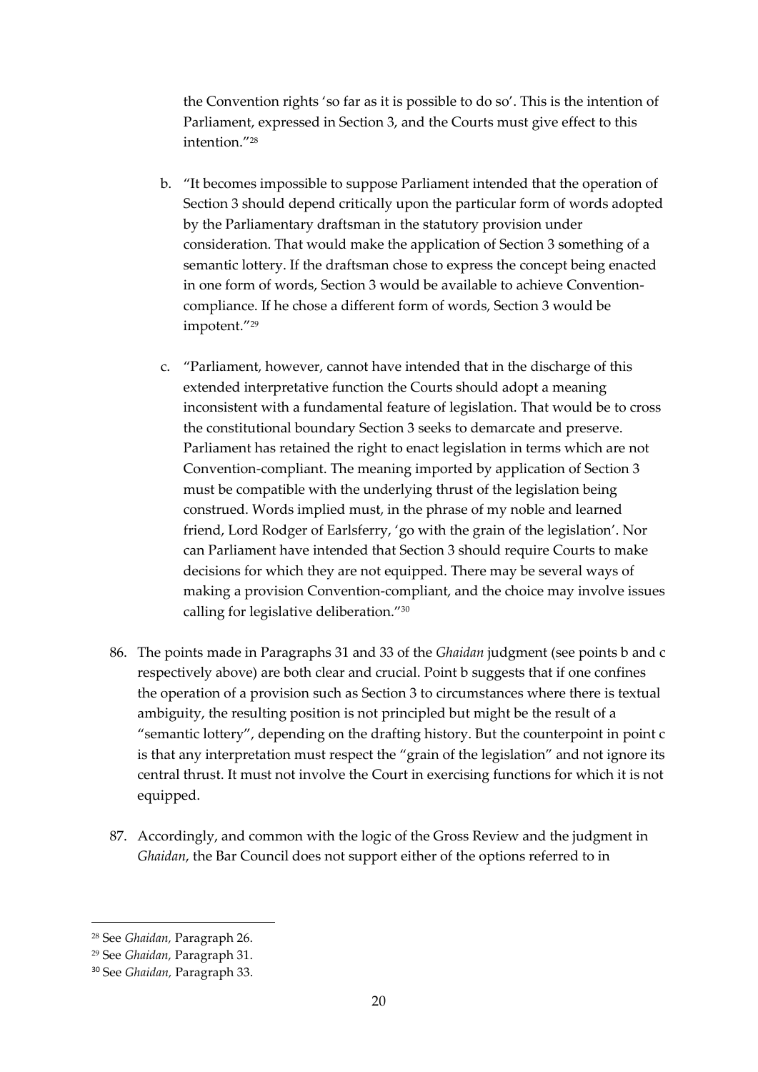the Convention rights 'so far as it is possible to do so'. This is the intention of Parliament, expressed in Section 3, and the Courts must give effect to this intention."[28]

b. "It becomes impossible to suppose Parliament intended that the operation of Section 3 should depend critically upon the particular form of words adopted by the Parliamentary draftsman in the statutory provision under consideration. That would make the application of Section 3 something of a semantic lottery. If the draftsman chose to express the concept being enacted in one form of words, Section 3 would be available to achieve Convention-compliance. If he chose a different form of words, Section 3 would be impotent."[29]

c. "Parliament, however, cannot have intended that in the discharge of this extended interpretative function the Courts should adopt a meaning inconsistent with a fundamental feature of legislation. That would be to cross the constitutional boundary Section 3 seeks to demarcate and preserve. Parliament has retained the right to enact legislation in terms which are not Convention-compliant. The meaning imported by application of Section 3 must be compatible with the underlying thrust of the legislation being construed. Words implied must, in the phrase of my noble and learned friend, Lord Rodger of Earlsferry, 'go with the grain of the legislation'. Nor can Parliament have intended that Section 3 should require Courts to make decisions for which they are not equipped. There may be several ways of making a provision Convention-compliant, and the choice may involve issues calling for legislative deliberation."[30]

86. The points made in Paragraphs 31 and 33 of the *Ghaidan* judgment (see points b and c respectively above) are both clear and crucial. Point b suggests that if one confines the operation of a provision such as Section 3 to circumstances where there is textual ambiguity, the resulting position is not principled but might be the result of a "semantic lottery", depending on the drafting history. But the counterpoint in point c is that any interpretation must respect the "grain of the legislation" and not ignore its central thrust. It must not involve the Court in exercising functions for which it is not equipped.

87. Accordingly, and common with the logic of the Gross Review and the judgment in *Ghaidan*, the Bar Council does not support either of the options referred to in

---

[28] See *Ghaidan,* Paragraph 26.

[29] See *Ghaidan,* Paragraph 31.

[30] See *Ghaidan,* Paragraph 33.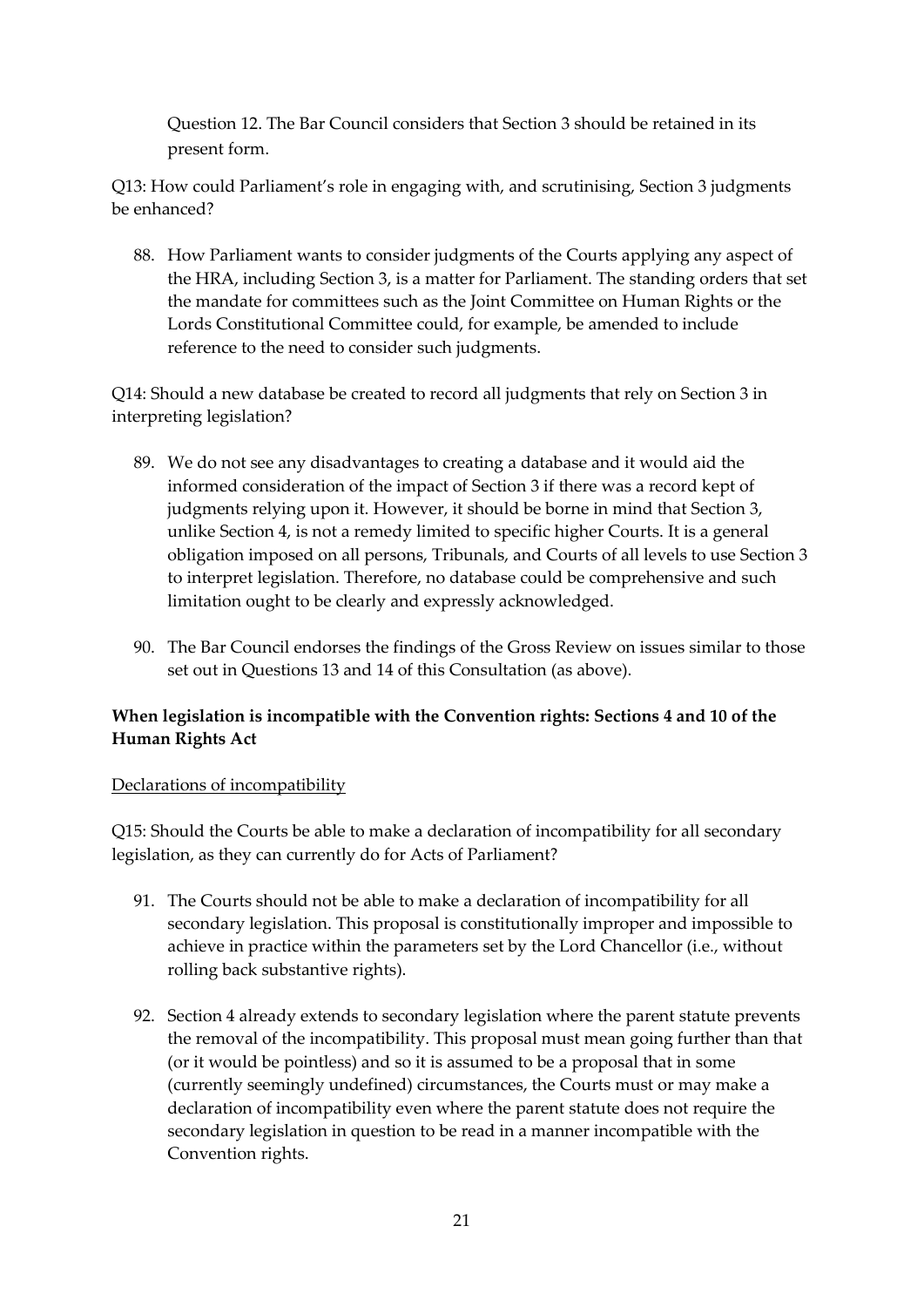Question 12. The Bar Council considers that Section 3 should be retained in its present form.

Q13: How could Parliament's role in engaging with, and scrutinising, Section 3 judgments be enhanced?

88. How Parliament wants to consider judgments of the Courts applying any aspect of the HRA, including Section 3, is a matter for Parliament. The standing orders that set the mandate for committees such as the Joint Committee on Human Rights or the Lords Constitutional Committee could, for example, be amended to include reference to the need to consider such judgments.

Q14: Should a new database be created to record all judgments that rely on Section 3 in interpreting legislation?

89. We do not see any disadvantages to creating a database and it would aid the informed consideration of the impact of Section 3 if there was a record kept of judgments relying upon it. However, it should be borne in mind that Section 3, unlike Section 4, is not a remedy limited to specific higher Courts. It is a general obligation imposed on all persons, Tribunals, and Courts of all levels to use Section 3 to interpret legislation. Therefore, no database could be comprehensive and such limitation ought to be clearly and expressly acknowledged.

90. The Bar Council endorses the findings of the Gross Review on issues similar to those set out in Questions 13 and 14 of this Consultation (as above).

**When legislation is incompatible with the Convention rights: Sections 4 and 10 of the Human Rights Act**

Declarations of incompatibility

Q15: Should the Courts be able to make a declaration of incompatibility for all secondary legislation, as they can currently do for Acts of Parliament?

91. The Courts should not be able to make a declaration of incompatibility for all secondary legislation. This proposal is constitutionally improper and impossible to achieve in practice within the parameters set by the Lord Chancellor (i.e., without rolling back substantive rights).

92. Section 4 already extends to secondary legislation where the parent statute prevents the removal of the incompatibility. This proposal must mean going further than that (or it would be pointless) and so it is assumed to be a proposal that in some (currently seemingly undefined) circumstances, the Courts must or may make a declaration of incompatibility even where the parent statute does not require the secondary legislation in question to be read in a manner incompatible with the Convention rights.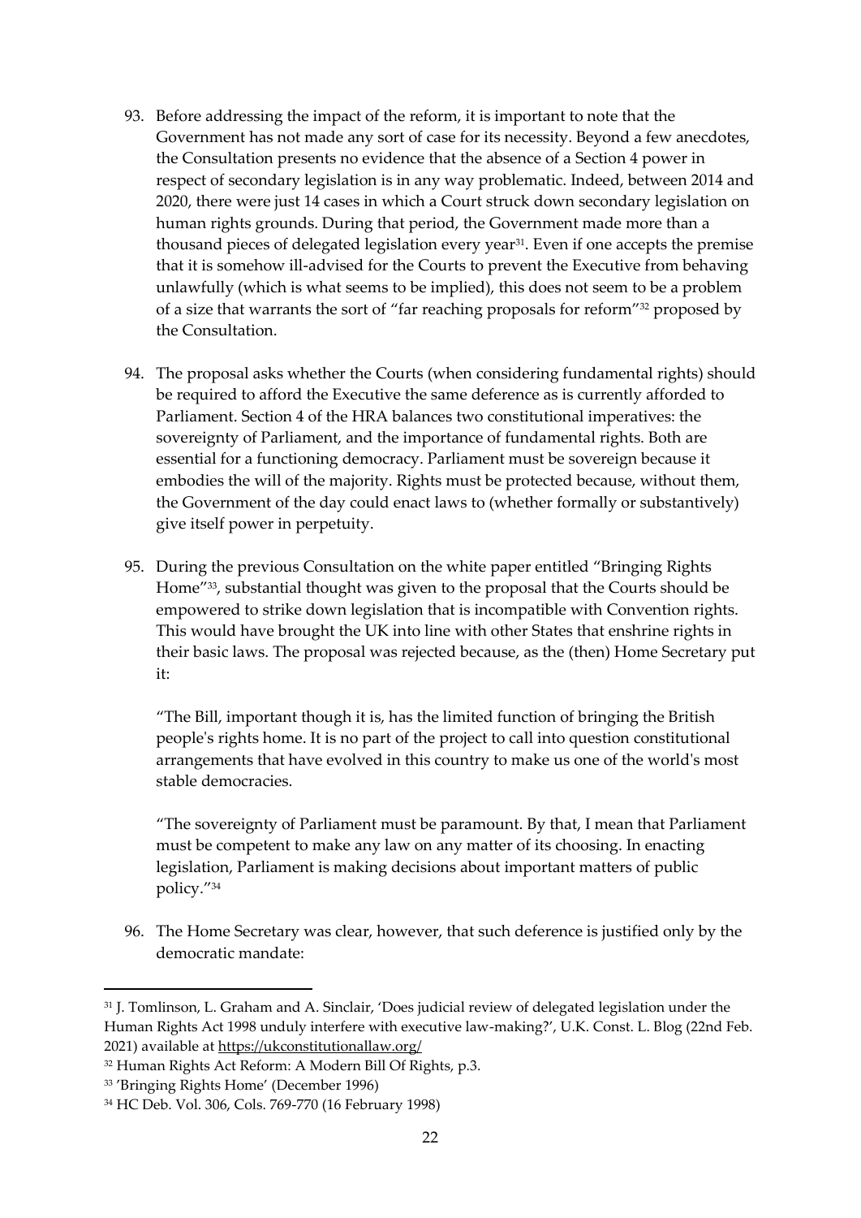93. Before addressing the impact of the reform, it is important to note that the Government has not made any sort of case for its necessity. Beyond a few anecdotes, the Consultation presents no evidence that the absence of a Section 4 power in respect of secondary legislation is in any way problematic. Indeed, between 2014 and 2020, there were just 14 cases in which a Court struck down secondary legislation on human rights grounds. During that period, the Government made more than a thousand pieces of delegated legislation every year[31]. Even if one accepts the premise that it is somehow ill-advised for the Courts to prevent the Executive from behaving unlawfully (which is what seems to be implied), this does not seem to be a problem of a size that warrants the sort of "far reaching proposals for reform"[32] proposed by the Consultation.

94. The proposal asks whether the Courts (when considering fundamental rights) should be required to afford the Executive the same deference as is currently afforded to Parliament. Section 4 of the HRA balances two constitutional imperatives: the sovereignty of Parliament, and the importance of fundamental rights. Both are essential for a functioning democracy. Parliament must be sovereign because it embodies the will of the majority. Rights must be protected because, without them, the Government of the day could enact laws to (whether formally or substantively) give itself power in perpetuity.

95. During the previous Consultation on the white paper entitled "Bringing Rights Home"[33], substantial thought was given to the proposal that the Courts should be empowered to strike down legislation that is incompatible with Convention rights. This would have brought the UK into line with other States that enshrine rights in their basic laws. The proposal was rejected because, as the (then) Home Secretary put it:

   "The Bill, important though it is, has the limited function of bringing the British people's rights home. It is no part of the project to call into question constitutional arrangements that have evolved in this country to make us one of the world's most stable democracies.

   "The sovereignty of Parliament must be paramount. By that, I mean that Parliament must be competent to make any law on any matter of its choosing. In enacting legislation, Parliament is making decisions about important matters of public policy."[34]

96. The Home Secretary was clear, however, that such deference is justified only by the democratic mandate:

---

[31] J. Tomlinson, L. Graham and A. Sinclair, 'Does judicial review of delegated legislation under the Human Rights Act 1998 unduly interfere with executive law-making?', U.K. Const. L. Blog (22nd Feb. 2021) available at https://ukconstitutionallaw.org/

[32] Human Rights Act Reform: A Modern Bill Of Rights, p.3.

[33] 'Bringing Rights Home' (December 1996)

[34] HC Deb. Vol. 306, Cols. 769-770 (16 February 1998)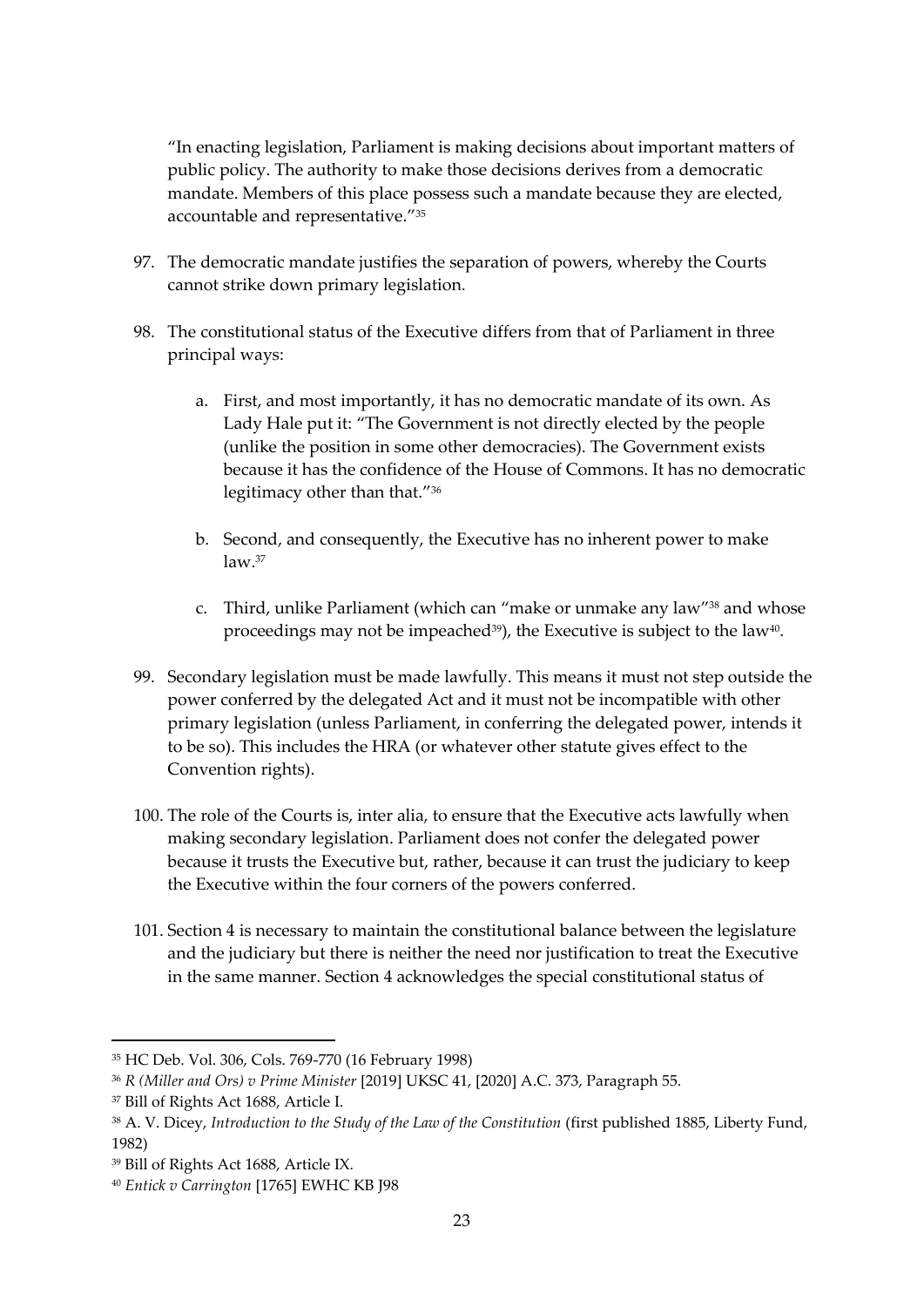"In enacting legislation, Parliament is making decisions about important matters of public policy. The authority to make those decisions derives from a democratic mandate. Members of this place possess such a mandate because they are elected, accountable and representative."[35]

97. The democratic mandate justifies the separation of powers, whereby the Courts cannot strike down primary legislation.

98. The constitutional status of the Executive differs from that of Parliament in three principal ways:

    a. First, and most importantly, it has no democratic mandate of its own. As Lady Hale put it: "The Government is not directly elected by the people (unlike the position in some other democracies). The Government exists because it has the confidence of the House of Commons. It has no democratic legitimacy other than that."[36]

    b. Second, and consequently, the Executive has no inherent power to make law.[37]

    c. Third, unlike Parliament (which can "make or unmake any law"[38] and whose proceedings may not be impeached[39]), the Executive is subject to the law[40].

99. Secondary legislation must be made lawfully. This means it must not step outside the power conferred by the delegated Act and it must not be incompatible with other primary legislation (unless Parliament, in conferring the delegated power, intends it to be so). This includes the HRA (or whatever other statute gives effect to the Convention rights).

100. The role of the Courts is, inter alia, to ensure that the Executive acts lawfully when making secondary legislation. Parliament does not confer the delegated power because it trusts the Executive but, rather, because it can trust the judiciary to keep the Executive within the four corners of the powers conferred.

101. Section 4 is necessary to maintain the constitutional balance between the legislature and the judiciary but there is neither the need nor justification to treat the Executive in the same manner. Section 4 acknowledges the special constitutional status of

---

[35] HC Deb. Vol. 306, Cols. 769-770 (16 February 1998)

[36] *R (Miller and Ors) v Prime Minister* [2019] UKSC 41, [2020] A.C. 373, Paragraph 55.

[37] Bill of Rights Act 1688, Article I.

[38] A. V. Dicey, *Introduction to the Study of the Law of the Constitution* (first published 1885, Liberty Fund, 1982)

[39] Bill of Rights Act 1688, Article IX.

[40] *Entick v Carrington* [1765] EWHC KB J98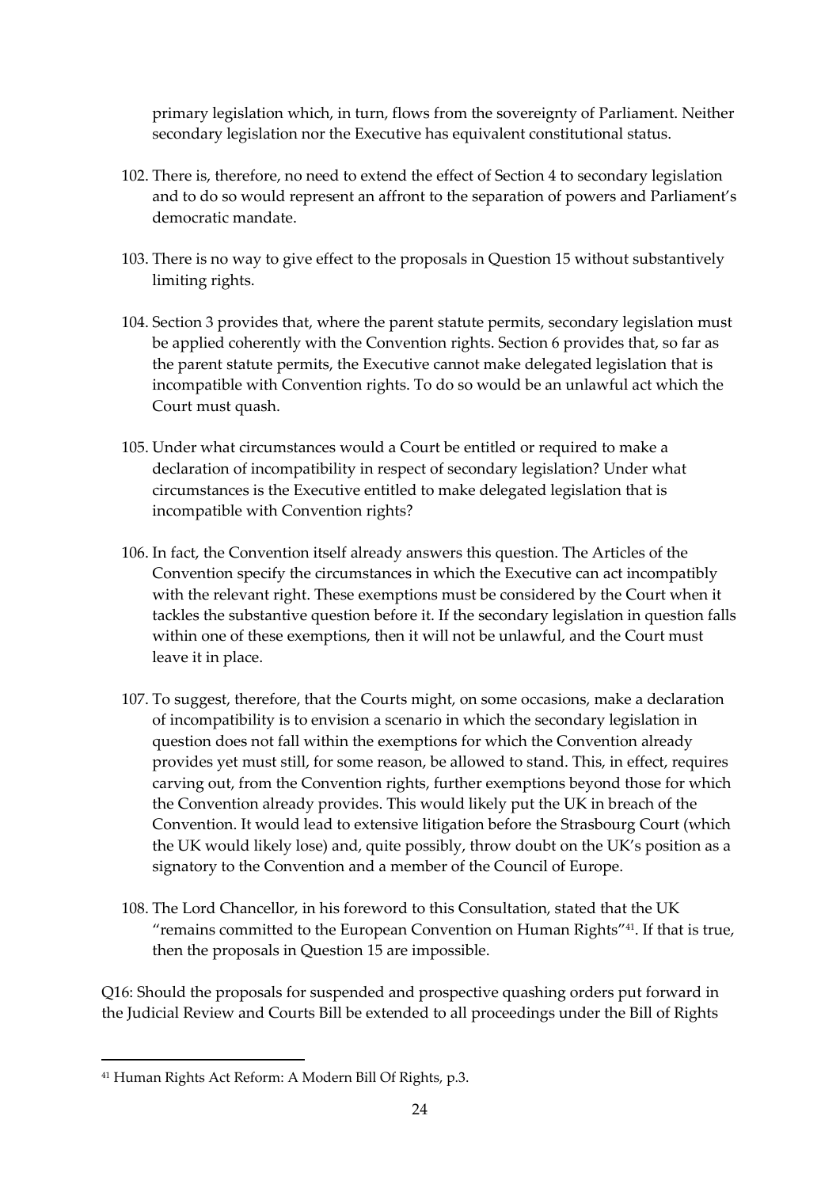primary legislation which, in turn, flows from the sovereignty of Parliament. Neither secondary legislation nor the Executive has equivalent constitutional status.

102. There is, therefore, no need to extend the effect of Section 4 to secondary legislation and to do so would represent an affront to the separation of powers and Parliament's democratic mandate.

103. There is no way to give effect to the proposals in Question 15 without substantively limiting rights.

104. Section 3 provides that, where the parent statute permits, secondary legislation must be applied coherently with the Convention rights. Section 6 provides that, so far as the parent statute permits, the Executive cannot make delegated legislation that is incompatible with Convention rights. To do so would be an unlawful act which the Court must quash.

105. Under what circumstances would a Court be entitled or required to make a declaration of incompatibility in respect of secondary legislation? Under what circumstances is the Executive entitled to make delegated legislation that is incompatible with Convention rights?

106. In fact, the Convention itself already answers this question. The Articles of the Convention specify the circumstances in which the Executive can act incompatibly with the relevant right. These exemptions must be considered by the Court when it tackles the substantive question before it. If the secondary legislation in question falls within one of these exemptions, then it will not be unlawful, and the Court must leave it in place.

107. To suggest, therefore, that the Courts might, on some occasions, make a declaration of incompatibility is to envision a scenario in which the secondary legislation in question does not fall within the exemptions for which the Convention already provides yet must still, for some reason, be allowed to stand. This, in effect, requires carving out, from the Convention rights, further exemptions beyond those for which the Convention already provides. This would likely put the UK in breach of the Convention. It would lead to extensive litigation before the Strasbourg Court (which the UK would likely lose) and, quite possibly, throw doubt on the UK's position as a signatory to the Convention and a member of the Council of Europe.

108. The Lord Chancellor, in his foreword to this Consultation, stated that the UK "remains committed to the European Convention on Human Rights"[41]. If that is true, then the proposals in Question 15 are impossible.

Q16: Should the proposals for suspended and prospective quashing orders put forward in the Judicial Review and Courts Bill be extended to all proceedings under the Bill of Rights

[41] Human Rights Act Reform: A Modern Bill Of Rights, p.3.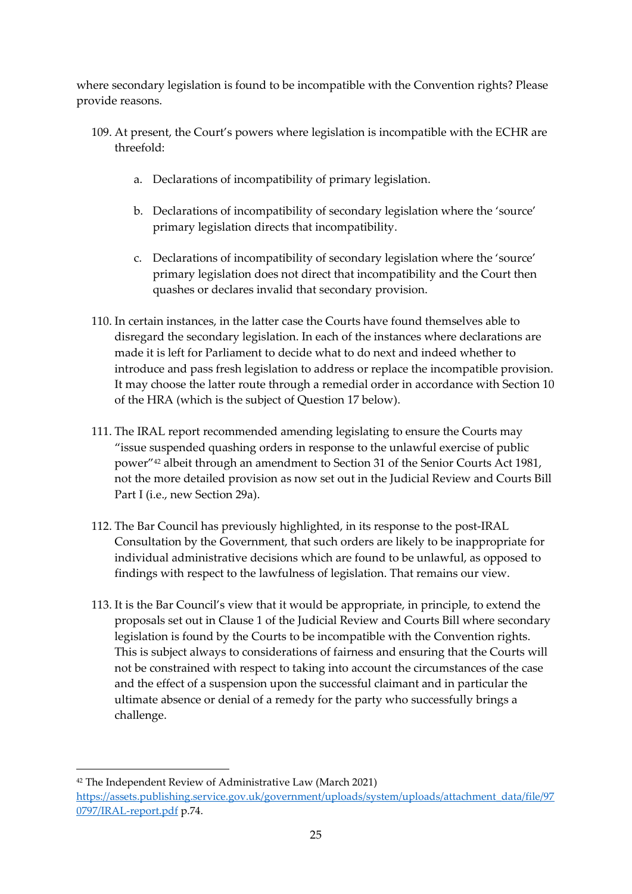where secondary legislation is found to be incompatible with the Convention rights? Please provide reasons.

109. At present, the Court's powers where legislation is incompatible with the ECHR are threefold:

    a. Declarations of incompatibility of primary legislation.

    b. Declarations of incompatibility of secondary legislation where the 'source' primary legislation directs that incompatibility.

    c. Declarations of incompatibility of secondary legislation where the 'source' primary legislation does not direct that incompatibility and the Court then quashes or declares invalid that secondary provision.

110. In certain instances, in the latter case the Courts have found themselves able to disregard the secondary legislation. In each of the instances where declarations are made it is left for Parliament to decide what to do next and indeed whether to introduce and pass fresh legislation to address or replace the incompatible provision. It may choose the latter route through a remedial order in accordance with Section 10 of the HRA (which is the subject of Question 17 below).

111. The IRAL report recommended amending legislating to ensure the Courts may "issue suspended quashing orders in response to the unlawful exercise of public power"[42] albeit through an amendment to Section 31 of the Senior Courts Act 1981, not the more detailed provision as now set out in the Judicial Review and Courts Bill Part I (i.e., new Section 29a).

112. The Bar Council has previously highlighted, in its response to the post-IRAL Consultation by the Government, that such orders are likely to be inappropriate for individual administrative decisions which are found to be unlawful, as opposed to findings with respect to the lawfulness of legislation. That remains our view.

113. It is the Bar Council's view that it would be appropriate, in principle, to extend the proposals set out in Clause 1 of the Judicial Review and Courts Bill where secondary legislation is found by the Courts to be incompatible with the Convention rights. This is subject always to considerations of fairness and ensuring that the Courts will not be constrained with respect to taking into account the circumstances of the case and the effect of a suspension upon the successful claimant and in particular the ultimate absence or denial of a remedy for the party who successfully brings a challenge.

---

[42] The Independent Review of Administrative Law (March 2021) https://assets.publishing.service.gov.uk/government/uploads/system/uploads/attachment_data/file/970797/IRAL-report.pdf p.74.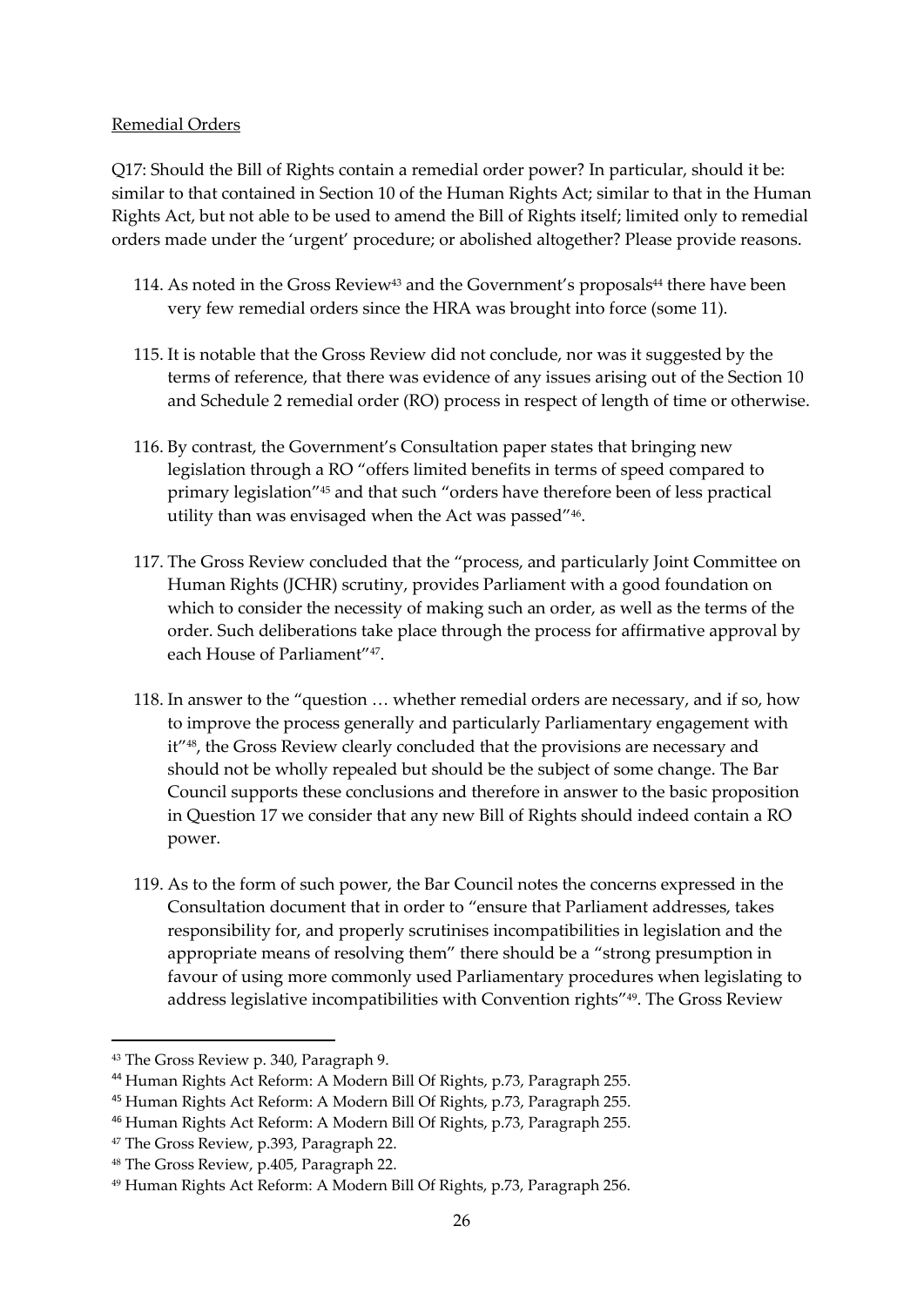Remedial Orders

Q17: Should the Bill of Rights contain a remedial order power? In particular, should it be: similar to that contained in Section 10 of the Human Rights Act; similar to that in the Human Rights Act, but not able to be used to amend the Bill of Rights itself; limited only to remedial orders made under the 'urgent' procedure; or abolished altogether? Please provide reasons.

114. As noted in the Gross Review[43] and the Government's proposals[44] there have been very few remedial orders since the HRA was brought into force (some 11).

115. It is notable that the Gross Review did not conclude, nor was it suggested by the terms of reference, that there was evidence of any issues arising out of the Section 10 and Schedule 2 remedial order (RO) process in respect of length of time or otherwise.

116. By contrast, the Government's Consultation paper states that bringing new legislation through a RO "offers limited benefits in terms of speed compared to primary legislation"[45] and that such "orders have therefore been of less practical utility than was envisaged when the Act was passed"[46].

117. The Gross Review concluded that the "process, and particularly Joint Committee on Human Rights (JCHR) scrutiny, provides Parliament with a good foundation on which to consider the necessity of making such an order, as well as the terms of the order. Such deliberations take place through the process for affirmative approval by each House of Parliament"[47].

118. In answer to the "question … whether remedial orders are necessary, and if so, how to improve the process generally and particularly Parliamentary engagement with it"[48], the Gross Review clearly concluded that the provisions are necessary and should not be wholly repealed but should be the subject of some change. The Bar Council supports these conclusions and therefore in answer to the basic proposition in Question 17 we consider that any new Bill of Rights should indeed contain a RO power.

119. As to the form of such power, the Bar Council notes the concerns expressed in the Consultation document that in order to "ensure that Parliament addresses, takes responsibility for, and properly scrutinises incompatibilities in legislation and the appropriate means of resolving them" there should be a "strong presumption in favour of using more commonly used Parliamentary procedures when legislating to address legislative incompatibilities with Convention rights"[49]. The Gross Review

---

[43] The Gross Review p. 340, Paragraph 9.

[44] Human Rights Act Reform: A Modern Bill Of Rights, p.73, Paragraph 255.

[45] Human Rights Act Reform: A Modern Bill Of Rights, p.73, Paragraph 255.

[46] Human Rights Act Reform: A Modern Bill Of Rights, p.73, Paragraph 255.

[47] The Gross Review, p.393, Paragraph 22.

[48] The Gross Review, p.405, Paragraph 22.

[49] Human Rights Act Reform: A Modern Bill Of Rights, p.73, Paragraph 256.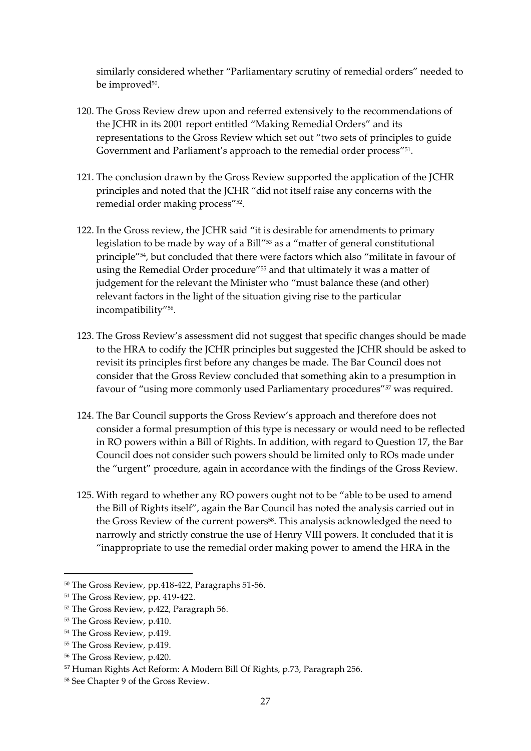similarly considered whether "Parliamentary scrutiny of remedial orders" needed to be improved[50].

120. The Gross Review drew upon and referred extensively to the recommendations of the JCHR in its 2001 report entitled "Making Remedial Orders" and its representations to the Gross Review which set out "two sets of principles to guide Government and Parliament's approach to the remedial order process"[51].

121. The conclusion drawn by the Gross Review supported the application of the JCHR principles and noted that the JCHR "did not itself raise any concerns with the remedial order making process"[52].

122. In the Gross review, the JCHR said "it is desirable for amendments to primary legislation to be made by way of a Bill"[53] as a "matter of general constitutional principle"[54], but concluded that there were factors which also "militate in favour of using the Remedial Order procedure"[55] and that ultimately it was a matter of judgement for the relevant the Minister who "must balance these (and other) relevant factors in the light of the situation giving rise to the particular incompatibility"[56].

123. The Gross Review's assessment did not suggest that specific changes should be made to the HRA to codify the JCHR principles but suggested the JCHR should be asked to revisit its principles first before any changes be made. The Bar Council does not consider that the Gross Review concluded that something akin to a presumption in favour of "using more commonly used Parliamentary procedures"[57] was required.

124. The Bar Council supports the Gross Review's approach and therefore does not consider a formal presumption of this type is necessary or would need to be reflected in RO powers within a Bill of Rights. In addition, with regard to Question 17, the Bar Council does not consider such powers should be limited only to ROs made under the "urgent" procedure, again in accordance with the findings of the Gross Review.

125. With regard to whether any RO powers ought not to be "able to be used to amend the Bill of Rights itself", again the Bar Council has noted the analysis carried out in the Gross Review of the current powers[58]. This analysis acknowledged the need to narrowly and strictly construe the use of Henry VIII powers. It concluded that it is "inappropriate to use the remedial order making power to amend the HRA in the

---

[50] The Gross Review, pp.418-422, Paragraphs 51-56.

[51] The Gross Review, pp. 419-422.

[52] The Gross Review, p.422, Paragraph 56.

[53] The Gross Review, p.410.

[54] The Gross Review, p.419.

[55] The Gross Review, p.419.

[56] The Gross Review, p.420.

[57] Human Rights Act Reform: A Modern Bill Of Rights, p.73, Paragraph 256.

[58] See Chapter 9 of the Gross Review.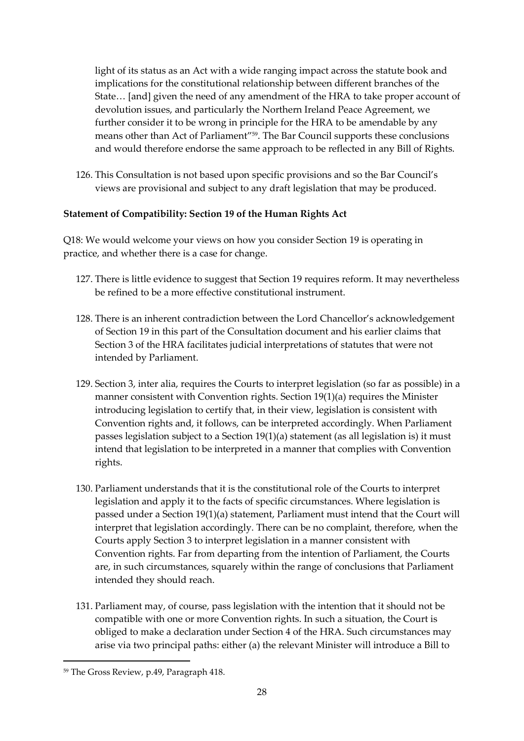light of its status as an Act with a wide ranging impact across the statute book and implications for the constitutional relationship between different branches of the State… [and] given the need of any amendment of the HRA to take proper account of devolution issues, and particularly the Northern Ireland Peace Agreement, we further consider it to be wrong in principle for the HRA to be amendable by any means other than Act of Parliament"[59]. The Bar Council supports these conclusions and would therefore endorse the same approach to be reflected in any Bill of Rights.

126. This Consultation is not based upon specific provisions and so the Bar Council's views are provisional and subject to any draft legislation that may be produced.

**Statement of Compatibility: Section 19 of the Human Rights Act**

Q18: We would welcome your views on how you consider Section 19 is operating in practice, and whether there is a case for change.

127. There is little evidence to suggest that Section 19 requires reform. It may nevertheless be refined to be a more effective constitutional instrument.

128. There is an inherent contradiction between the Lord Chancellor's acknowledgement of Section 19 in this part of the Consultation document and his earlier claims that Section 3 of the HRA facilitates judicial interpretations of statutes that were not intended by Parliament.

129. Section 3, inter alia, requires the Courts to interpret legislation (so far as possible) in a manner consistent with Convention rights. Section 19(1)(a) requires the Minister introducing legislation to certify that, in their view, legislation is consistent with Convention rights and, it follows, can be interpreted accordingly. When Parliament passes legislation subject to a Section 19(1)(a) statement (as all legislation is) it must intend that legislation to be interpreted in a manner that complies with Convention rights.

130. Parliament understands that it is the constitutional role of the Courts to interpret legislation and apply it to the facts of specific circumstances. Where legislation is passed under a Section 19(1)(a) statement, Parliament must intend that the Court will interpret that legislation accordingly. There can be no complaint, therefore, when the Courts apply Section 3 to interpret legislation in a manner consistent with Convention rights. Far from departing from the intention of Parliament, the Courts are, in such circumstances, squarely within the range of conclusions that Parliament intended they should reach.

131. Parliament may, of course, pass legislation with the intention that it should not be compatible with one or more Convention rights. In such a situation, the Court is obliged to make a declaration under Section 4 of the HRA. Such circumstances may arise via two principal paths: either (a) the relevant Minister will introduce a Bill to

---

[59] The Gross Review, p.49, Paragraph 418.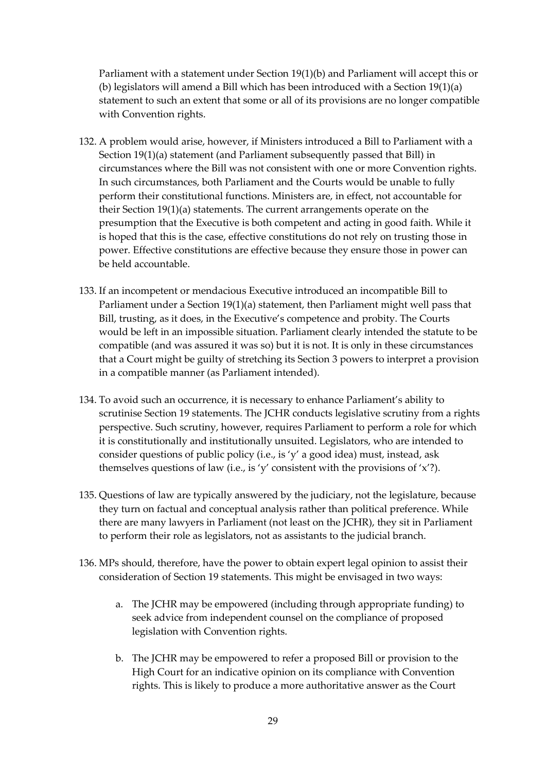Parliament with a statement under Section 19(1)(b) and Parliament will accept this or (b) legislators will amend a Bill which has been introduced with a Section 19(1)(a) statement to such an extent that some or all of its provisions are no longer compatible with Convention rights.

132. A problem would arise, however, if Ministers introduced a Bill to Parliament with a Section 19(1)(a) statement (and Parliament subsequently passed that Bill) in circumstances where the Bill was not consistent with one or more Convention rights. In such circumstances, both Parliament and the Courts would be unable to fully perform their constitutional functions. Ministers are, in effect, not accountable for their Section 19(1)(a) statements. The current arrangements operate on the presumption that the Executive is both competent and acting in good faith. While it is hoped that this is the case, effective constitutions do not rely on trusting those in power. Effective constitutions are effective because they ensure those in power can be held accountable.

133. If an incompetent or mendacious Executive introduced an incompatible Bill to Parliament under a Section 19(1)(a) statement, then Parliament might well pass that Bill, trusting, as it does, in the Executive's competence and probity. The Courts would be left in an impossible situation. Parliament clearly intended the statute to be compatible (and was assured it was so) but it is not. It is only in these circumstances that a Court might be guilty of stretching its Section 3 powers to interpret a provision in a compatible manner (as Parliament intended).

134. To avoid such an occurrence, it is necessary to enhance Parliament's ability to scrutinise Section 19 statements. The JCHR conducts legislative scrutiny from a rights perspective. Such scrutiny, however, requires Parliament to perform a role for which it is constitutionally and institutionally unsuited. Legislators, who are intended to consider questions of public policy (i.e., is 'y' a good idea) must, instead, ask themselves questions of law (i.e., is 'y' consistent with the provisions of 'x'?).

135. Questions of law are typically answered by the judiciary, not the legislature, because they turn on factual and conceptual analysis rather than political preference. While there are many lawyers in Parliament (not least on the JCHR), they sit in Parliament to perform their role as legislators, not as assistants to the judicial branch.

136. MPs should, therefore, have the power to obtain expert legal opinion to assist their consideration of Section 19 statements. This might be envisaged in two ways:

    a. The JCHR may be empowered (including through appropriate funding) to seek advice from independent counsel on the compliance of proposed legislation with Convention rights.

    b. The JCHR may be empowered to refer a proposed Bill or provision to the High Court for an indicative opinion on its compliance with Convention rights. This is likely to produce a more authoritative answer as the Court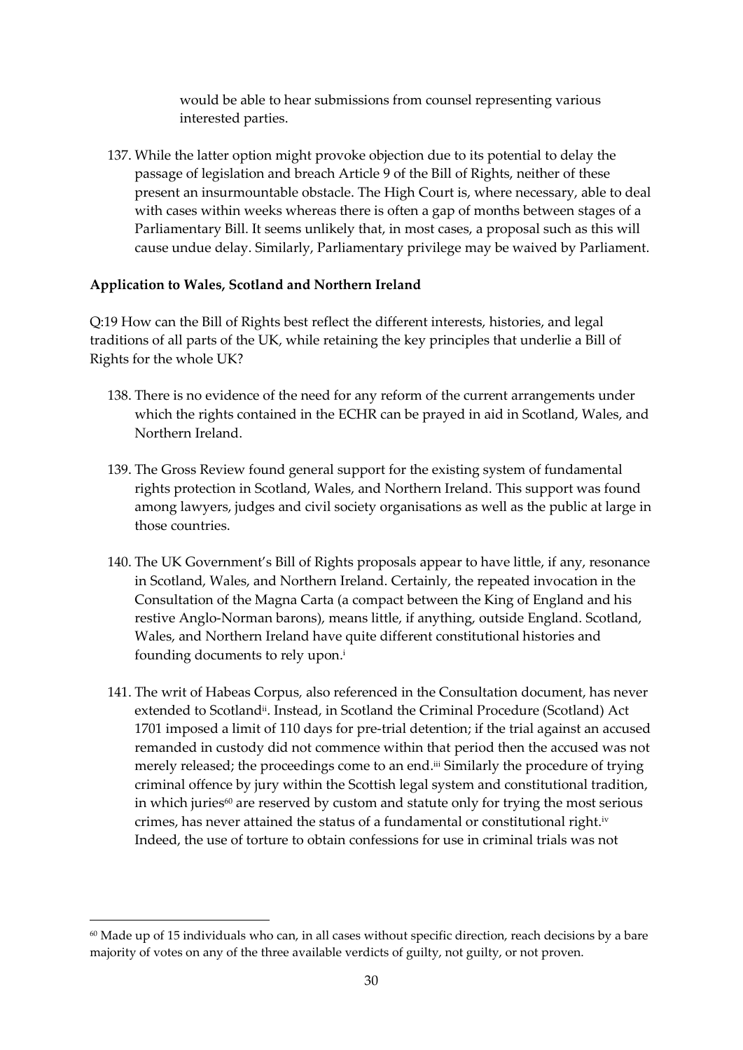would be able to hear submissions from counsel representing various interested parties.

137. While the latter option might provoke objection due to its potential to delay the passage of legislation and breach Article 9 of the Bill of Rights, neither of these present an insurmountable obstacle. The High Court is, where necessary, able to deal with cases within weeks whereas there is often a gap of months between stages of a Parliamentary Bill. It seems unlikely that, in most cases, a proposal such as this will cause undue delay. Similarly, Parliamentary privilege may be waived by Parliament.

**Application to Wales, Scotland and Northern Ireland**

Q:19 How can the Bill of Rights best reflect the different interests, histories, and legal traditions of all parts of the UK, while retaining the key principles that underlie a Bill of Rights for the whole UK?

138. There is no evidence of the need for any reform of the current arrangements under which the rights contained in the ECHR can be prayed in aid in Scotland, Wales, and Northern Ireland.

139. The Gross Review found general support for the existing system of fundamental rights protection in Scotland, Wales, and Northern Ireland. This support was found among lawyers, judges and civil society organisations as well as the public at large in those countries.

140. The UK Government's Bill of Rights proposals appear to have little, if any, resonance in Scotland, Wales, and Northern Ireland. Certainly, the repeated invocation in the Consultation of the Magna Carta (a compact between the King of England and his restive Anglo-Norman barons), means little, if anything, outside England. Scotland, Wales, and Northern Ireland have quite different constitutional histories and founding documents to rely upon.[i]

141. The writ of Habeas Corpus, also referenced in the Consultation document, has never extended to Scotland[ii]. Instead, in Scotland the Criminal Procedure (Scotland) Act 1701 imposed a limit of 110 days for pre-trial detention; if the trial against an accused remanded in custody did not commence within that period then the accused was not merely released; the proceedings come to an end.[iii] Similarly the procedure of trying criminal offence by jury within the Scottish legal system and constitutional tradition, in which juries[60] are reserved by custom and statute only for trying the most serious crimes, has never attained the status of a fundamental or constitutional right.[iv] Indeed, the use of torture to obtain confessions for use in criminal trials was not

[60] Made up of 15 individuals who can, in all cases without specific direction, reach decisions by a bare majority of votes on any of the three available verdicts of guilty, not guilty, or not proven.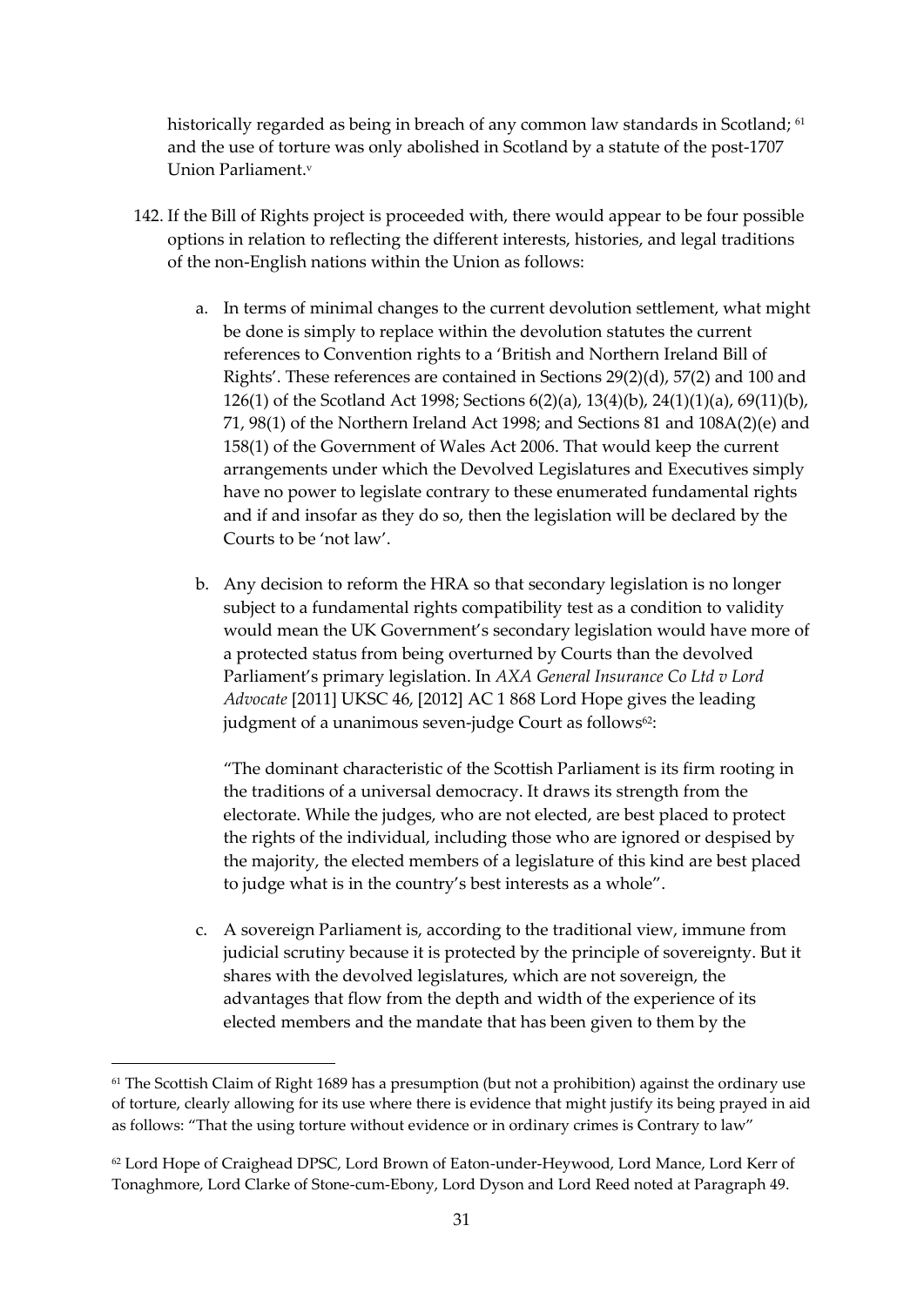historically regarded as being in breach of any common law standards in Scotland; [61] and the use of torture was only abolished in Scotland by a statute of the post-1707 Union Parliament.[v]

142. If the Bill of Rights project is proceeded with, there would appear to be four possible options in relation to reflecting the different interests, histories, and legal traditions of the non-English nations within the Union as follows:

    a. In terms of minimal changes to the current devolution settlement, what might be done is simply to replace within the devolution statutes the current references to Convention rights to a 'British and Northern Ireland Bill of Rights'. These references are contained in Sections 29(2)(d), 57(2) and 100 and 126(1) of the Scotland Act 1998; Sections 6(2)(a), 13(4)(b), 24(1)(1)(a), 69(11)(b), 71, 98(1) of the Northern Ireland Act 1998; and Sections 81 and 108A(2)(e) and 158(1) of the Government of Wales Act 2006. That would keep the current arrangements under which the Devolved Legislatures and Executives simply have no power to legislate contrary to these enumerated fundamental rights and if and insofar as they do so, then the legislation will be declared by the Courts to be 'not law'.

    b. Any decision to reform the HRA so that secondary legislation is no longer subject to a fundamental rights compatibility test as a condition to validity would mean the UK Government's secondary legislation would have more of a protected status from being overturned by Courts than the devolved Parliament's primary legislation. In *AXA General Insurance Co Ltd v Lord Advocate* [2011] UKSC 46, [2012] AC 1 868 Lord Hope gives the leading judgment of a unanimous seven-judge Court as follows[62]:

       "The dominant characteristic of the Scottish Parliament is its firm rooting in the traditions of a universal democracy. It draws its strength from the electorate. While the judges, who are not elected, are best placed to protect the rights of the individual, including those who are ignored or despised by the majority, the elected members of a legislature of this kind are best placed to judge what is in the country's best interests as a whole".

    c. A sovereign Parliament is, according to the traditional view, immune from judicial scrutiny because it is protected by the principle of sovereignty. But it shares with the devolved legislatures, which are not sovereign, the advantages that flow from the depth and width of the experience of its elected members and the mandate that has been given to them by the

---

[61] The Scottish Claim of Right 1689 has a presumption (but not a prohibition) against the ordinary use of torture, clearly allowing for its use where there is evidence that might justify its being prayed in aid as follows: "That the using torture without evidence or in ordinary crimes is Contrary to law"

[62] Lord Hope of Craighead DPSC, Lord Brown of Eaton-under-Heywood, Lord Mance, Lord Kerr of Tonaghmore, Lord Clarke of Stone-cum-Ebony, Lord Dyson and Lord Reed noted at Paragraph 49.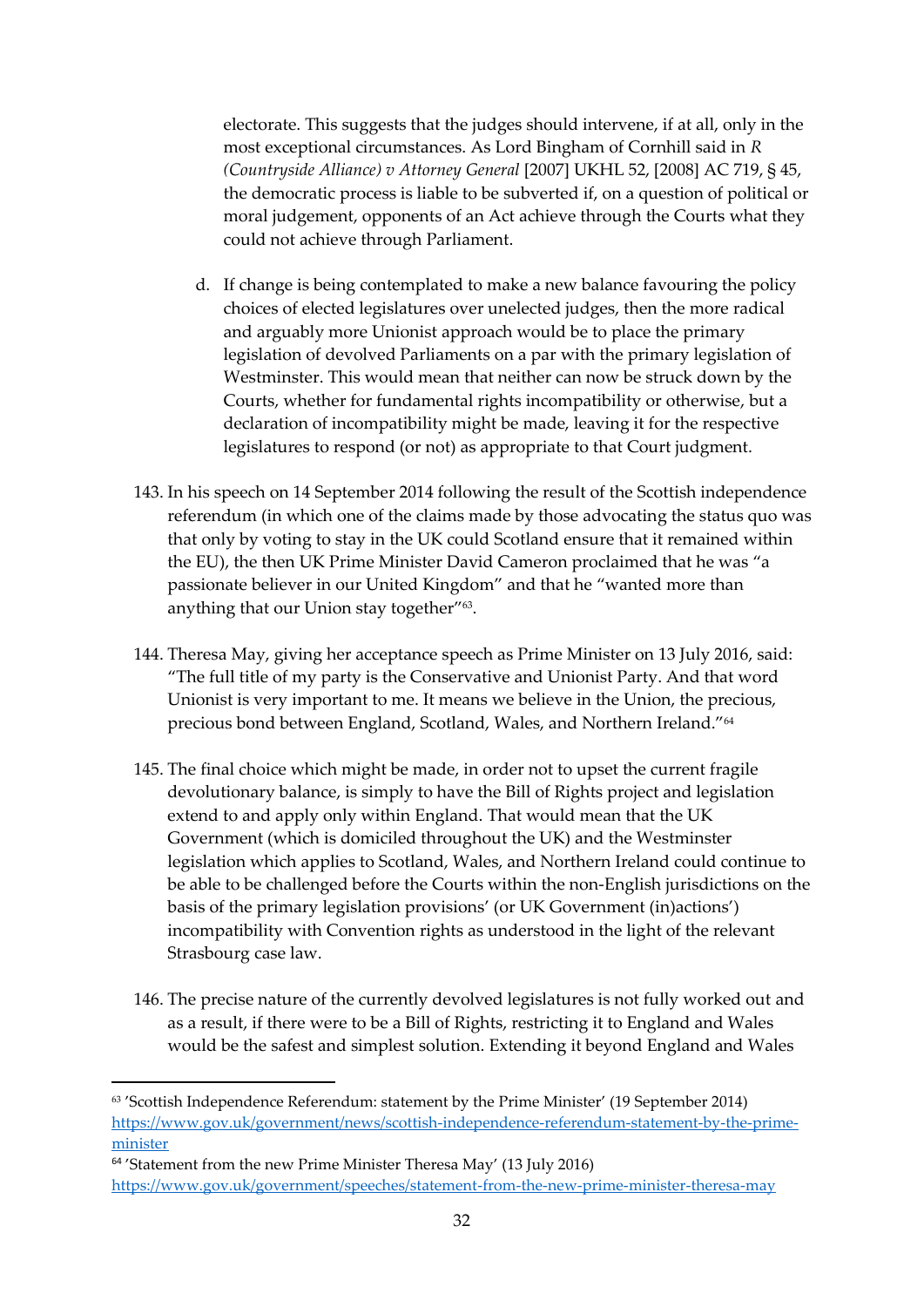electorate. This suggests that the judges should intervene, if at all, only in the most exceptional circumstances. As Lord Bingham of Cornhill said in *R (Countryside Alliance) v Attorney General* [2007] UKHL 52, [2008] AC 719, § 45, the democratic process is liable to be subverted if, on a question of political or moral judgement, opponents of an Act achieve through the Courts what they could not achieve through Parliament.

d. If change is being contemplated to make a new balance favouring the policy choices of elected legislatures over unelected judges, then the more radical and arguably more Unionist approach would be to place the primary legislation of devolved Parliaments on a par with the primary legislation of Westminster. This would mean that neither can now be struck down by the Courts, whether for fundamental rights incompatibility or otherwise, but a declaration of incompatibility might be made, leaving it for the respective legislatures to respond (or not) as appropriate to that Court judgment.

143. In his speech on 14 September 2014 following the result of the Scottish independence referendum (in which one of the claims made by those advocating the status quo was that only by voting to stay in the UK could Scotland ensure that it remained within the EU), the then UK Prime Minister David Cameron proclaimed that he was "a passionate believer in our United Kingdom" and that he "wanted more than anything that our Union stay together"[63].

144. Theresa May, giving her acceptance speech as Prime Minister on 13 July 2016, said: "The full title of my party is the Conservative and Unionist Party. And that word Unionist is very important to me. It means we believe in the Union, the precious, precious bond between England, Scotland, Wales, and Northern Ireland."[64]

145. The final choice which might be made, in order not to upset the current fragile devolutionary balance, is simply to have the Bill of Rights project and legislation extend to and apply only within England. That would mean that the UK Government (which is domiciled throughout the UK) and the Westminster legislation which applies to Scotland, Wales, and Northern Ireland could continue to be able to be challenged before the Courts within the non-English jurisdictions on the basis of the primary legislation provisions' (or UK Government (in)actions') incompatibility with Convention rights as understood in the light of the relevant Strasbourg case law.

146. The precise nature of the currently devolved legislatures is not fully worked out and as a result, if there were to be a Bill of Rights, restricting it to England and Wales would be the safest and simplest solution. Extending it beyond England and Wales

---

[63] 'Scottish Independence Referendum: statement by the Prime Minister' (19 September 2014) https://www.gov.uk/government/news/scottish-independence-referendum-statement-by-the-prime-minister

[64] 'Statement from the new Prime Minister Theresa May' (13 July 2016) https://www.gov.uk/government/speeches/statement-from-the-new-prime-minister-theresa-may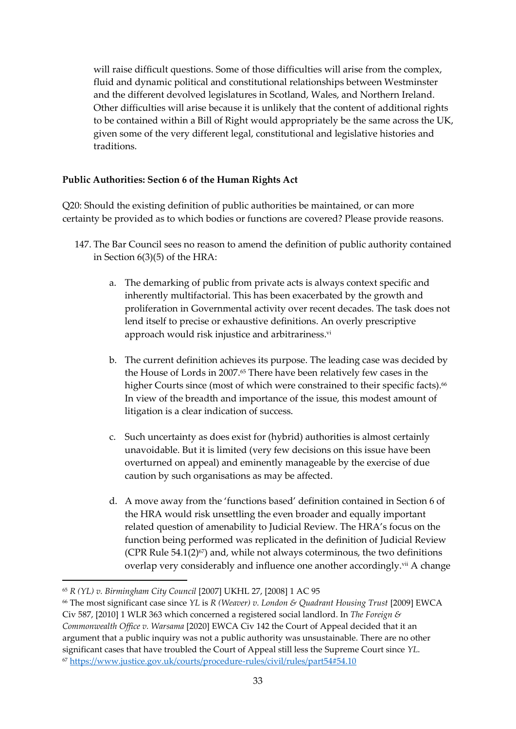will raise difficult questions. Some of those difficulties will arise from the complex, fluid and dynamic political and constitutional relationships between Westminster and the different devolved legislatures in Scotland, Wales, and Northern Ireland. Other difficulties will arise because it is unlikely that the content of additional rights to be contained within a Bill of Right would appropriately be the same across the UK, given some of the very different legal, constitutional and legislative histories and traditions.

**Public Authorities: Section 6 of the Human Rights Act**

Q20: Should the existing definition of public authorities be maintained, or can more certainty be provided as to which bodies or functions are covered? Please provide reasons.

147. The Bar Council sees no reason to amend the definition of public authority contained in Section 6(3)(5) of the HRA:

    a. The demarking of public from private acts is always context specific and inherently multifactorial. This has been exacerbated by the growth and proliferation in Governmental activity over recent decades. The task does not lend itself to precise or exhaustive definitions. An overly prescriptive approach would risk injustice and arbitrariness.[vi]

    b. The current definition achieves its purpose. The leading case was decided by the House of Lords in 2007.[65] There have been relatively few cases in the higher Courts since (most of which were constrained to their specific facts).[66] In view of the breadth and importance of the issue, this modest amount of litigation is a clear indication of success.

    c. Such uncertainty as does exist for (hybrid) authorities is almost certainly unavoidable. But it is limited (very few decisions on this issue have been overturned on appeal) and eminently manageable by the exercise of due caution by such organisations as may be affected.

    d. A move away from the 'functions based' definition contained in Section 6 of the HRA would risk unsettling the even broader and equally important related question of amenability to Judicial Review. The HRA's focus on the function being performed was replicated in the definition of Judicial Review (CPR Rule 54.1(2)[67]) and, while not always coterminous, the two definitions overlap very considerably and influence one another accordingly.[vii] A change

---

[65] *R (YL) v. Birmingham City Council* [2007] UKHL 27, [2008] 1 AC 95

[66] The most significant case since *YL* is *R (Weaver) v. London & Quadrant Housing Trust* [2009] EWCA Civ 587, [2010] 1 WLR 363 which concerned a registered social landlord. In *The Foreign & Commonwealth Office v. Warsama* [2020] EWCA Civ 142 the Court of Appeal decided that it an argument that a public inquiry was not a public authority was unsustainable. There are no other significant cases that have troubled the Court of Appeal still less the Supreme Court since *YL*.

[67] https://www.justice.gov.uk/courts/procedure-rules/civil/rules/part54#54.10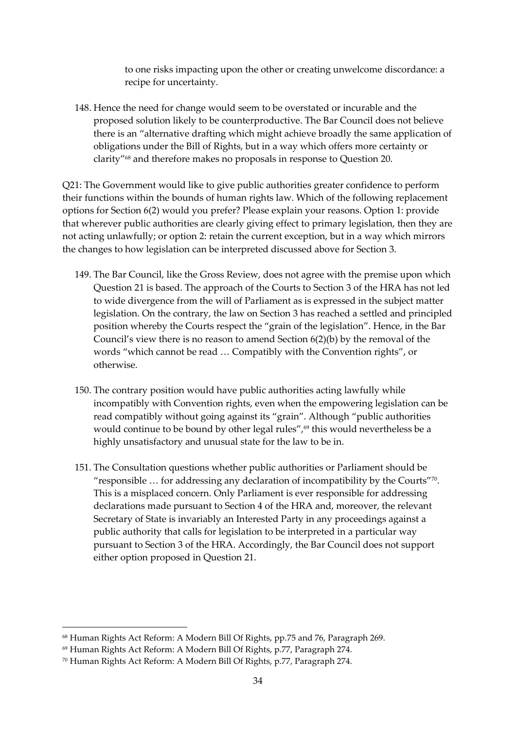to one risks impacting upon the other or creating unwelcome discordance: a recipe for uncertainty.

148. Hence the need for change would seem to be overstated or incurable and the proposed solution likely to be counterproductive. The Bar Council does not believe there is an "alternative drafting which might achieve broadly the same application of obligations under the Bill of Rights, but in a way which offers more certainty or clarity"[68] and therefore makes no proposals in response to Question 20.

Q21: The Government would like to give public authorities greater confidence to perform their functions within the bounds of human rights law. Which of the following replacement options for Section 6(2) would you prefer? Please explain your reasons. Option 1: provide that wherever public authorities are clearly giving effect to primary legislation, then they are not acting unlawfully; or option 2: retain the current exception, but in a way which mirrors the changes to how legislation can be interpreted discussed above for Section 3.

149. The Bar Council, like the Gross Review, does not agree with the premise upon which Question 21 is based. The approach of the Courts to Section 3 of the HRA has not led to wide divergence from the will of Parliament as is expressed in the subject matter legislation. On the contrary, the law on Section 3 has reached a settled and principled position whereby the Courts respect the "grain of the legislation". Hence, in the Bar Council's view there is no reason to amend Section 6(2)(b) by the removal of the words "which cannot be read … Compatibly with the Convention rights", or otherwise.

150. The contrary position would have public authorities acting lawfully while incompatibly with Convention rights, even when the empowering legislation can be read compatibly without going against its "grain". Although "public authorities would continue to be bound by other legal rules",[69] this would nevertheless be a highly unsatisfactory and unusual state for the law to be in.

151. The Consultation questions whether public authorities or Parliament should be "responsible … for addressing any declaration of incompatibility by the Courts"[70]. This is a misplaced concern. Only Parliament is ever responsible for addressing declarations made pursuant to Section 4 of the HRA and, moreover, the relevant Secretary of State is invariably an Interested Party in any proceedings against a public authority that calls for legislation to be interpreted in a particular way pursuant to Section 3 of the HRA. Accordingly, the Bar Council does not support either option proposed in Question 21.

---

[68] Human Rights Act Reform: A Modern Bill Of Rights, pp.75 and 76, Paragraph 269.

[69] Human Rights Act Reform: A Modern Bill Of Rights, p.77, Paragraph 274.

[70] Human Rights Act Reform: A Modern Bill Of Rights, p.77, Paragraph 274.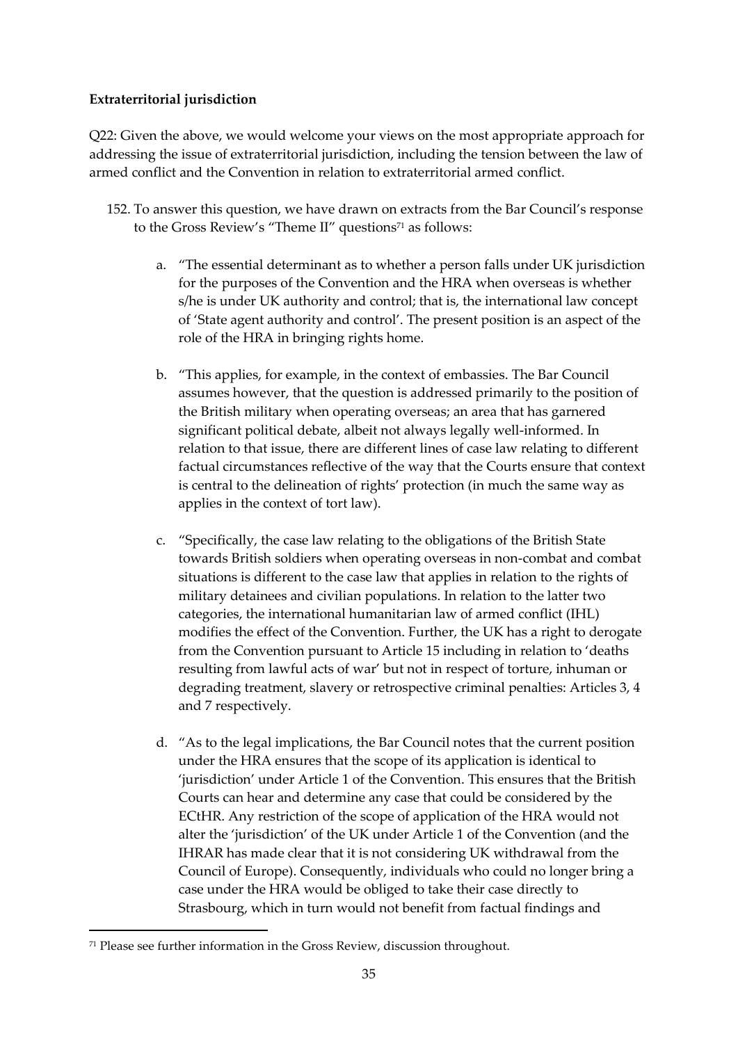**Extraterritorial jurisdiction**

Q22: Given the above, we would welcome your views on the most appropriate approach for addressing the issue of extraterritorial jurisdiction, including the tension between the law of armed conflict and the Convention in relation to extraterritorial armed conflict.

152. To answer this question, we have drawn on extracts from the Bar Council's response to the Gross Review's "Theme II" questions[71] as follows:

    a. "The essential determinant as to whether a person falls under UK jurisdiction for the purposes of the Convention and the HRA when overseas is whether s/he is under UK authority and control; that is, the international law concept of 'State agent authority and control'. The present position is an aspect of the role of the HRA in bringing rights home.

    b. "This applies, for example, in the context of embassies. The Bar Council assumes however, that the question is addressed primarily to the position of the British military when operating overseas; an area that has garnered significant political debate, albeit not always legally well-informed. In relation to that issue, there are different lines of case law relating to different factual circumstances reflective of the way that the Courts ensure that context is central to the delineation of rights' protection (in much the same way as applies in the context of tort law).

    c. "Specifically, the case law relating to the obligations of the British State towards British soldiers when operating overseas in non-combat and combat situations is different to the case law that applies in relation to the rights of military detainees and civilian populations. In relation to the latter two categories, the international humanitarian law of armed conflict (IHL) modifies the effect of the Convention. Further, the UK has a right to derogate from the Convention pursuant to Article 15 including in relation to 'deaths resulting from lawful acts of war' but not in respect of torture, inhuman or degrading treatment, slavery or retrospective criminal penalties: Articles 3, 4 and 7 respectively.

    d. "As to the legal implications, the Bar Council notes that the current position under the HRA ensures that the scope of its application is identical to 'jurisdiction' under Article 1 of the Convention. This ensures that the British Courts can hear and determine any case that could be considered by the ECtHR. Any restriction of the scope of application of the HRA would not alter the 'jurisdiction' of the UK under Article 1 of the Convention (and the IHRAR has made clear that it is not considering UK withdrawal from the Council of Europe). Consequently, individuals who could no longer bring a case under the HRA would be obliged to take their case directly to Strasbourg, which in turn would not benefit from factual findings and

[71] Please see further information in the Gross Review, discussion throughout.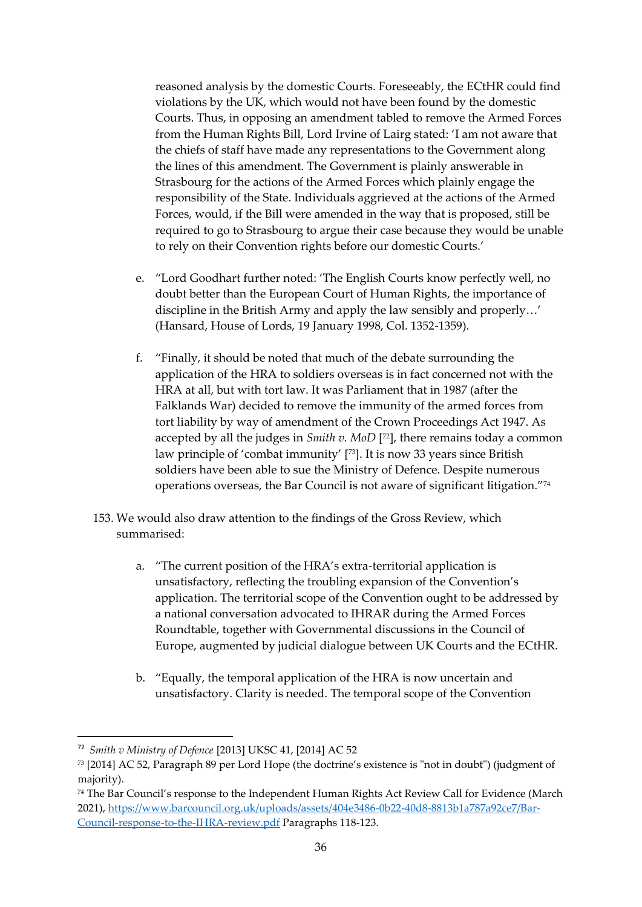reasoned analysis by the domestic Courts. Foreseeably, the ECtHR could find violations by the UK, which would not have been found by the domestic Courts. Thus, in opposing an amendment tabled to remove the Armed Forces from the Human Rights Bill, Lord Irvine of Lairg stated: 'I am not aware that the chiefs of staff have made any representations to the Government along the lines of this amendment. The Government is plainly answerable in Strasbourg for the actions of the Armed Forces which plainly engage the responsibility of the State. Individuals aggrieved at the actions of the Armed Forces, would, if the Bill were amended in the way that is proposed, still be required to go to Strasbourg to argue their case because they would be unable to rely on their Convention rights before our domestic Courts.'

e. "Lord Goodhart further noted: 'The English Courts know perfectly well, no doubt better than the European Court of Human Rights, the importance of discipline in the British Army and apply the law sensibly and properly…' (Hansard, House of Lords, 19 January 1998, Col. 1352-1359).

f. "Finally, it should be noted that much of the debate surrounding the application of the HRA to soldiers overseas is in fact concerned not with the HRA at all, but with tort law. It was Parliament that in 1987 (after the Falklands War) decided to remove the immunity of the armed forces from tort liability by way of amendment of the Crown Proceedings Act 1947. As accepted by all the judges in *Smith v. MoD* [[72]], there remains today a common law principle of 'combat immunity' [[73]]. It is now 33 years since British soldiers have been able to sue the Ministry of Defence. Despite numerous operations overseas, the Bar Council is not aware of significant litigation."[74]

153. We would also draw attention to the findings of the Gross Review, which summarised:

a. "The current position of the HRA's extra-territorial application is unsatisfactory, reflecting the troubling expansion of the Convention's application. The territorial scope of the Convention ought to be addressed by a national conversation advocated to IHRAR during the Armed Forces Roundtable, together with Governmental discussions in the Council of Europe, augmented by judicial dialogue between UK Courts and the ECtHR.

b. "Equally, the temporal application of the HRA is now uncertain and unsatisfactory. Clarity is needed. The temporal scope of the Convention

---

[72] *Smith v Ministry of Defence* [2013] UKSC 41, [2014] AC 52

[73] [2014] AC 52, Paragraph 89 per Lord Hope (the doctrine's existence is "not in doubt") (judgment of majority).

[74] The Bar Council's response to the Independent Human Rights Act Review Call for Evidence (March 2021), https://www.barcouncil.org.uk/uploads/assets/404e3486-0b22-40d8-8813b1a787a92ce7/Bar-Council-response-to-the-IHRA-review.pdf Paragraphs 118-123.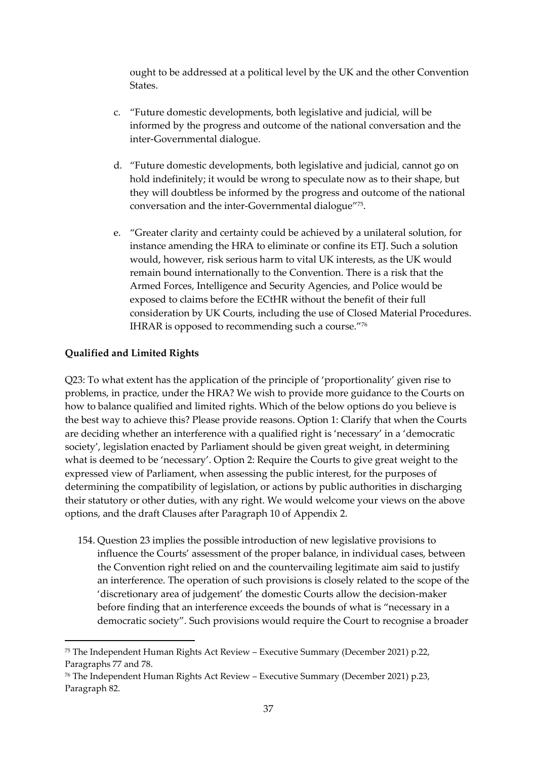ought to be addressed at a political level by the UK and the other Convention States.

c. "Future domestic developments, both legislative and judicial, will be informed by the progress and outcome of the national conversation and the inter-Governmental dialogue.

d. "Future domestic developments, both legislative and judicial, cannot go on hold indefinitely; it would be wrong to speculate now as to their shape, but they will doubtless be informed by the progress and outcome of the national conversation and the inter-Governmental dialogue"[75].

e. "Greater clarity and certainty could be achieved by a unilateral solution, for instance amending the HRA to eliminate or confine its ETJ. Such a solution would, however, risk serious harm to vital UK interests, as the UK would remain bound internationally to the Convention. There is a risk that the Armed Forces, Intelligence and Security Agencies, and Police would be exposed to claims before the ECtHR without the benefit of their full consideration by UK Courts, including the use of Closed Material Procedures. IHRAR is opposed to recommending such a course."[76]

**Qualified and Limited Rights**

Q23: To what extent has the application of the principle of 'proportionality' given rise to problems, in practice, under the HRA? We wish to provide more guidance to the Courts on how to balance qualified and limited rights. Which of the below options do you believe is the best way to achieve this? Please provide reasons. Option 1: Clarify that when the Courts are deciding whether an interference with a qualified right is 'necessary' in a 'democratic society', legislation enacted by Parliament should be given great weight, in determining what is deemed to be 'necessary'. Option 2: Require the Courts to give great weight to the expressed view of Parliament, when assessing the public interest, for the purposes of determining the compatibility of legislation, or actions by public authorities in discharging their statutory or other duties, with any right. We would welcome your views on the above options, and the draft Clauses after Paragraph 10 of Appendix 2.

154. Question 23 implies the possible introduction of new legislative provisions to influence the Courts' assessment of the proper balance, in individual cases, between the Convention right relied on and the countervailing legitimate aim said to justify an interference. The operation of such provisions is closely related to the scope of the 'discretionary area of judgement' the domestic Courts allow the decision-maker before finding that an interference exceeds the bounds of what is "necessary in a democratic society". Such provisions would require the Court to recognise a broader

[75] The Independent Human Rights Act Review – Executive Summary (December 2021) p.22, Paragraphs 77 and 78.

[76] The Independent Human Rights Act Review – Executive Summary (December 2021) p.23, Paragraph 82.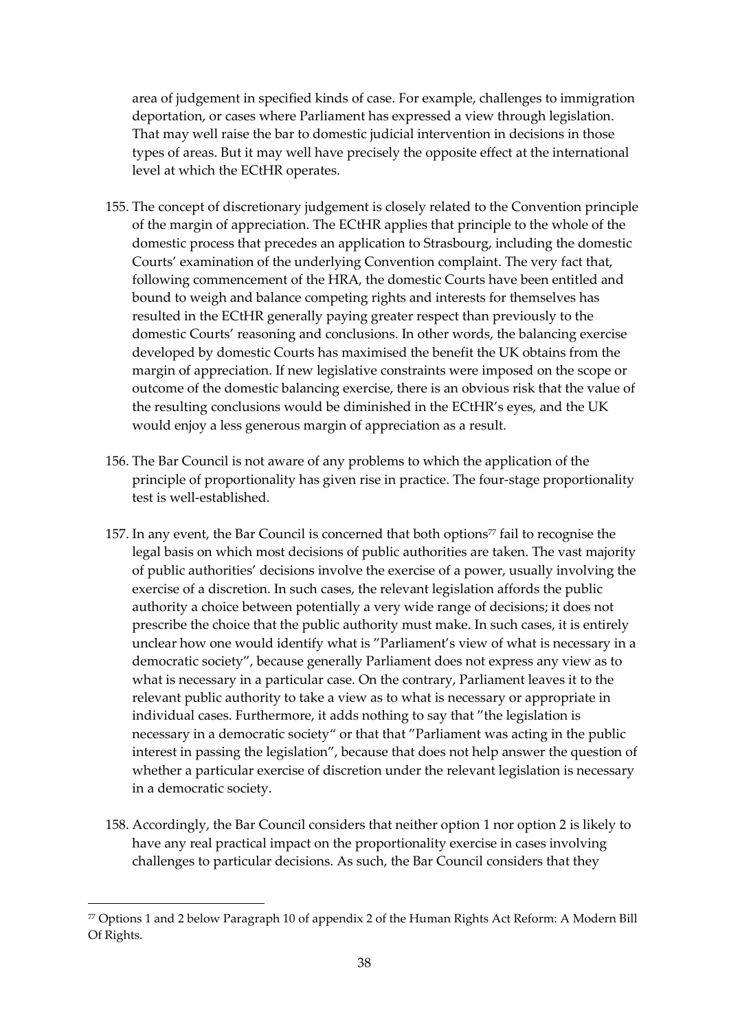area of judgement in specified kinds of case. For example, challenges to immigration deportation, or cases where Parliament has expressed a view through legislation. That may well raise the bar to domestic judicial intervention in decisions in those types of areas. But it may well have precisely the opposite effect at the international level at which the ECtHR operates.

155. The concept of discretionary judgement is closely related to the Convention principle of the margin of appreciation. The ECtHR applies that principle to the whole of the domestic process that precedes an application to Strasbourg, including the domestic Courts' examination of the underlying Convention complaint. The very fact that, following commencement of the HRA, the domestic Courts have been entitled and bound to weigh and balance competing rights and interests for themselves has resulted in the ECtHR generally paying greater respect than previously to the domestic Courts' reasoning and conclusions. In other words, the balancing exercise developed by domestic Courts has maximised the benefit the UK obtains from the margin of appreciation. If new legislative constraints were imposed on the scope or outcome of the domestic balancing exercise, there is an obvious risk that the value of the resulting conclusions would be diminished in the ECtHR's eyes, and the UK would enjoy a less generous margin of appreciation as a result.

156. The Bar Council is not aware of any problems to which the application of the principle of proportionality has given rise in practice. The four-stage proportionality test is well-established.

157. In any event, the Bar Council is concerned that both options[77] fail to recognise the legal basis on which most decisions of public authorities are taken. The vast majority of public authorities' decisions involve the exercise of a power, usually involving the exercise of a discretion. In such cases, the relevant legislation affords the public authority a choice between potentially a very wide range of decisions; it does not prescribe the choice that the public authority must make. In such cases, it is entirely unclear how one would identify what is "Parliament's view of what is necessary in a democratic society", because generally Parliament does not express any view as to what is necessary in a particular case. On the contrary, Parliament leaves it to the relevant public authority to take a view as to what is necessary or appropriate in individual cases. Furthermore, it adds nothing to say that "the legislation is necessary in a democratic society" or that that "Parliament was acting in the public interest in passing the legislation", because that does not help answer the question of whether a particular exercise of discretion under the relevant legislation is necessary in a democratic society.

158. Accordingly, the Bar Council considers that neither option 1 nor option 2 is likely to have any real practical impact on the proportionality exercise in cases involving challenges to particular decisions. As such, the Bar Council considers that they

[77] Options 1 and 2 below Paragraph 10 of appendix 2 of the Human Rights Act Reform: A Modern Bill Of Rights.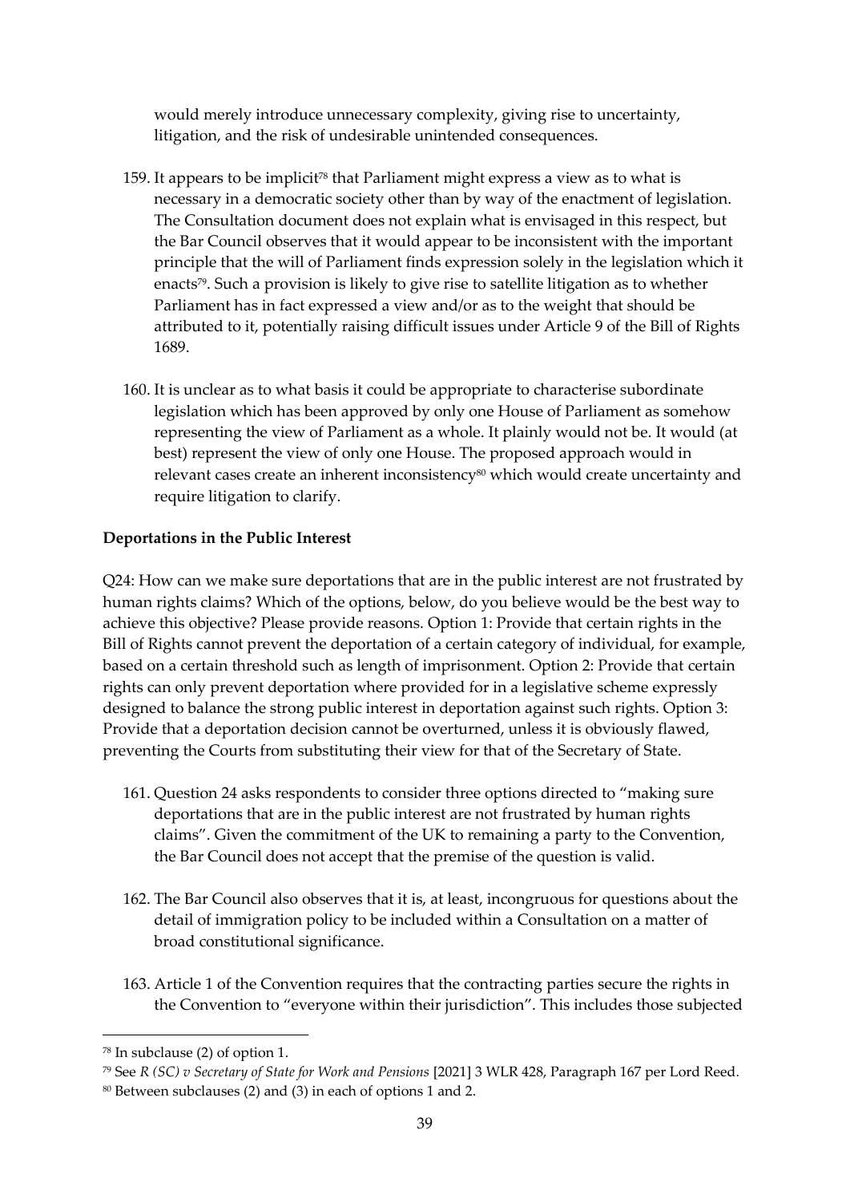would merely introduce unnecessary complexity, giving rise to uncertainty, litigation, and the risk of undesirable unintended consequences.

159. It appears to be implicit[78] that Parliament might express a view as to what is necessary in a democratic society other than by way of the enactment of legislation. The Consultation document does not explain what is envisaged in this respect, but the Bar Council observes that it would appear to be inconsistent with the important principle that the will of Parliament finds expression solely in the legislation which it enacts[79]. Such a provision is likely to give rise to satellite litigation as to whether Parliament has in fact expressed a view and/or as to the weight that should be attributed to it, potentially raising difficult issues under Article 9 of the Bill of Rights 1689.

160. It is unclear as to what basis it could be appropriate to characterise subordinate legislation which has been approved by only one House of Parliament as somehow representing the view of Parliament as a whole. It plainly would not be. It would (at best) represent the view of only one House. The proposed approach would in relevant cases create an inherent inconsistency[80] which would create uncertainty and require litigation to clarify.

**Deportations in the Public Interest**

Q24: How can we make sure deportations that are in the public interest are not frustrated by human rights claims? Which of the options, below, do you believe would be the best way to achieve this objective? Please provide reasons. Option 1: Provide that certain rights in the Bill of Rights cannot prevent the deportation of a certain category of individual, for example, based on a certain threshold such as length of imprisonment. Option 2: Provide that certain rights can only prevent deportation where provided for in a legislative scheme expressly designed to balance the strong public interest in deportation against such rights. Option 3: Provide that a deportation decision cannot be overturned, unless it is obviously flawed, preventing the Courts from substituting their view for that of the Secretary of State.

161. Question 24 asks respondents to consider three options directed to "making sure deportations that are in the public interest are not frustrated by human rights claims". Given the commitment of the UK to remaining a party to the Convention, the Bar Council does not accept that the premise of the question is valid.

162. The Bar Council also observes that it is, at least, incongruous for questions about the detail of immigration policy to be included within a Consultation on a matter of broad constitutional significance.

163. Article 1 of the Convention requires that the contracting parties secure the rights in the Convention to "everyone within their jurisdiction". This includes those subjected

---

[78] In subclause (2) of option 1.

[79] See *R (SC) v Secretary of State for Work and Pensions* [2021] 3 WLR 428, Paragraph 167 per Lord Reed.

[80] Between subclauses (2) and (3) in each of options 1 and 2.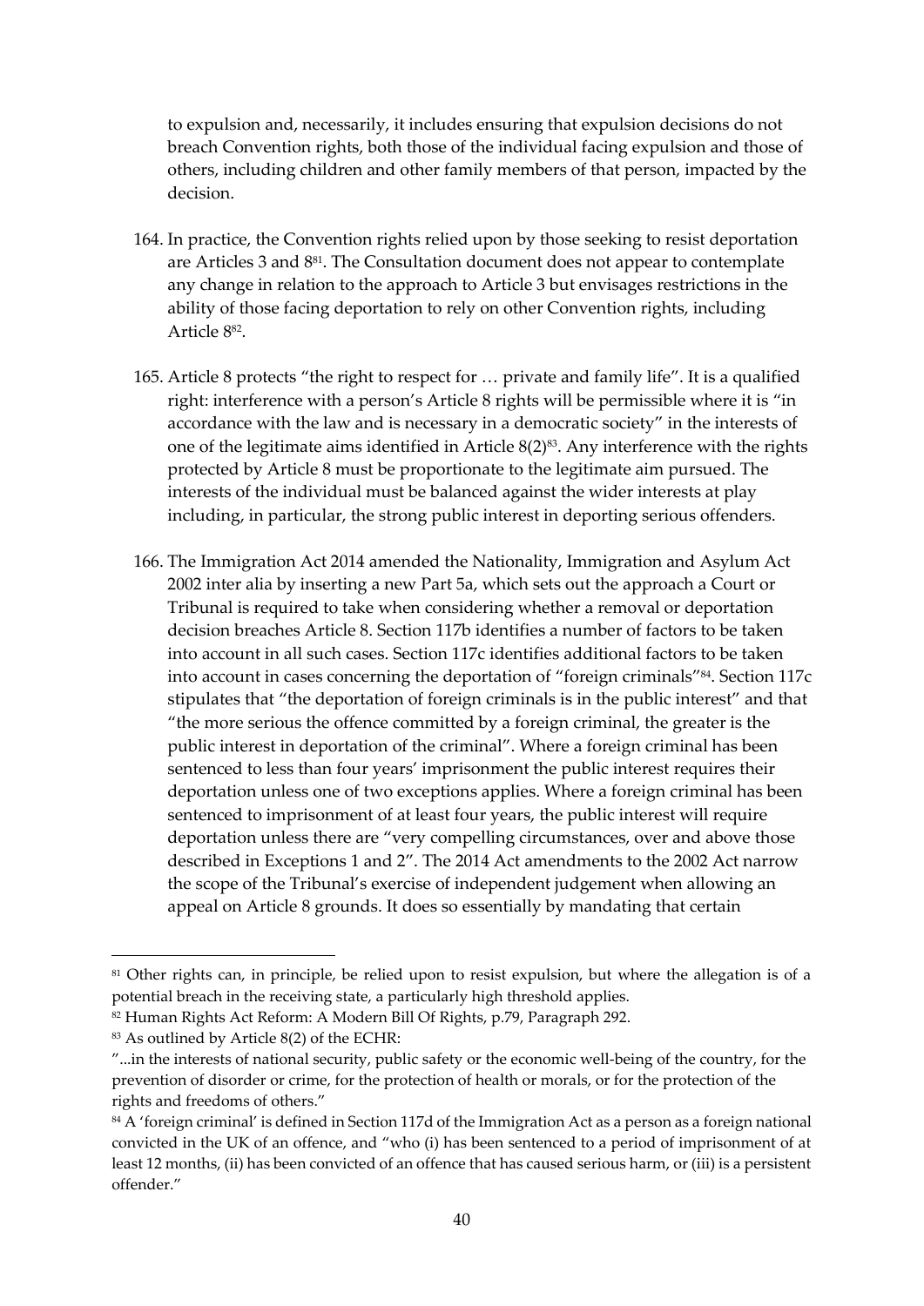to expulsion and, necessarily, it includes ensuring that expulsion decisions do not breach Convention rights, both those of the individual facing expulsion and those of others, including children and other family members of that person, impacted by the decision.

164. In practice, the Convention rights relied upon by those seeking to resist deportation are Articles 3 and 8[81]. The Consultation document does not appear to contemplate any change in relation to the approach to Article 3 but envisages restrictions in the ability of those facing deportation to rely on other Convention rights, including Article 8[82].

165. Article 8 protects "the right to respect for … private and family life". It is a qualified right: interference with a person's Article 8 rights will be permissible where it is "in accordance with the law and is necessary in a democratic society" in the interests of one of the legitimate aims identified in Article 8(2)[83]. Any interference with the rights protected by Article 8 must be proportionate to the legitimate aim pursued. The interests of the individual must be balanced against the wider interests at play including, in particular, the strong public interest in deporting serious offenders.

166. The Immigration Act 2014 amended the Nationality, Immigration and Asylum Act 2002 inter alia by inserting a new Part 5a, which sets out the approach a Court or Tribunal is required to take when considering whether a removal or deportation decision breaches Article 8. Section 117b identifies a number of factors to be taken into account in all such cases. Section 117c identifies additional factors to be taken into account in cases concerning the deportation of "foreign criminals"[84]. Section 117c stipulates that "the deportation of foreign criminals is in the public interest" and that "the more serious the offence committed by a foreign criminal, the greater is the public interest in deportation of the criminal". Where a foreign criminal has been sentenced to less than four years' imprisonment the public interest requires their deportation unless one of two exceptions applies. Where a foreign criminal has been sentenced to imprisonment of at least four years, the public interest will require deportation unless there are "very compelling circumstances, over and above those described in Exceptions 1 and 2". The 2014 Act amendments to the 2002 Act narrow the scope of the Tribunal's exercise of independent judgement when allowing an appeal on Article 8 grounds. It does so essentially by mandating that certain

---

[81] Other rights can, in principle, be relied upon to resist expulsion, but where the allegation is of a potential breach in the receiving state, a particularly high threshold applies.

[82] Human Rights Act Reform: A Modern Bill Of Rights, p.79, Paragraph 292.

[83] As outlined by Article 8(2) of the ECHR:
"...in the interests of national security, public safety or the economic well-being of the country, for the prevention of disorder or crime, for the protection of health or morals, or for the protection of the rights and freedoms of others."

[84] A 'foreign criminal' is defined in Section 117d of the Immigration Act as a person as a foreign national convicted in the UK of an offence, and "who (i) has been sentenced to a period of imprisonment of at least 12 months, (ii) has been convicted of an offence that has caused serious harm, or (iii) is a persistent offender."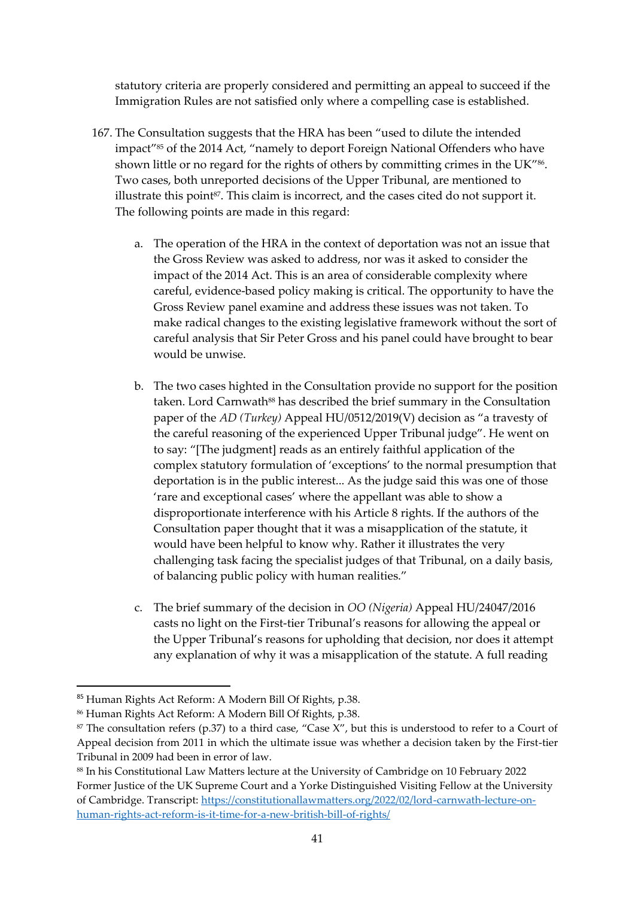statutory criteria are properly considered and permitting an appeal to succeed if the Immigration Rules are not satisfied only where a compelling case is established.

167. The Consultation suggests that the HRA has been "used to dilute the intended impact"[85] of the 2014 Act, "namely to deport Foreign National Offenders who have shown little or no regard for the rights of others by committing crimes in the UK"[86]. Two cases, both unreported decisions of the Upper Tribunal, are mentioned to illustrate this point[87]. This claim is incorrect, and the cases cited do not support it. The following points are made in this regard:

    a. The operation of the HRA in the context of deportation was not an issue that the Gross Review was asked to address, nor was it asked to consider the impact of the 2014 Act. This is an area of considerable complexity where careful, evidence-based policy making is critical. The opportunity to have the Gross Review panel examine and address these issues was not taken. To make radical changes to the existing legislative framework without the sort of careful analysis that Sir Peter Gross and his panel could have brought to bear would be unwise.

    b. The two cases highted in the Consultation provide no support for the position taken. Lord Carnwath[88] has described the brief summary in the Consultation paper of the *AD (Turkey)* Appeal HU/0512/2019(V) decision as "a travesty of the careful reasoning of the experienced Upper Tribunal judge". He went on to say: "[The judgment] reads as an entirely faithful application of the complex statutory formulation of 'exceptions' to the normal presumption that deportation is in the public interest... As the judge said this was one of those 'rare and exceptional cases' where the appellant was able to show a disproportionate interference with his Article 8 rights. If the authors of the Consultation paper thought that it was a misapplication of the statute, it would have been helpful to know why. Rather it illustrates the very challenging task facing the specialist judges of that Tribunal, on a daily basis, of balancing public policy with human realities."

    c. The brief summary of the decision in *OO (Nigeria)* Appeal HU/24047/2016 casts no light on the First-tier Tribunal's reasons for allowing the appeal or the Upper Tribunal's reasons for upholding that decision, nor does it attempt any explanation of why it was a misapplication of the statute. A full reading

---

[85] Human Rights Act Reform: A Modern Bill Of Rights, p.38.

[86] Human Rights Act Reform: A Modern Bill Of Rights, p.38.

[87] The consultation refers (p.37) to a third case, "Case X", but this is understood to refer to a Court of Appeal decision from 2011 in which the ultimate issue was whether a decision taken by the First-tier Tribunal in 2009 had been in error of law.

[88] In his Constitutional Law Matters lecture at the University of Cambridge on 10 February 2022 Former Justice of the UK Supreme Court and a Yorke Distinguished Visiting Fellow at the University of Cambridge. Transcript: https://constitutionallawmatters.org/2022/02/lord-carnwath-lecture-on-human-rights-act-reform-is-it-time-for-a-new-british-bill-of-rights/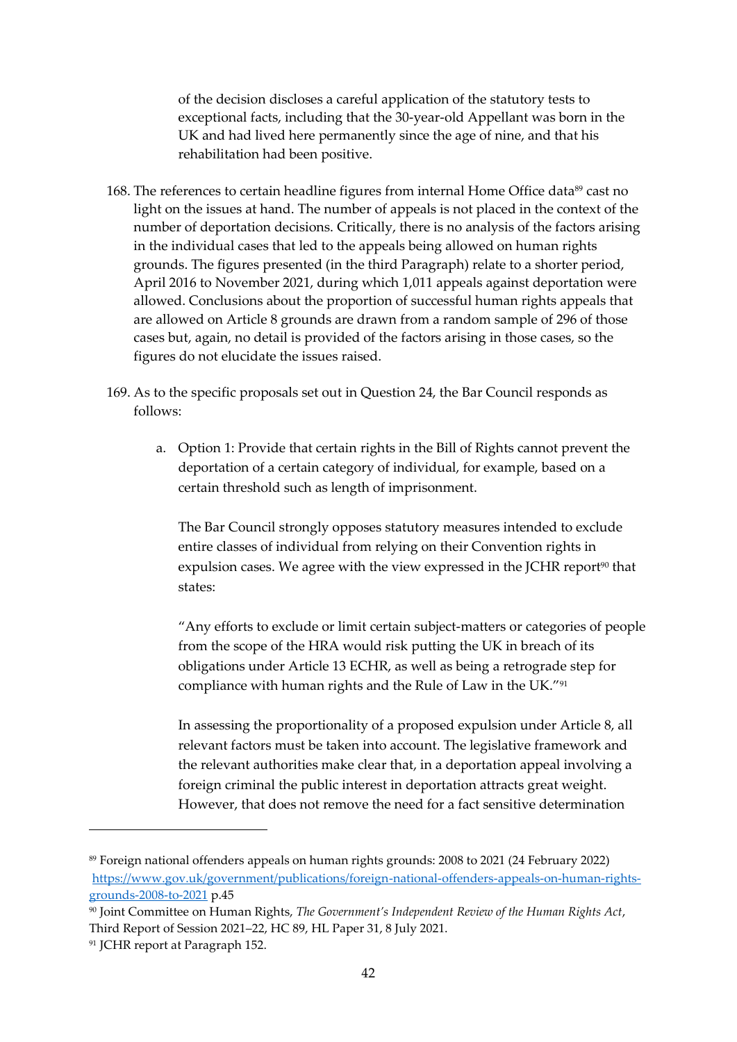of the decision discloses a careful application of the statutory tests to exceptional facts, including that the 30-year-old Appellant was born in the UK and had lived here permanently since the age of nine, and that his rehabilitation had been positive.

168. The references to certain headline figures from internal Home Office data[89] cast no light on the issues at hand. The number of appeals is not placed in the context of the number of deportation decisions. Critically, there is no analysis of the factors arising in the individual cases that led to the appeals being allowed on human rights grounds. The figures presented (in the third Paragraph) relate to a shorter period, April 2016 to November 2021, during which 1,011 appeals against deportation were allowed. Conclusions about the proportion of successful human rights appeals that are allowed on Article 8 grounds are drawn from a random sample of 296 of those cases but, again, no detail is provided of the factors arising in those cases, so the figures do not elucidate the issues raised.

169. As to the specific proposals set out in Question 24, the Bar Council responds as follows:

    a. Option 1: Provide that certain rights in the Bill of Rights cannot prevent the deportation of a certain category of individual, for example, based on a certain threshold such as length of imprisonment.

       The Bar Council strongly opposes statutory measures intended to exclude entire classes of individual from relying on their Convention rights in expulsion cases. We agree with the view expressed in the JCHR report[90] that states:

       "Any efforts to exclude or limit certain subject-matters or categories of people from the scope of the HRA would risk putting the UK in breach of its obligations under Article 13 ECHR, as well as being a retrograde step for compliance with human rights and the Rule of Law in the UK."[91]

       In assessing the proportionality of a proposed expulsion under Article 8, all relevant factors must be taken into account. The legislative framework and the relevant authorities make clear that, in a deportation appeal involving a foreign criminal the public interest in deportation attracts great weight. However, that does not remove the need for a fact sensitive determination

---

[89] Foreign national offenders appeals on human rights grounds: 2008 to 2021 (24 February 2022) https://www.gov.uk/government/publications/foreign-national-offenders-appeals-on-human-rights-grounds-2008-to-2021 p.45

[90] Joint Committee on Human Rights, *The Government's Independent Review of the Human Rights Act*, Third Report of Session 2021–22, HC 89, HL Paper 31, 8 July 2021.

[91] JCHR report at Paragraph 152.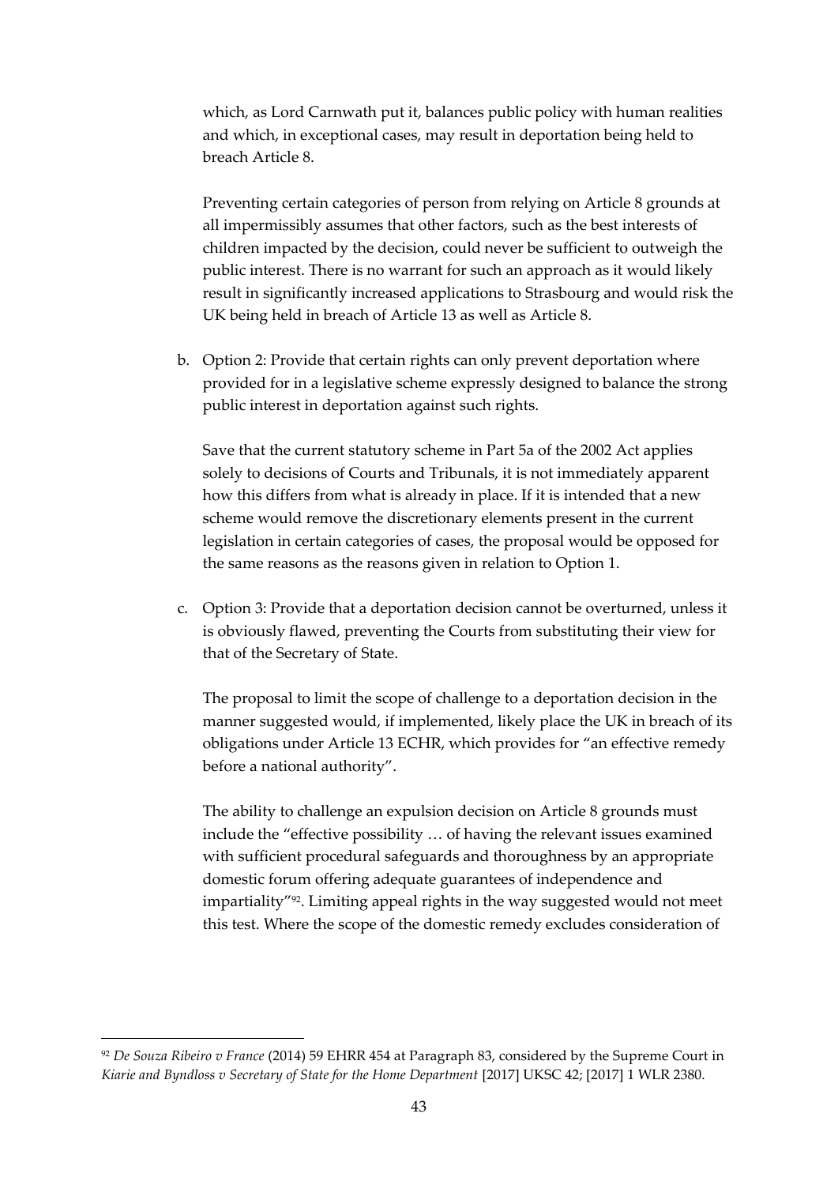which, as Lord Carnwath put it, balances public policy with human realities and which, in exceptional cases, may result in deportation being held to breach Article 8.

Preventing certain categories of person from relying on Article 8 grounds at all impermissibly assumes that other factors, such as the best interests of children impacted by the decision, could never be sufficient to outweigh the public interest. There is no warrant for such an approach as it would likely result in significantly increased applications to Strasbourg and would risk the UK being held in breach of Article 13 as well as Article 8.

b. Option 2: Provide that certain rights can only prevent deportation where provided for in a legislative scheme expressly designed to balance the strong public interest in deportation against such rights.

   Save that the current statutory scheme in Part 5a of the 2002 Act applies solely to decisions of Courts and Tribunals, it is not immediately apparent how this differs from what is already in place. If it is intended that a new scheme would remove the discretionary elements present in the current legislation in certain categories of cases, the proposal would be opposed for the same reasons as the reasons given in relation to Option 1.

c. Option 3: Provide that a deportation decision cannot be overturned, unless it is obviously flawed, preventing the Courts from substituting their view for that of the Secretary of State.

   The proposal to limit the scope of challenge to a deportation decision in the manner suggested would, if implemented, likely place the UK in breach of its obligations under Article 13 ECHR, which provides for "an effective remedy before a national authority".

   The ability to challenge an expulsion decision on Article 8 grounds must include the "effective possibility … of having the relevant issues examined with sufficient procedural safeguards and thoroughness by an appropriate domestic forum offering adequate guarantees of independence and impartiality"[92]. Limiting appeal rights in the way suggested would not meet this test. Where the scope of the domestic remedy excludes consideration of

[92] *De Souza Ribeiro v France* (2014) 59 EHRR 454 at Paragraph 83, considered by the Supreme Court in *Kiarie and Byndloss v Secretary of State for the Home Department* [2017] UKSC 42; [2017] 1 WLR 2380.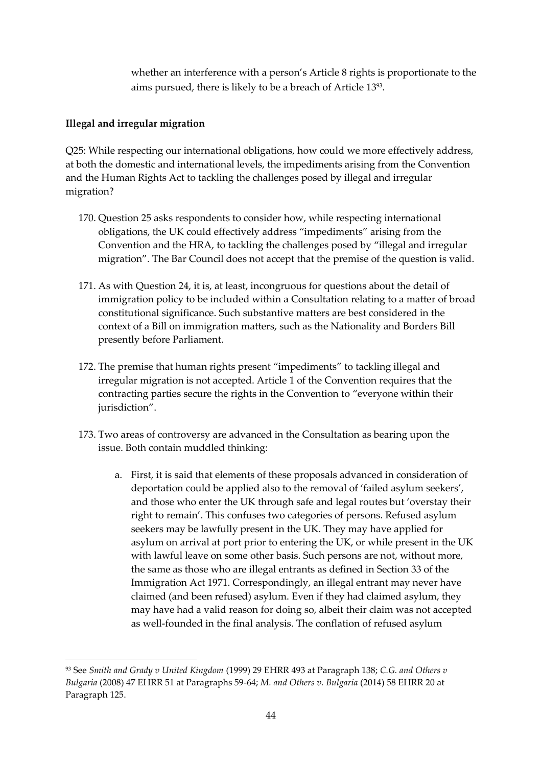whether an interference with a person's Article 8 rights is proportionate to the aims pursued, there is likely to be a breach of Article 13[93].

**Illegal and irregular migration**

Q25: While respecting our international obligations, how could we more effectively address, at both the domestic and international levels, the impediments arising from the Convention and the Human Rights Act to tackling the challenges posed by illegal and irregular migration?

170. Question 25 asks respondents to consider how, while respecting international obligations, the UK could effectively address "impediments" arising from the Convention and the HRA, to tackling the challenges posed by "illegal and irregular migration". The Bar Council does not accept that the premise of the question is valid.

171. As with Question 24, it is, at least, incongruous for questions about the detail of immigration policy to be included within a Consultation relating to a matter of broad constitutional significance. Such substantive matters are best considered in the context of a Bill on immigration matters, such as the Nationality and Borders Bill presently before Parliament.

172. The premise that human rights present "impediments" to tackling illegal and irregular migration is not accepted. Article 1 of the Convention requires that the contracting parties secure the rights in the Convention to "everyone within their jurisdiction".

173. Two areas of controversy are advanced in the Consultation as bearing upon the issue. Both contain muddled thinking:

    a. First, it is said that elements of these proposals advanced in consideration of deportation could be applied also to the removal of 'failed asylum seekers', and those who enter the UK through safe and legal routes but 'overstay their right to remain'. This confuses two categories of persons. Refused asylum seekers may be lawfully present in the UK. They may have applied for asylum on arrival at port prior to entering the UK, or while present in the UK with lawful leave on some other basis. Such persons are not, without more, the same as those who are illegal entrants as defined in Section 33 of the Immigration Act 1971. Correspondingly, an illegal entrant may never have claimed (and been refused) asylum. Even if they had claimed asylum, they may have had a valid reason for doing so, albeit their claim was not accepted as well-founded in the final analysis. The conflation of refused asylum

---

[93] See *Smith and Grady v United Kingdom* (1999) 29 EHRR 493 at Paragraph 138; *C.G. and Others v Bulgaria* (2008) 47 EHRR 51 at Paragraphs 59-64; *M. and Others v. Bulgaria* (2014) 58 EHRR 20 at Paragraph 125.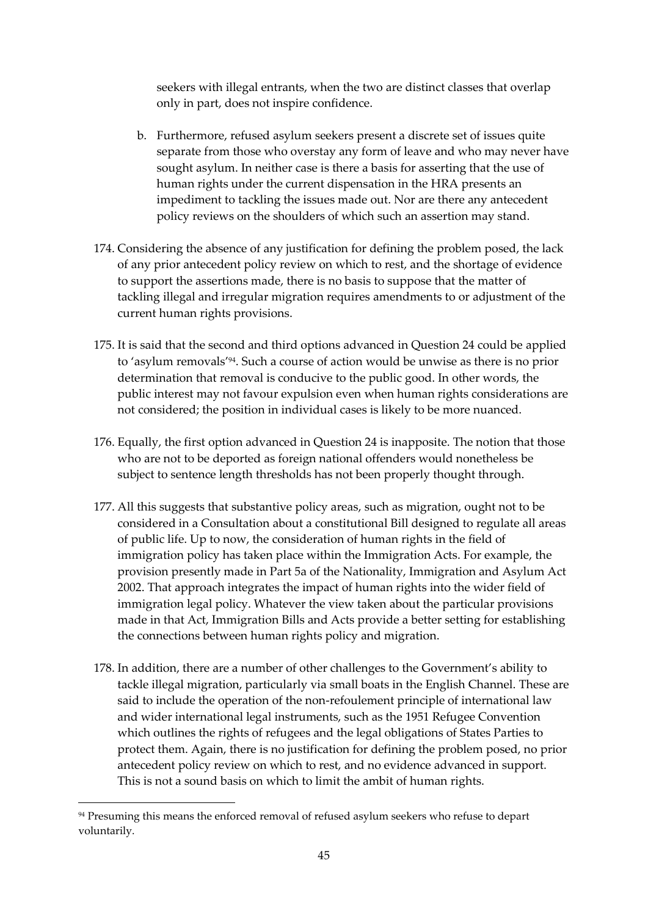seekers with illegal entrants, when the two are distinct classes that overlap only in part, does not inspire confidence.

b. Furthermore, refused asylum seekers present a discrete set of issues quite separate from those who overstay any form of leave and who may never have sought asylum. In neither case is there a basis for asserting that the use of human rights under the current dispensation in the HRA presents an impediment to tackling the issues made out. Nor are there any antecedent policy reviews on the shoulders of which such an assertion may stand.

174. Considering the absence of any justification for defining the problem posed, the lack of any prior antecedent policy review on which to rest, and the shortage of evidence to support the assertions made, there is no basis to suppose that the matter of tackling illegal and irregular migration requires amendments to or adjustment of the current human rights provisions.

175. It is said that the second and third options advanced in Question 24 could be applied to 'asylum removals'[94]. Such a course of action would be unwise as there is no prior determination that removal is conducive to the public good. In other words, the public interest may not favour expulsion even when human rights considerations are not considered; the position in individual cases is likely to be more nuanced.

176. Equally, the first option advanced in Question 24 is inapposite. The notion that those who are not to be deported as foreign national offenders would nonetheless be subject to sentence length thresholds has not been properly thought through.

177. All this suggests that substantive policy areas, such as migration, ought not to be considered in a Consultation about a constitutional Bill designed to regulate all areas of public life. Up to now, the consideration of human rights in the field of immigration policy has taken place within the Immigration Acts. For example, the provision presently made in Part 5a of the Nationality, Immigration and Asylum Act 2002. That approach integrates the impact of human rights into the wider field of immigration legal policy. Whatever the view taken about the particular provisions made in that Act, Immigration Bills and Acts provide a better setting for establishing the connections between human rights policy and migration.

178. In addition, there are a number of other challenges to the Government's ability to tackle illegal migration, particularly via small boats in the English Channel. These are said to include the operation of the non-refoulement principle of international law and wider international legal instruments, such as the 1951 Refugee Convention which outlines the rights of refugees and the legal obligations of States Parties to protect them. Again, there is no justification for defining the problem posed, no prior antecedent policy review on which to rest, and no evidence advanced in support. This is not a sound basis on which to limit the ambit of human rights.

[94] Presuming this means the enforced removal of refused asylum seekers who refuse to depart voluntarily.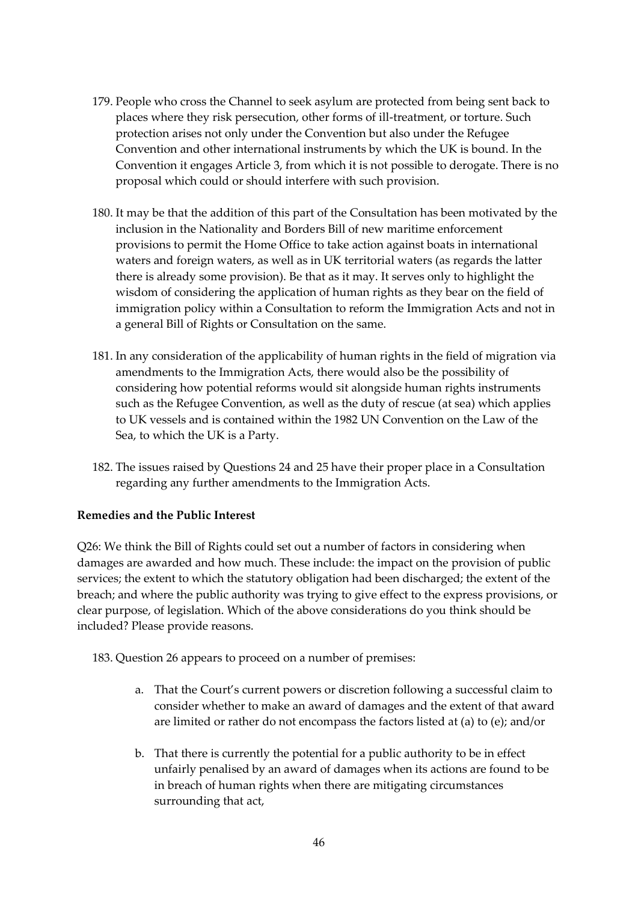179. People who cross the Channel to seek asylum are protected from being sent back to places where they risk persecution, other forms of ill-treatment, or torture. Such protection arises not only under the Convention but also under the Refugee Convention and other international instruments by which the UK is bound. In the Convention it engages Article 3, from which it is not possible to derogate. There is no proposal which could or should interfere with such provision.

180. It may be that the addition of this part of the Consultation has been motivated by the inclusion in the Nationality and Borders Bill of new maritime enforcement provisions to permit the Home Office to take action against boats in international waters and foreign waters, as well as in UK territorial waters (as regards the latter there is already some provision). Be that as it may. It serves only to highlight the wisdom of considering the application of human rights as they bear on the field of immigration policy within a Consultation to reform the Immigration Acts and not in a general Bill of Rights or Consultation on the same.

181. In any consideration of the applicability of human rights in the field of migration via amendments to the Immigration Acts, there would also be the possibility of considering how potential reforms would sit alongside human rights instruments such as the Refugee Convention, as well as the duty of rescue (at sea) which applies to UK vessels and is contained within the 1982 UN Convention on the Law of the Sea, to which the UK is a Party.

182. The issues raised by Questions 24 and 25 have their proper place in a Consultation regarding any further amendments to the Immigration Acts.

**Remedies and the Public Interest**

Q26: We think the Bill of Rights could set out a number of factors in considering when damages are awarded and how much. These include: the impact on the provision of public services; the extent to which the statutory obligation had been discharged; the extent of the breach; and where the public authority was trying to give effect to the express provisions, or clear purpose, of legislation. Which of the above considerations do you think should be included? Please provide reasons.

183. Question 26 appears to proceed on a number of premises:

   a. That the Court's current powers or discretion following a successful claim to consider whether to make an award of damages and the extent of that award are limited or rather do not encompass the factors listed at (a) to (e); and/or

   b. That there is currently the potential for a public authority to be in effect unfairly penalised by an award of damages when its actions are found to be in breach of human rights when there are mitigating circumstances surrounding that act,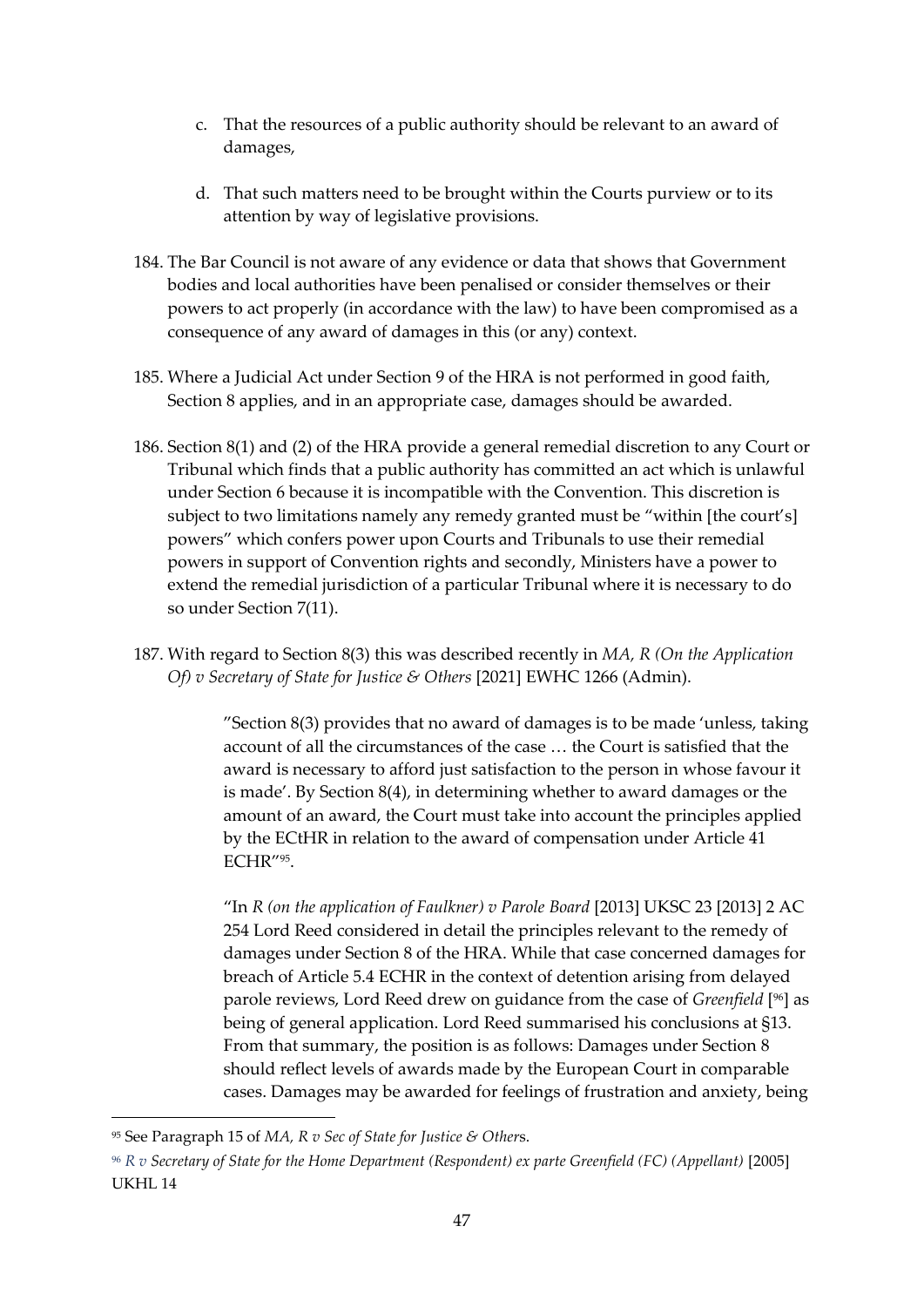c. That the resources of a public authority should be relevant to an award of damages,

d. That such matters need to be brought within the Courts purview or to its attention by way of legislative provisions.

184. The Bar Council is not aware of any evidence or data that shows that Government bodies and local authorities have been penalised or consider themselves or their powers to act properly (in accordance with the law) to have been compromised as a consequence of any award of damages in this (or any) context.

185. Where a Judicial Act under Section 9 of the HRA is not performed in good faith, Section 8 applies, and in an appropriate case, damages should be awarded.

186. Section 8(1) and (2) of the HRA provide a general remedial discretion to any Court or Tribunal which finds that a public authority has committed an act which is unlawful under Section 6 because it is incompatible with the Convention. This discretion is subject to two limitations namely any remedy granted must be "within [the court's] powers" which confers power upon Courts and Tribunals to use their remedial powers in support of Convention rights and secondly, Ministers have a power to extend the remedial jurisdiction of a particular Tribunal where it is necessary to do so under Section 7(11).

187. With regard to Section 8(3) this was described recently in *MA, R (On the Application Of) v Secretary of State for Justice & Others* [2021] EWHC 1266 (Admin).

> "Section 8(3) provides that no award of damages is to be made 'unless, taking account of all the circumstances of the case … the Court is satisfied that the award is necessary to afford just satisfaction to the person in whose favour it is made'. By Section 8(4), in determining whether to award damages or the amount of an award, the Court must take into account the principles applied by the ECtHR in relation to the award of compensation under Article 41 ECHR"[95].
>
> "In *R (on the application of Faulkner) v Parole Board* [2013] UKSC 23 [2013] 2 AC 254 Lord Reed considered in detail the principles relevant to the remedy of damages under Section 8 of the HRA. While that case concerned damages for breach of Article 5.4 ECHR in the context of detention arising from delayed parole reviews, Lord Reed drew on guidance from the case of *Greenfield* [[96]] as being of general application. Lord Reed summarised his conclusions at §13. From that summary, the position is as follows: Damages under Section 8 should reflect levels of awards made by the European Court in comparable cases. Damages may be awarded for feelings of frustration and anxiety, being

---

[95] See Paragraph 15 of *MA, R v Sec of State for Justice & Others*.

[96] *R v Secretary of State for the Home Department (Respondent) ex parte Greenfield (FC) (Appellant)* [2005] UKHL 14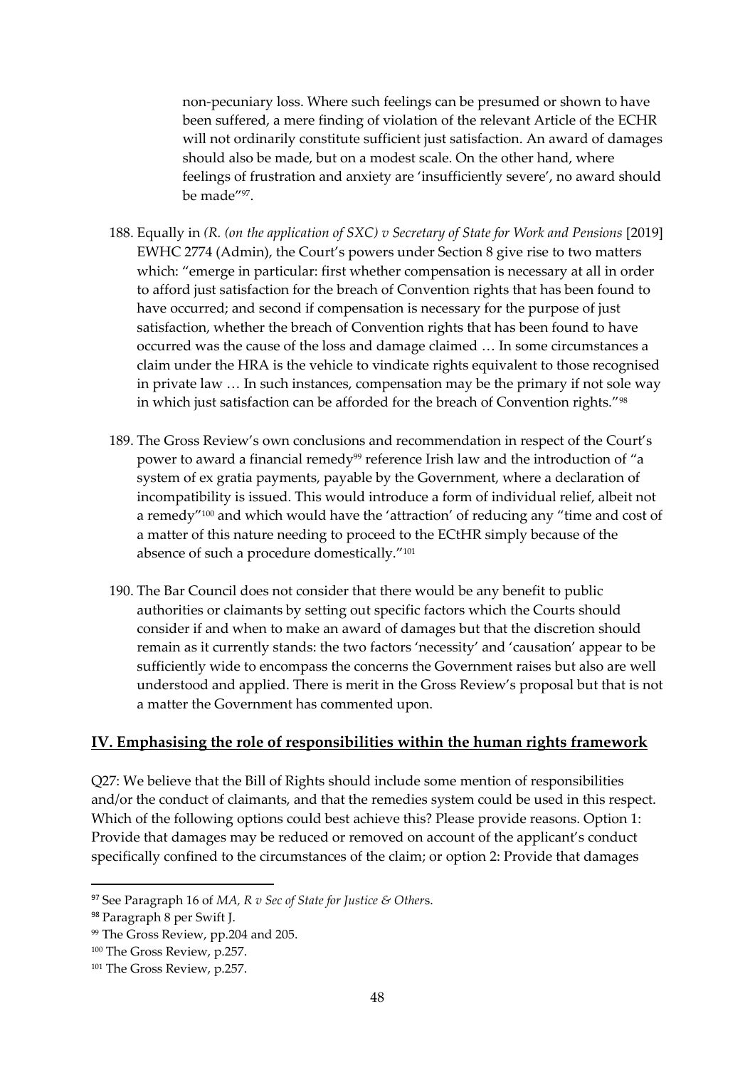non-pecuniary loss. Where such feelings can be presumed or shown to have been suffered, a mere finding of violation of the relevant Article of the ECHR will not ordinarily constitute sufficient just satisfaction. An award of damages should also be made, but on a modest scale. On the other hand, where feelings of frustration and anxiety are 'insufficiently severe', no award should be made"[97].

188. Equally in *(R. (on the application of SXC) v Secretary of State for Work and Pensions* [2019] EWHC 2774 (Admin), the Court's powers under Section 8 give rise to two matters which: "emerge in particular: first whether compensation is necessary at all in order to afford just satisfaction for the breach of Convention rights that has been found to have occurred; and second if compensation is necessary for the purpose of just satisfaction, whether the breach of Convention rights that has been found to have occurred was the cause of the loss and damage claimed … In some circumstances a claim under the HRA is the vehicle to vindicate rights equivalent to those recognised in private law … In such instances, compensation may be the primary if not sole way in which just satisfaction can be afforded for the breach of Convention rights."[98]

189. The Gross Review's own conclusions and recommendation in respect of the Court's power to award a financial remedy[99] reference Irish law and the introduction of "a system of ex gratia payments, payable by the Government, where a declaration of incompatibility is issued. This would introduce a form of individual relief, albeit not a remedy"[100] and which would have the 'attraction' of reducing any "time and cost of a matter of this nature needing to proceed to the ECtHR simply because of the absence of such a procedure domestically."[101]

190. The Bar Council does not consider that there would be any benefit to public authorities or claimants by setting out specific factors which the Courts should consider if and when to make an award of damages but that the discretion should remain as it currently stands: the two factors 'necessity' and 'causation' appear to be sufficiently wide to encompass the concerns the Government raises but also are well understood and applied. There is merit in the Gross Review's proposal but that is not a matter the Government has commented upon.

## **IV. Emphasising the role of responsibilities within the human rights framework**

Q27: We believe that the Bill of Rights should include some mention of responsibilities and/or the conduct of claimants, and that the remedies system could be used in this respect. Which of the following options could best achieve this? Please provide reasons. Option 1: Provide that damages may be reduced or removed on account of the applicant's conduct specifically confined to the circumstances of the claim; or option 2: Provide that damages

---

[97] See Paragraph 16 of *MA, R v Sec of State for Justice & Other*s.

[98] Paragraph 8 per Swift J.

[99] The Gross Review, pp.204 and 205.

[100] The Gross Review, p.257.

[101] The Gross Review, p.257.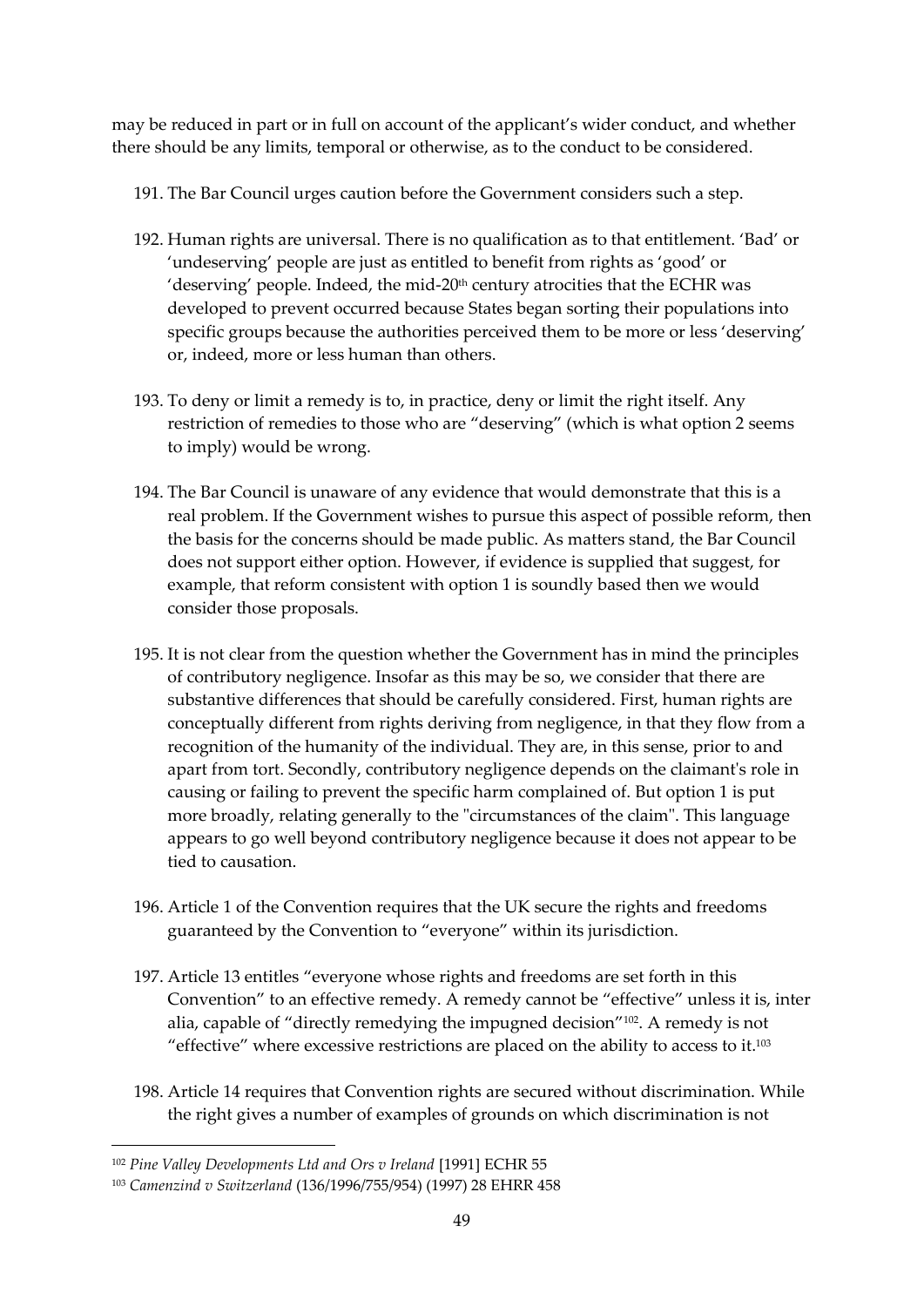may be reduced in part or in full on account of the applicant's wider conduct, and whether there should be any limits, temporal or otherwise, as to the conduct to be considered.

191. The Bar Council urges caution before the Government considers such a step.

192. Human rights are universal. There is no qualification as to that entitlement. 'Bad' or 'undeserving' people are just as entitled to benefit from rights as 'good' or 'deserving' people. Indeed, the mid-20th century atrocities that the ECHR was developed to prevent occurred because States began sorting their populations into specific groups because the authorities perceived them to be more or less 'deserving' or, indeed, more or less human than others.

193. To deny or limit a remedy is to, in practice, deny or limit the right itself. Any restriction of remedies to those who are "deserving" (which is what option 2 seems to imply) would be wrong.

194. The Bar Council is unaware of any evidence that would demonstrate that this is a real problem. If the Government wishes to pursue this aspect of possible reform, then the basis for the concerns should be made public. As matters stand, the Bar Council does not support either option. However, if evidence is supplied that suggest, for example, that reform consistent with option 1 is soundly based then we would consider those proposals.

195. It is not clear from the question whether the Government has in mind the principles of contributory negligence. Insofar as this may be so, we consider that there are substantive differences that should be carefully considered. First, human rights are conceptually different from rights deriving from negligence, in that they flow from a recognition of the humanity of the individual. They are, in this sense, prior to and apart from tort. Secondly, contributory negligence depends on the claimant's role in causing or failing to prevent the specific harm complained of. But option 1 is put more broadly, relating generally to the "circumstances of the claim". This language appears to go well beyond contributory negligence because it does not appear to be tied to causation.

196. Article 1 of the Convention requires that the UK secure the rights and freedoms guaranteed by the Convention to "everyone" within its jurisdiction.

197. Article 13 entitles "everyone whose rights and freedoms are set forth in this Convention" to an effective remedy. A remedy cannot be "effective" unless it is, inter alia, capable of "directly remedying the impugned decision"[102]. A remedy is not "effective" where excessive restrictions are placed on the ability to access to it.[103]

198. Article 14 requires that Convention rights are secured without discrimination. While the right gives a number of examples of grounds on which discrimination is not

[102] *Pine Valley Developments Ltd and Ors v Ireland* [1991] ECHR 55

[103] *Camenzind v Switzerland* (136/1996/755/954) (1997) 28 EHRR 458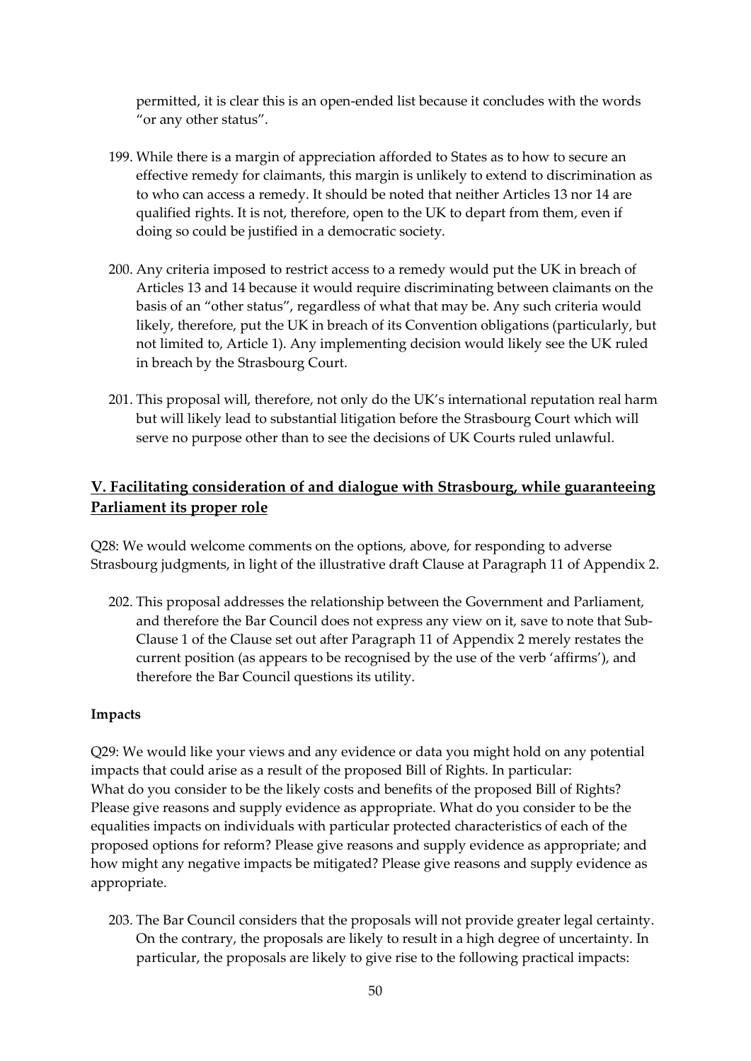permitted, it is clear this is an open-ended list because it concludes with the words "or any other status".

199. While there is a margin of appreciation afforded to States as to how to secure an effective remedy for claimants, this margin is unlikely to extend to discrimination as to who can access a remedy. It should be noted that neither Articles 13 nor 14 are qualified rights. It is not, therefore, open to the UK to depart from them, even if doing so could be justified in a democratic society.

200. Any criteria imposed to restrict access to a remedy would put the UK in breach of Articles 13 and 14 because it would require discriminating between claimants on the basis of an "other status", regardless of what that may be. Any such criteria would likely, therefore, put the UK in breach of its Convention obligations (particularly, but not limited to, Article 1). Any implementing decision would likely see the UK ruled in breach by the Strasbourg Court.

201. This proposal will, therefore, not only do the UK's international reputation real harm but will likely lead to substantial litigation before the Strasbourg Court which will serve no purpose other than to see the decisions of UK Courts ruled unlawful.

## V. Facilitating consideration of and dialogue with Strasbourg, while guaranteeing Parliament its proper role

Q28: We would welcome comments on the options, above, for responding to adverse Strasbourg judgments, in light of the illustrative draft Clause at Paragraph 11 of Appendix 2.

202. This proposal addresses the relationship between the Government and Parliament, and therefore the Bar Council does not express any view on it, save to note that Sub-Clause 1 of the Clause set out after Paragraph 11 of Appendix 2 merely restates the current position (as appears to be recognised by the use of the verb 'affirms'), and therefore the Bar Council questions its utility.

**Impacts**

Q29: We would like your views and any evidence or data you might hold on any potential impacts that could arise as a result of the proposed Bill of Rights. In particular: What do you consider to be the likely costs and benefits of the proposed Bill of Rights? Please give reasons and supply evidence as appropriate. What do you consider to be the equalities impacts on individuals with particular protected characteristics of each of the proposed options for reform? Please give reasons and supply evidence as appropriate; and how might any negative impacts be mitigated? Please give reasons and supply evidence as appropriate.

203. The Bar Council considers that the proposals will not provide greater legal certainty. On the contrary, the proposals are likely to result in a high degree of uncertainty. In particular, the proposals are likely to give rise to the following practical impacts: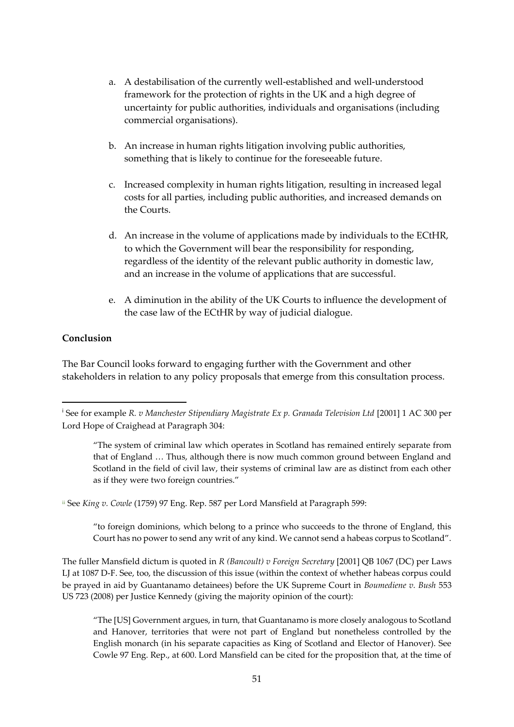a. A destabilisation of the currently well-established and well-understood framework for the protection of rights in the UK and a high degree of uncertainty for public authorities, individuals and organisations (including commercial organisations).

b. An increase in human rights litigation involving public authorities, something that is likely to continue for the foreseeable future.

c. Increased complexity in human rights litigation, resulting in increased legal costs for all parties, including public authorities, and increased demands on the Courts.

d. An increase in the volume of applications made by individuals to the ECtHR, to which the Government will bear the responsibility for responding, regardless of the identity of the relevant public authority in domestic law, and an increase in the volume of applications that are successful.

e. A diminution in the ability of the UK Courts to influence the development of the case law of the ECtHR by way of judicial dialogue.

**Conclusion**

The Bar Council looks forward to engaging further with the Government and other stakeholders in relation to any policy proposals that emerge from this consultation process.

---

[i] See for example *R. v Manchester Stipendiary Magistrate Ex p. Granada Television Ltd* [2001] 1 AC 300 per Lord Hope of Craighead at Paragraph 304:

> "The system of criminal law which operates in Scotland has remained entirely separate from that of England … Thus, although there is now much common ground between England and Scotland in the field of civil law, their systems of criminal law are as distinct from each other as if they were two foreign countries."

[ii] See *King v. Cowle* (1759) 97 Eng. Rep. 587 per Lord Mansfield at Paragraph 599:

> "to foreign dominions, which belong to a prince who succeeds to the throne of England, this Court has no power to send any writ of any kind. We cannot send a habeas corpus to Scotland".

The fuller Mansfield dictum is quoted in *R (Bancoult) v Foreign Secretary* [2001] QB 1067 (DC) per Laws LJ at 1087 D-F. See, too, the discussion of this issue (within the context of whether habeas corpus could be prayed in aid by Guantanamo detainees) before the UK Supreme Court in *Boumediene v. Bush* 553 US 723 (2008) per Justice Kennedy (giving the majority opinion of the court):

> "The [US] Government argues, in turn, that Guantanamo is more closely analogous to Scotland and Hanover, territories that were not part of England but nonetheless controlled by the English monarch (in his separate capacities as King of Scotland and Elector of Hanover). See Cowle 97 Eng. Rep., at 600. Lord Mansfield can be cited for the proposition that, at the time of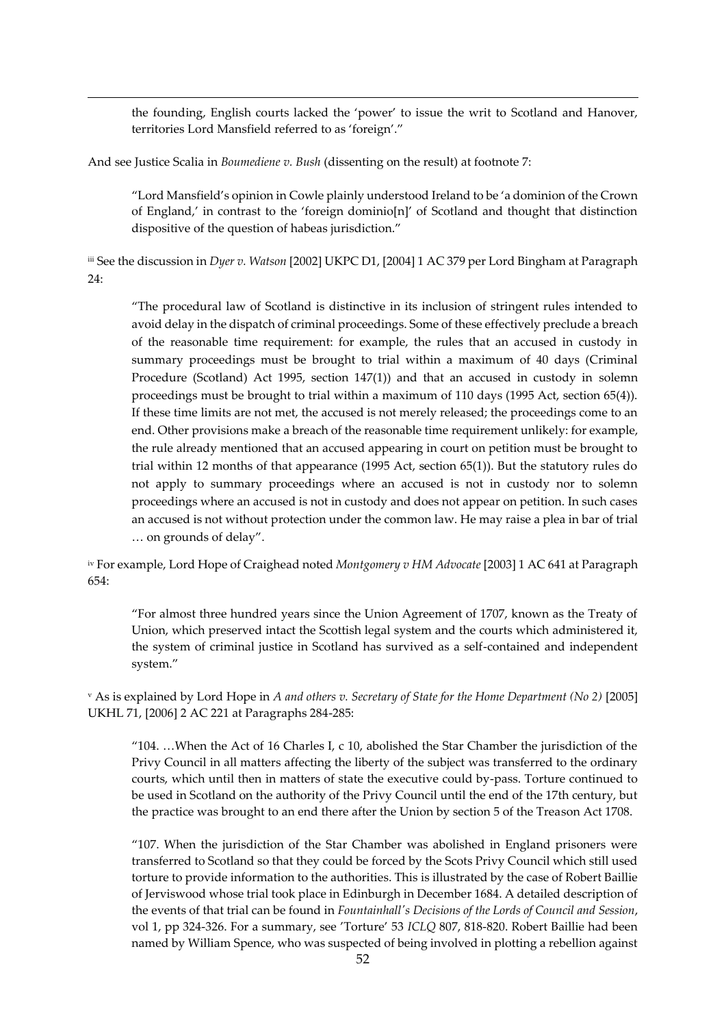the founding, English courts lacked the 'power' to issue the writ to Scotland and Hanover, territories Lord Mansfield referred to as 'foreign'."

And see Justice Scalia in *Boumediene v. Bush* (dissenting on the result) at footnote 7:

> "Lord Mansfield's opinion in Cowle plainly understood Ireland to be 'a dominion of the Crown of England,' in contrast to the 'foreign dominio[n]' of Scotland and thought that distinction dispositive of the question of habeas jurisdiction."

[iii] See the discussion in *Dyer v. Watson* [2002] UKPC D1, [2004] 1 AC 379 per Lord Bingham at Paragraph 24:

> "The procedural law of Scotland is distinctive in its inclusion of stringent rules intended to avoid delay in the dispatch of criminal proceedings. Some of these effectively preclude a breach of the reasonable time requirement: for example, the rules that an accused in custody in summary proceedings must be brought to trial within a maximum of 40 days (Criminal Procedure (Scotland) Act 1995, section 147(1)) and that an accused in custody in solemn proceedings must be brought to trial within a maximum of 110 days (1995 Act, section 65(4)). If these time limits are not met, the accused is not merely released; the proceedings come to an end. Other provisions make a breach of the reasonable time requirement unlikely: for example, the rule already mentioned that an accused appearing in court on petition must be brought to trial within 12 months of that appearance (1995 Act, section 65(1)). But the statutory rules do not apply to summary proceedings where an accused is not in custody nor to solemn proceedings where an accused is not in custody and does not appear on petition. In such cases an accused is not without protection under the common law. He may raise a plea in bar of trial … on grounds of delay".

[iv] For example, Lord Hope of Craighead noted *Montgomery v HM Advocate* [2003] 1 AC 641 at Paragraph 654:

> "For almost three hundred years since the Union Agreement of 1707, known as the Treaty of Union, which preserved intact the Scottish legal system and the courts which administered it, the system of criminal justice in Scotland has survived as a self-contained and independent system."

[v] As is explained by Lord Hope in *A and others v. Secretary of State for the Home Department (No 2)* [2005] UKHL 71, [2006] 2 AC 221 at Paragraphs 284-285:

> "104. …When the Act of 16 Charles I, c 10, abolished the Star Chamber the jurisdiction of the Privy Council in all matters affecting the liberty of the subject was transferred to the ordinary courts, which until then in matters of state the executive could by-pass. Torture continued to be used in Scotland on the authority of the Privy Council until the end of the 17th century, but the practice was brought to an end there after the Union by section 5 of the Treason Act 1708.
>
> "107. When the jurisdiction of the Star Chamber was abolished in England prisoners were transferred to Scotland so that they could be forced by the Scots Privy Council which still used torture to provide information to the authorities. This is illustrated by the case of Robert Baillie of Jerviswood whose trial took place in Edinburgh in December 1684. A detailed description of the events of that trial can be found in *Fountainhall's Decisions of the Lords of Council and Session*, vol 1, pp 324-326. For a summary, see 'Torture' 53 *ICLQ* 807, 818-820. Robert Baillie had been named by William Spence, who was suspected of being involved in plotting a rebellion against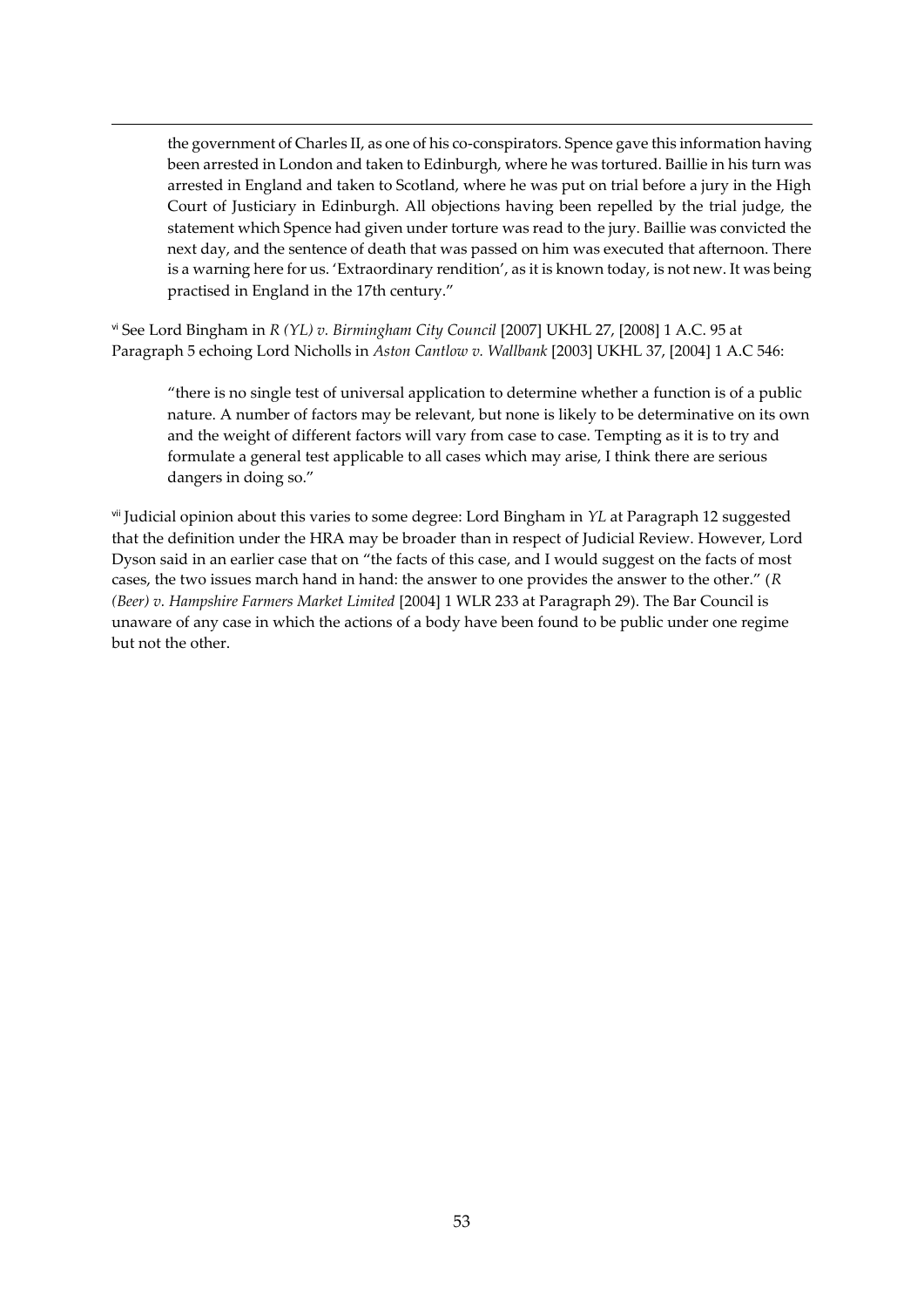> the government of Charles II, as one of his co-conspirators. Spence gave this information having been arrested in London and taken to Edinburgh, where he was tortured. Baillie in his turn was arrested in England and taken to Scotland, where he was put on trial before a jury in the High Court of Justiciary in Edinburgh. All objections having been repelled by the trial judge, the statement which Spence had given under torture was read to the jury. Baillie was convicted the next day, and the sentence of death that was passed on him was executed that afternoon. There is a warning here for us. 'Extraordinary rendition', as it is known today, is not new. It was being practised in England in the 17th century."

[vi] See Lord Bingham in *R (YL) v. Birmingham City Council* [2007] UKHL 27, [2008] 1 A.C. 95 at Paragraph 5 echoing Lord Nicholls in *Aston Cantlow v. Wallbank* [2003] UKHL 37, [2004] 1 A.C 546:

> "there is no single test of universal application to determine whether a function is of a public nature. A number of factors may be relevant, but none is likely to be determinative on its own and the weight of different factors will vary from case to case. Tempting as it is to try and formulate a general test applicable to all cases which may arise, I think there are serious dangers in doing so."

[vii] Judicial opinion about this varies to some degree: Lord Bingham in *YL* at Paragraph 12 suggested that the definition under the HRA may be broader than in respect of Judicial Review. However, Lord Dyson said in an earlier case that on "the facts of this case, and I would suggest on the facts of most cases, the two issues march hand in hand: the answer to one provides the answer to the other." (*R (Beer) v. Hampshire Farmers Market Limited* [2004] 1 WLR 233 at Paragraph 29). The Bar Council is unaware of any case in which the actions of a body have been found to be public under one regime but not the other.